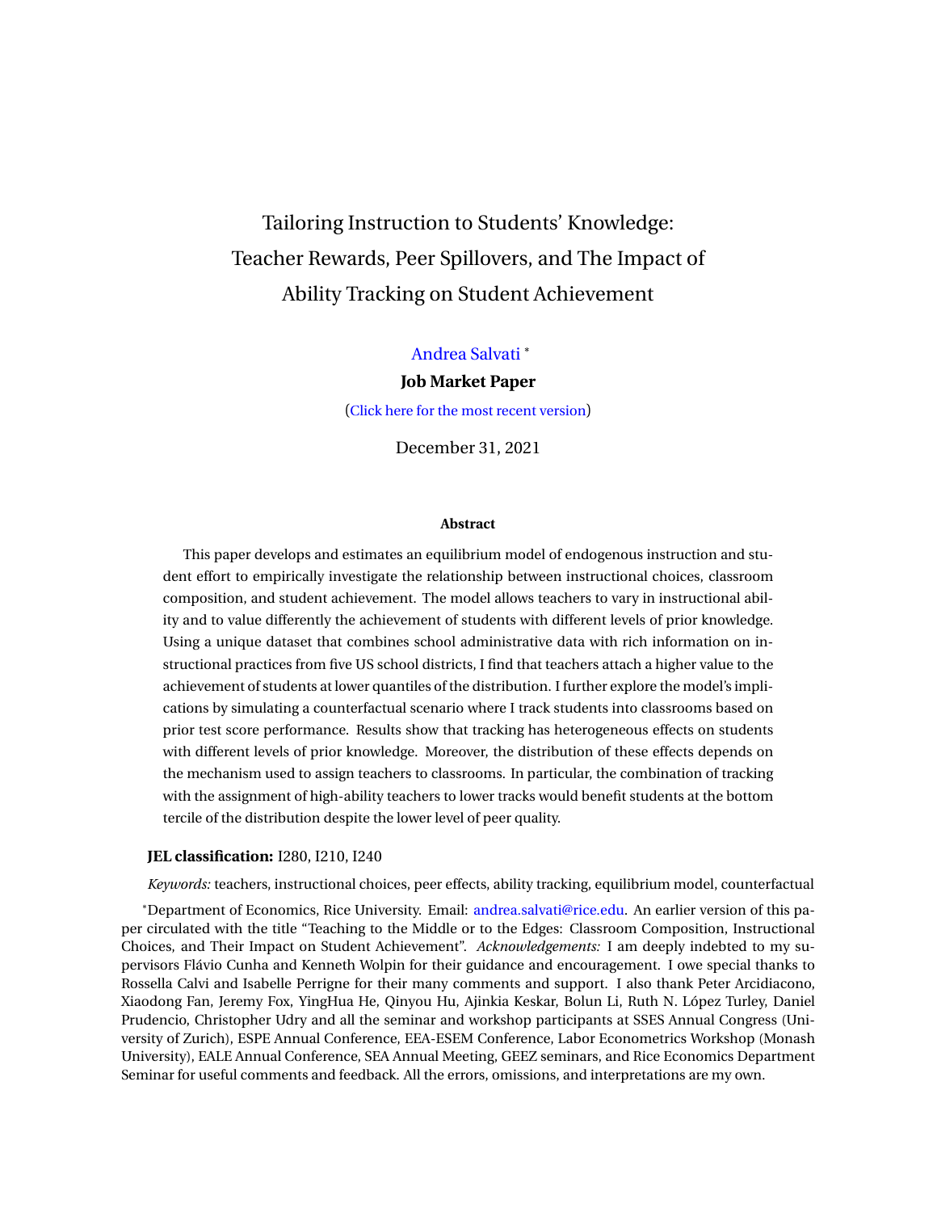# Tailoring Instruction to Students' Knowledge: Teacher Rewards, Peer Spillovers, and The Impact of Ability Tracking on Student Achievement

Andrea Salvati [*]

**Job Market Paper**

(Click here for the most recent version)

December 31, 2021

### Abstract

This paper develops and estimates an equilibrium model of endogenous instruction and student effort to empirically investigate the relationship between instructional choices, classroom composition, and student achievement. The model allows teachers to vary in instructional ability and to value differently the achievement of students with different levels of prior knowledge. Using a unique dataset that combines school administrative data with rich information on instructional practices from five US school districts, I find that teachers attach a higher value to the achievement of students at lower quantiles of the distribution. I further explore the model's implications by simulating a counterfactual scenario where I track students into classrooms based on prior test score performance. Results show that tracking has heterogeneous effects on students with different levels of prior knowledge. Moreover, the distribution of these effects depends on the mechanism used to assign teachers to classrooms. In particular, the combination of tracking with the assignment of high-ability teachers to lower tracks would benefit students at the bottom tercile of the distribution despite the lower level of peer quality.

**JEL classification:** I280, I210, I240

*Keywords:* teachers, instructional choices, peer effects, ability tracking, equilibrium model, counterfactual

[*] Department of Economics, Rice University. Email: andrea.salvati@rice.edu. An earlier version of this paper circulated with the title "Teaching to the Middle or to the Edges: Classroom Composition, Instructional Choices, and Their Impact on Student Achievement". *Acknowledgements:* I am deeply indebted to my supervisors Flávio Cunha and Kenneth Wolpin for their guidance and encouragement. I owe special thanks to Rossella Calvi and Isabelle Perrigne for their many comments and support. I also thank Peter Arcidiacono, Xiaodong Fan, Jeremy Fox, YingHua He, Qinyou Hu, Ajinkia Keskar, Bolun Li, Ruth N. López Turley, Daniel Prudencio, Christopher Udry and all the seminar and workshop participants at SSES Annual Congress (University of Zurich), ESPE Annual Conference, EEA-ESEM Conference, Labor Econometrics Workshop (Monash University), EALE Annual Conference, SEA Annual Meeting, GEEZ seminars, and Rice Economics Department Seminar for useful comments and feedback. All the errors, omissions, and interpretations are my own.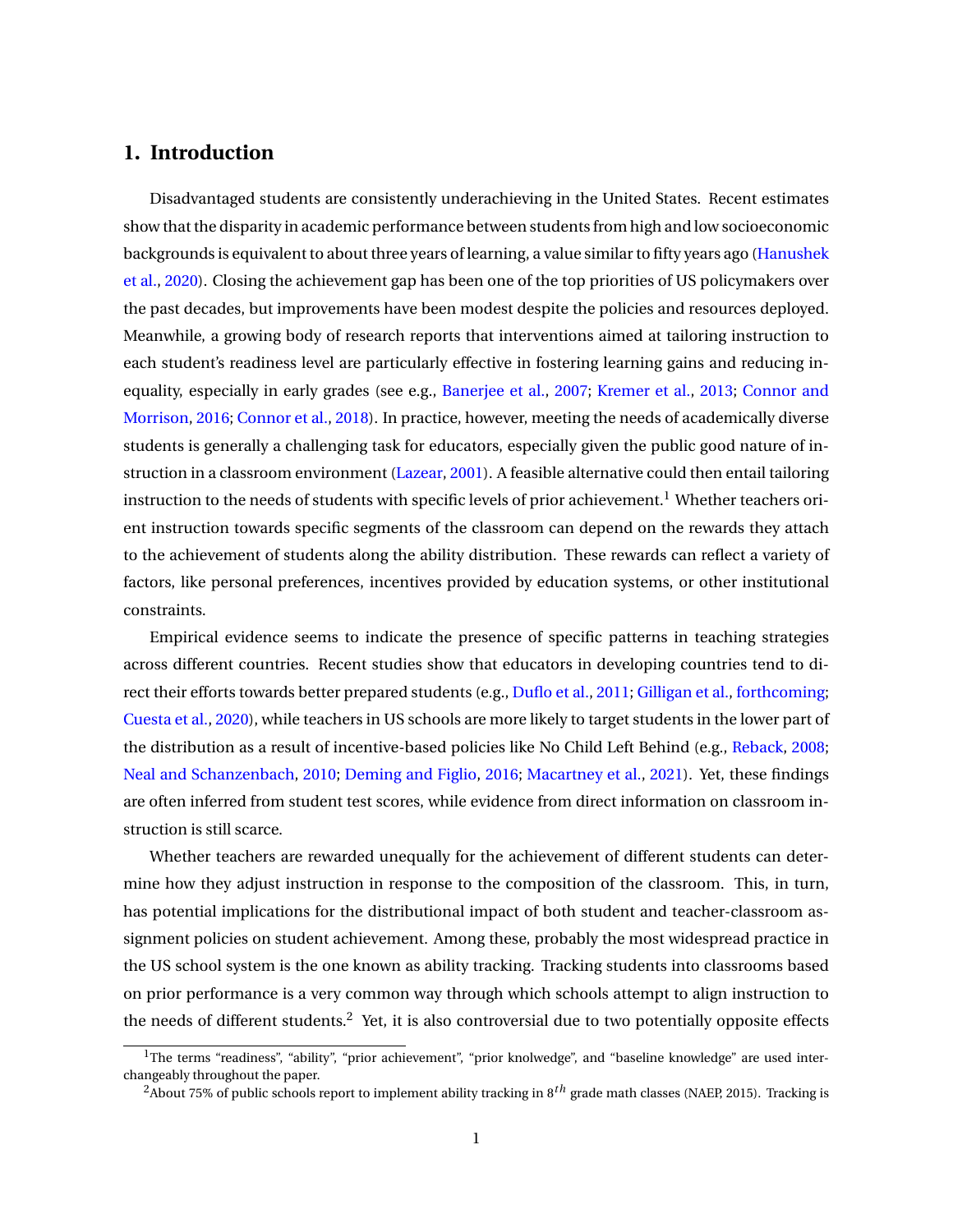# 1. Introduction

Disadvantaged students are consistently underachieving in the United States. Recent estimates show that the disparity in academic performance between students from high and low socioeconomic backgrounds is equivalent to about three years of learning, a value similar to fifty years ago (Hanushek et al., 2020). Closing the achievement gap has been one of the top priorities of US policymakers over the past decades, but improvements have been modest despite the policies and resources deployed. Meanwhile, a growing body of research reports that interventions aimed at tailoring instruction to each student's readiness level are particularly effective in fostering learning gains and reducing inequality, especially in early grades (see e.g., Banerjee et al., 2007; Kremer et al., 2013; Connor and Morrison, 2016; Connor et al., 2018). In practice, however, meeting the needs of academically diverse students is generally a challenging task for educators, especially given the public good nature of instruction in a classroom environment (Lazear, 2001). A feasible alternative could then entail tailoring instruction to the needs of students with specific levels of prior achievement.[1] Whether teachers orient instruction towards specific segments of the classroom can depend on the rewards they attach to the achievement of students along the ability distribution. These rewards can reflect a variety of factors, like personal preferences, incentives provided by education systems, or other institutional constraints.

Empirical evidence seems to indicate the presence of specific patterns in teaching strategies across different countries. Recent studies show that educators in developing countries tend to direct their efforts towards better prepared students (e.g., Duflo et al., 2011; Gilligan et al., forthcoming; Cuesta et al., 2020), while teachers in US schools are more likely to target students in the lower part of the distribution as a result of incentive-based policies like No Child Left Behind (e.g., Reback, 2008; Neal and Schanzenbach, 2010; Deming and Figlio, 2016; Macartney et al., 2021). Yet, these findings are often inferred from student test scores, while evidence from direct information on classroom instruction is still scarce.

Whether teachers are rewarded unequally for the achievement of different students can determine how they adjust instruction in response to the composition of the classroom. This, in turn, has potential implications for the distributional impact of both student and teacher-classroom assignment policies on student achievement. Among these, probably the most widespread practice in the US school system is the one known as ability tracking. Tracking students into classrooms based on prior performance is a very common way through which schools attempt to align instruction to the needs of different students.[2] Yet, it is also controversial due to two potentially opposite effects

[1] The terms "readiness", "ability", "prior achievement", "prior knolwedge", and "baseline knowledge" are used interchangeably throughout the paper.

[2] About 75% of public schools report to implement ability tracking in $8^{th}$ grade math classes (NAEP, 2015). Tracking is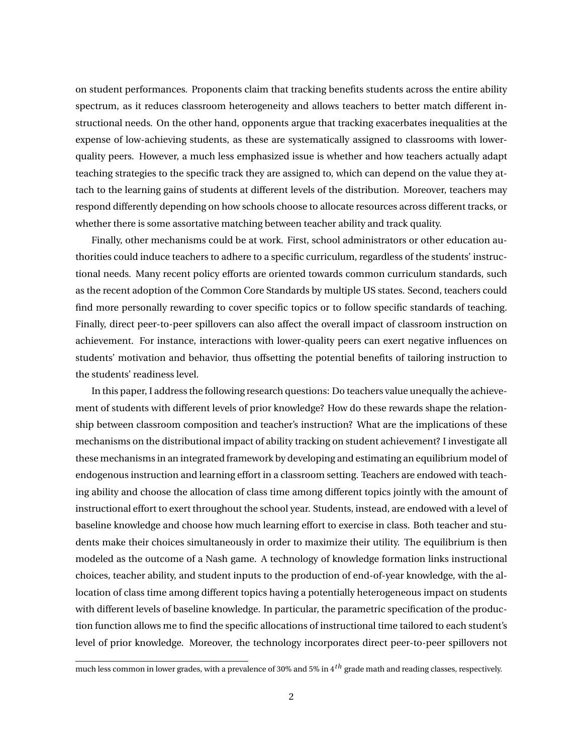on student performances. Proponents claim that tracking benefits students across the entire ability spectrum, as it reduces classroom heterogeneity and allows teachers to better match different instructional needs. On the other hand, opponents argue that tracking exacerbates inequalities at the expense of low-achieving students, as these are systematically assigned to classrooms with lower-quality peers. However, a much less emphasized issue is whether and how teachers actually adapt teaching strategies to the specific track they are assigned to, which can depend on the value they attach to the learning gains of students at different levels of the distribution. Moreover, teachers may respond differently depending on how schools choose to allocate resources across different tracks, or whether there is some assortative matching between teacher ability and track quality.

Finally, other mechanisms could be at work. First, school administrators or other education authorities could induce teachers to adhere to a specific curriculum, regardless of the students' instructional needs. Many recent policy efforts are oriented towards common curriculum standards, such as the recent adoption of the Common Core Standards by multiple US states. Second, teachers could find more personally rewarding to cover specific topics or to follow specific standards of teaching. Finally, direct peer-to-peer spillovers can also affect the overall impact of classroom instruction on achievement. For instance, interactions with lower-quality peers can exert negative influences on students' motivation and behavior, thus offsetting the potential benefits of tailoring instruction to the students' readiness level.

In this paper, I address the following research questions: Do teachers value unequally the achievement of students with different levels of prior knowledge? How do these rewards shape the relationship between classroom composition and teacher's instruction? What are the implications of these mechanisms on the distributional impact of ability tracking on student achievement? I investigate all these mechanisms in an integrated framework by developing and estimating an equilibrium model of endogenous instruction and learning effort in a classroom setting. Teachers are endowed with teaching ability and choose the allocation of class time among different topics jointly with the amount of instructional effort to exert throughout the school year. Students, instead, are endowed with a level of baseline knowledge and choose how much learning effort to exercise in class. Both teacher and students make their choices simultaneously in order to maximize their utility. The equilibrium is then modeled as the outcome of a Nash game. A technology of knowledge formation links instructional choices, teacher ability, and student inputs to the production of end-of-year knowledge, with the allocation of class time among different topics having a potentially heterogeneous impact on students with different levels of baseline knowledge. In particular, the parametric specification of the production function allows me to find the specific allocations of instructional time tailored to each student's level of prior knowledge. Moreover, the technology incorporates direct peer-to-peer spillovers not

much less common in lower grades, with a prevalence of 30% and 5% in $4^{th}$ grade math and reading classes, respectively.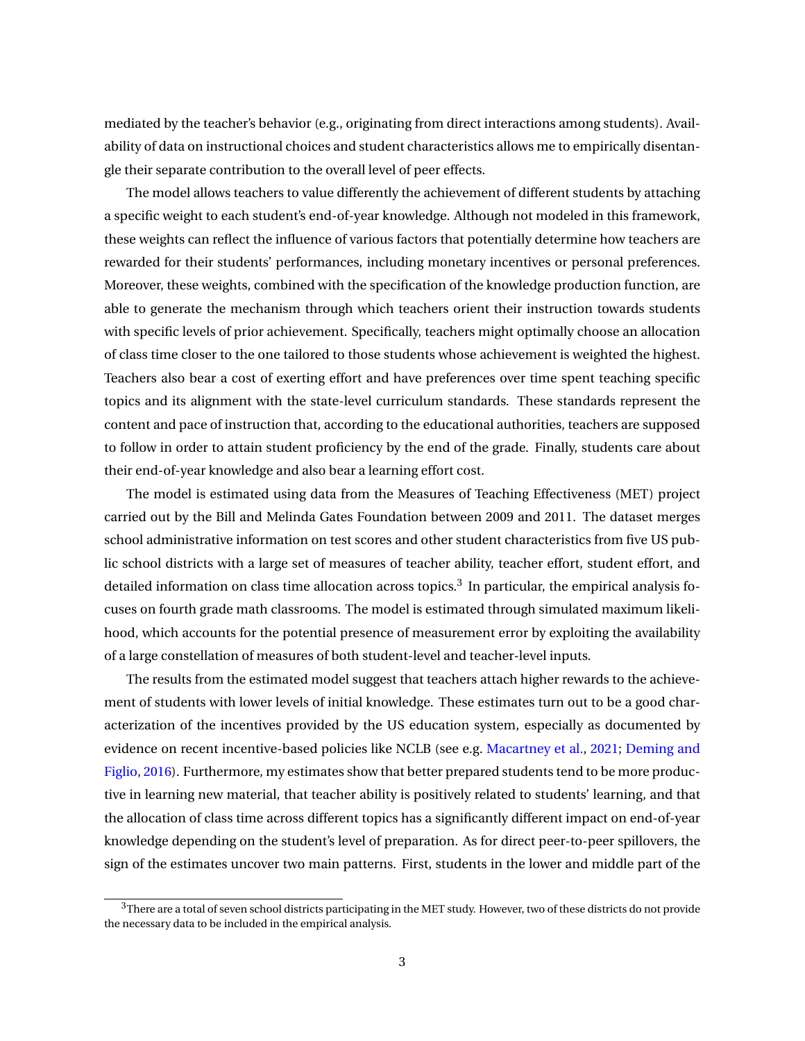mediated by the teacher's behavior (e.g., originating from direct interactions among students). Availability of data on instructional choices and student characteristics allows me to empirically disentangle their separate contribution to the overall level of peer effects.

The model allows teachers to value differently the achievement of different students by attaching a specific weight to each student's end-of-year knowledge. Although not modeled in this framework, these weights can reflect the influence of various factors that potentially determine how teachers are rewarded for their students' performances, including monetary incentives or personal preferences. Moreover, these weights, combined with the specification of the knowledge production function, are able to generate the mechanism through which teachers orient their instruction towards students with specific levels of prior achievement. Specifically, teachers might optimally choose an allocation of class time closer to the one tailored to those students whose achievement is weighted the highest. Teachers also bear a cost of exerting effort and have preferences over time spent teaching specific topics and its alignment with the state-level curriculum standards. These standards represent the content and pace of instruction that, according to the educational authorities, teachers are supposed to follow in order to attain student proficiency by the end of the grade. Finally, students care about their end-of-year knowledge and also bear a learning effort cost.

The model is estimated using data from the Measures of Teaching Effectiveness (MET) project carried out by the Bill and Melinda Gates Foundation between 2009 and 2011. The dataset merges school administrative information on test scores and other student characteristics from five US public school districts with a large set of measures of teacher ability, teacher effort, student effort, and detailed information on class time allocation across topics.[3] In particular, the empirical analysis focuses on fourth grade math classrooms. The model is estimated through simulated maximum likelihood, which accounts for the potential presence of measurement error by exploiting the availability of a large constellation of measures of both student-level and teacher-level inputs.

The results from the estimated model suggest that teachers attach higher rewards to the achievement of students with lower levels of initial knowledge. These estimates turn out to be a good characterization of the incentives provided by the US education system, especially as documented by evidence on recent incentive-based policies like NCLB (see e.g. Macartney et al., 2021; Deming and Figlio, 2016). Furthermore, my estimates show that better prepared students tend to be more productive in learning new material, that teacher ability is positively related to students' learning, and that the allocation of class time across different topics has a significantly different impact on end-of-year knowledge depending on the student's level of preparation. As for direct peer-to-peer spillovers, the sign of the estimates uncover two main patterns. First, students in the lower and middle part of the

[3] There are a total of seven school districts participating in the MET study. However, two of these districts do not provide the necessary data to be included in the empirical analysis.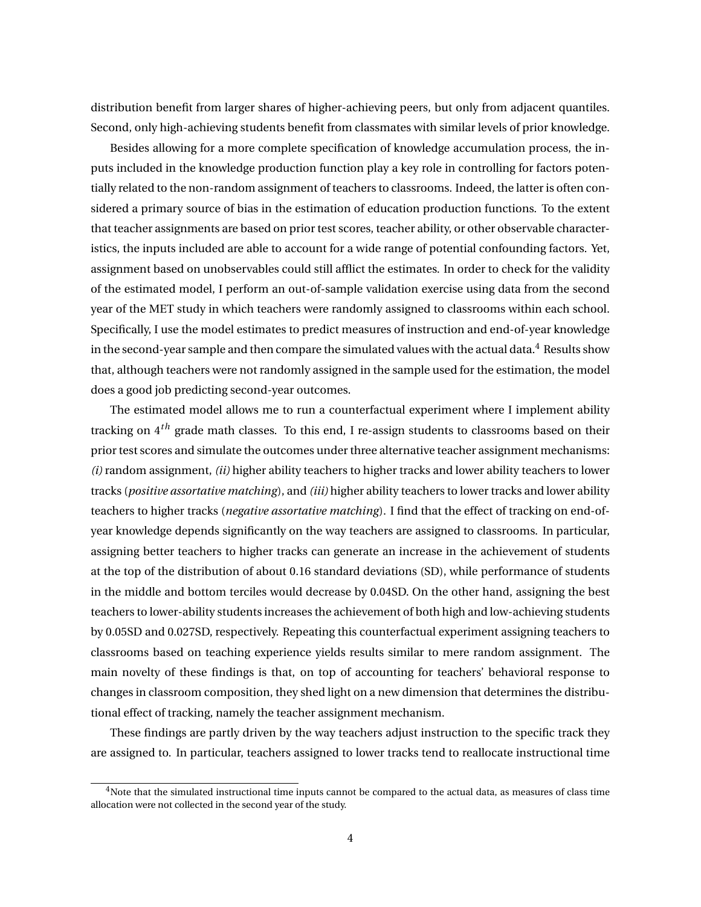distribution benefit from larger shares of higher-achieving peers, but only from adjacent quantiles. Second, only high-achieving students benefit from classmates with similar levels of prior knowledge.

Besides allowing for a more complete specification of knowledge accumulation process, the inputs included in the knowledge production function play a key role in controlling for factors potentially related to the non-random assignment of teachers to classrooms. Indeed, the latter is often considered a primary source of bias in the estimation of education production functions. To the extent that teacher assignments are based on prior test scores, teacher ability, or other observable characteristics, the inputs included are able to account for a wide range of potential confounding factors. Yet, assignment based on unobservables could still afflict the estimates. In order to check for the validity of the estimated model, I perform an out-of-sample validation exercise using data from the second year of the MET study in which teachers were randomly assigned to classrooms within each school. Specifically, I use the model estimates to predict measures of instruction and end-of-year knowledge in the second-year sample and then compare the simulated values with the actual data.[4] Results show that, although teachers were not randomly assigned in the sample used for the estimation, the model does a good job predicting second-year outcomes.

The estimated model allows me to run a counterfactual experiment where I implement ability tracking on $4^{th}$ grade math classes. To this end, I re-assign students to classrooms based on their prior test scores and simulate the outcomes under three alternative teacher assignment mechanisms: *(i)* random assignment, *(ii)* higher ability teachers to higher tracks and lower ability teachers to lower tracks (*positive assortative matching*), and *(iii)* higher ability teachers to lower tracks and lower ability teachers to higher tracks (*negative assortative matching*). I find that the effect of tracking on end-of-year knowledge depends significantly on the way teachers are assigned to classrooms. In particular, assigning better teachers to higher tracks can generate an increase in the achievement of students at the top of the distribution of about 0.16 standard deviations (SD), while performance of students in the middle and bottom terciles would decrease by 0.04SD. On the other hand, assigning the best teachers to lower-ability students increases the achievement of both high and low-achieving students by 0.05SD and 0.027SD, respectively. Repeating this counterfactual experiment assigning teachers to classrooms based on teaching experience yields results similar to mere random assignment. The main novelty of these findings is that, on top of accounting for teachers' behavioral response to changes in classroom composition, they shed light on a new dimension that determines the distributional effect of tracking, namely the teacher assignment mechanism.

These findings are partly driven by the way teachers adjust instruction to the specific track they are assigned to. In particular, teachers assigned to lower tracks tend to reallocate instructional time

[4] Note that the simulated instructional time inputs cannot be compared to the actual data, as measures of class time allocation were not collected in the second year of the study.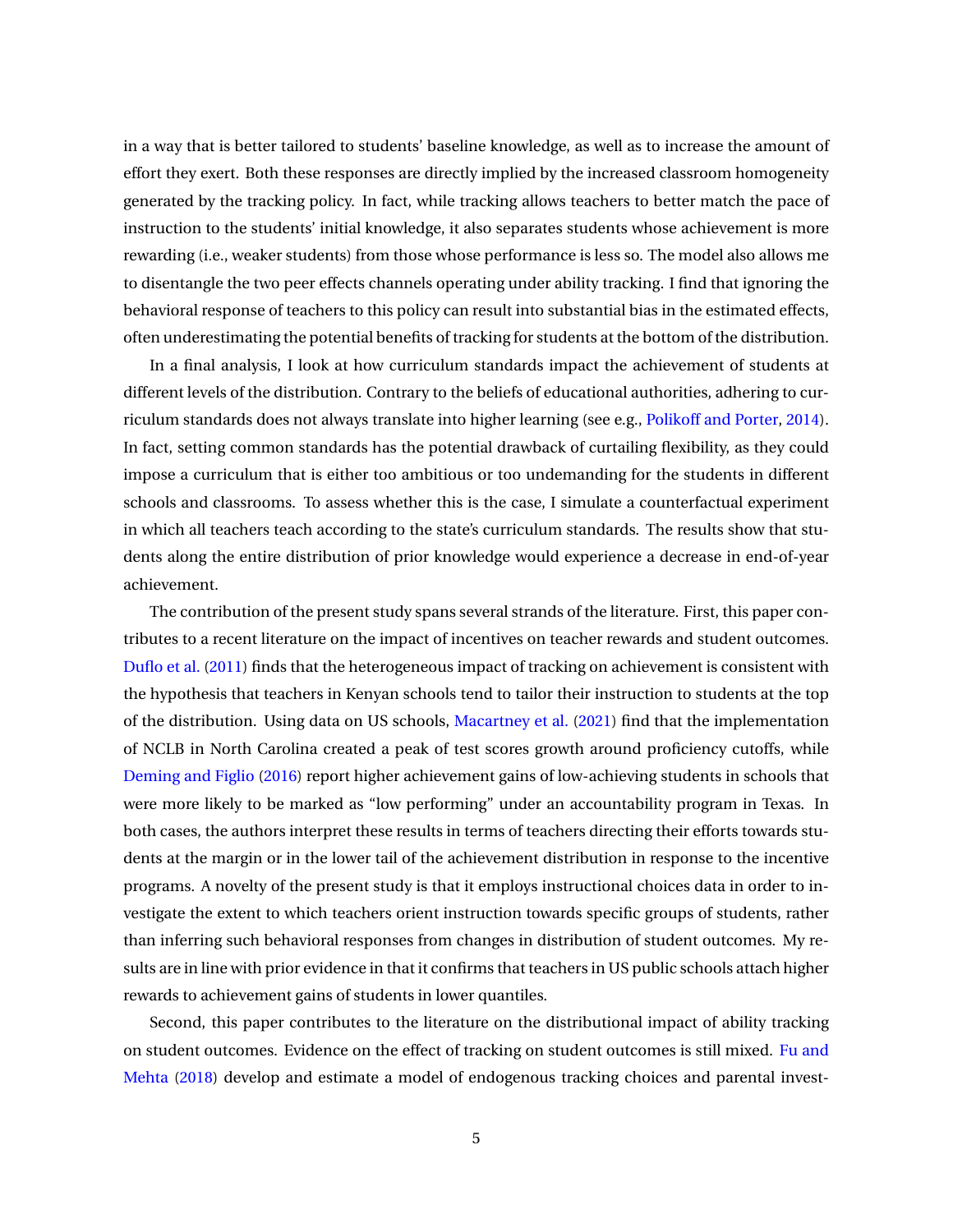in a way that is better tailored to students' baseline knowledge, as well as to increase the amount of effort they exert. Both these responses are directly implied by the increased classroom homogeneity generated by the tracking policy. In fact, while tracking allows teachers to better match the pace of instruction to the students' initial knowledge, it also separates students whose achievement is more rewarding (i.e., weaker students) from those whose performance is less so. The model also allows me to disentangle the two peer effects channels operating under ability tracking. I find that ignoring the behavioral response of teachers to this policy can result into substantial bias in the estimated effects, often underestimating the potential benefits of tracking for students at the bottom of the distribution.

In a final analysis, I look at how curriculum standards impact the achievement of students at different levels of the distribution. Contrary to the beliefs of educational authorities, adhering to curriculum standards does not always translate into higher learning (see e.g., Polikoff and Porter, 2014). In fact, setting common standards has the potential drawback of curtailing flexibility, as they could impose a curriculum that is either too ambitious or too undemanding for the students in different schools and classrooms. To assess whether this is the case, I simulate a counterfactual experiment in which all teachers teach according to the state's curriculum standards. The results show that students along the entire distribution of prior knowledge would experience a decrease in end-of-year achievement.

The contribution of the present study spans several strands of the literature. First, this paper contributes to a recent literature on the impact of incentives on teacher rewards and student outcomes. Duflo et al. (2011) finds that the heterogeneous impact of tracking on achievement is consistent with the hypothesis that teachers in Kenyan schools tend to tailor their instruction to students at the top of the distribution. Using data on US schools, Macartney et al. (2021) find that the implementation of NCLB in North Carolina created a peak of test scores growth around proficiency cutoffs, while Deming and Figlio (2016) report higher achievement gains of low-achieving students in schools that were more likely to be marked as "low performing" under an accountability program in Texas. In both cases, the authors interpret these results in terms of teachers directing their efforts towards students at the margin or in the lower tail of the achievement distribution in response to the incentive programs. A novelty of the present study is that it employs instructional choices data in order to investigate the extent to which teachers orient instruction towards specific groups of students, rather than inferring such behavioral responses from changes in distribution of student outcomes. My results are in line with prior evidence in that it confirms that teachers in US public schools attach higher rewards to achievement gains of students in lower quantiles.

Second, this paper contributes to the literature on the distributional impact of ability tracking on student outcomes. Evidence on the effect of tracking on student outcomes is still mixed. Fu and Mehta (2018) develop and estimate a model of endogenous tracking choices and parental invest-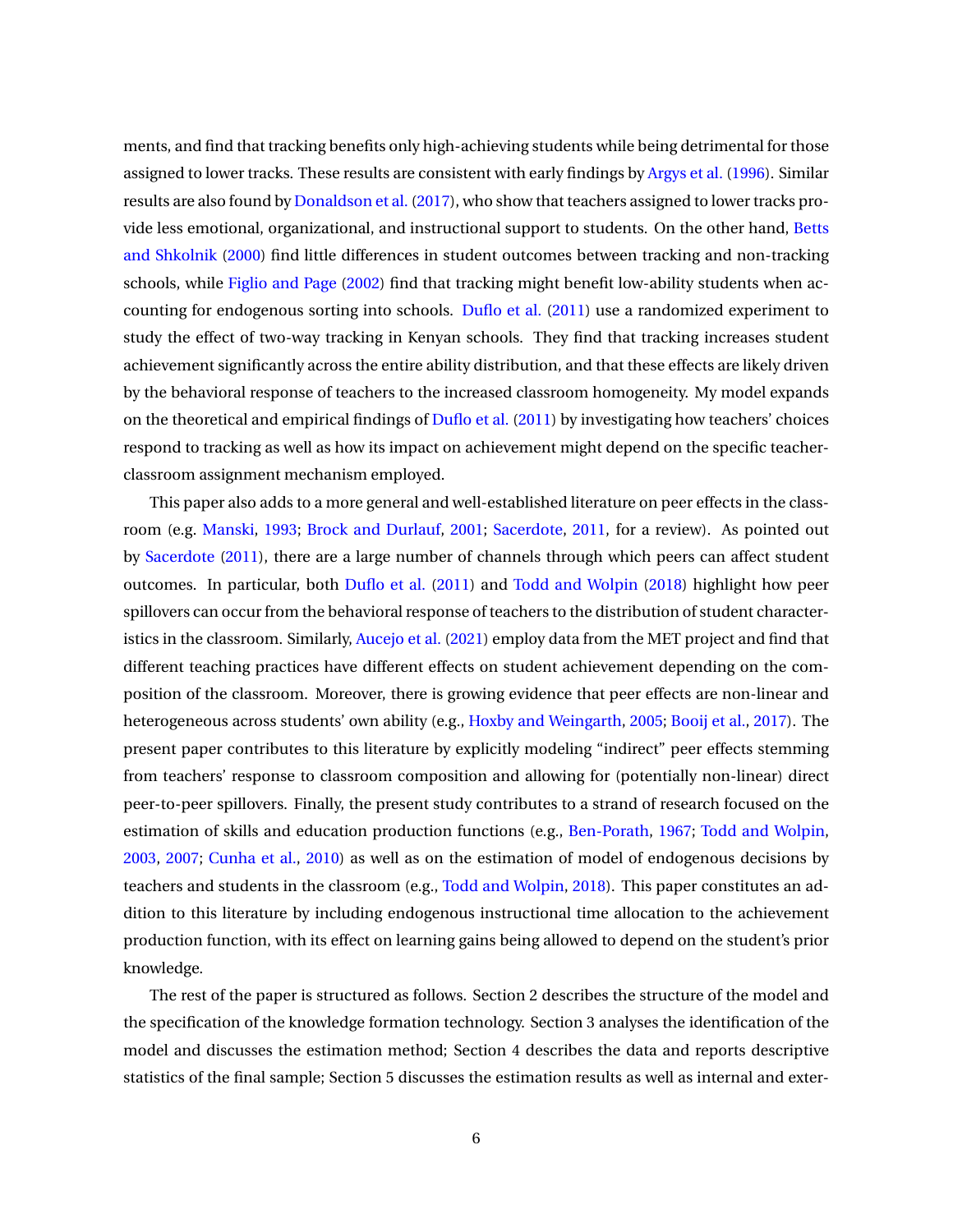ments, and find that tracking benefits only high-achieving students while being detrimental for those assigned to lower tracks. These results are consistent with early findings by Argys et al. (1996). Similar results are also found by Donaldson et al. (2017), who show that teachers assigned to lower tracks provide less emotional, organizational, and instructional support to students. On the other hand, Betts and Shkolnik (2000) find little differences in student outcomes between tracking and non-tracking schools, while Figlio and Page (2002) find that tracking might benefit low-ability students when accounting for endogenous sorting into schools. Duflo et al. (2011) use a randomized experiment to study the effect of two-way tracking in Kenyan schools. They find that tracking increases student achievement significantly across the entire ability distribution, and that these effects are likely driven by the behavioral response of teachers to the increased classroom homogeneity. My model expands on the theoretical and empirical findings of Duflo et al. (2011) by investigating how teachers' choices respond to tracking as well as how its impact on achievement might depend on the specific teacher-classroom assignment mechanism employed.

This paper also adds to a more general and well-established literature on peer effects in the classroom (e.g. Manski, 1993; Brock and Durlauf, 2001; Sacerdote, 2011, for a review). As pointed out by Sacerdote (2011), there are a large number of channels through which peers can affect student outcomes. In particular, both Duflo et al. (2011) and Todd and Wolpin (2018) highlight how peer spillovers can occur from the behavioral response of teachers to the distribution of student characteristics in the classroom. Similarly, Aucejo et al. (2021) employ data from the MET project and find that different teaching practices have different effects on student achievement depending on the composition of the classroom. Moreover, there is growing evidence that peer effects are non-linear and heterogeneous across students' own ability (e.g., Hoxby and Weingarth, 2005; Booij et al., 2017). The present paper contributes to this literature by explicitly modeling "indirect" peer effects stemming from teachers' response to classroom composition and allowing for (potentially non-linear) direct peer-to-peer spillovers. Finally, the present study contributes to a strand of research focused on the estimation of skills and education production functions (e.g., Ben-Porath, 1967; Todd and Wolpin, 2003, 2007; Cunha et al., 2010) as well as on the estimation of model of endogenous decisions by teachers and students in the classroom (e.g., Todd and Wolpin, 2018). This paper constitutes an addition to this literature by including endogenous instructional time allocation to the achievement production function, with its effect on learning gains being allowed to depend on the student's prior knowledge.

The rest of the paper is structured as follows. Section 2 describes the structure of the model and the specification of the knowledge formation technology. Section 3 analyses the identification of the model and discusses the estimation method; Section 4 describes the data and reports descriptive statistics of the final sample; Section 5 discusses the estimation results as well as internal and exter-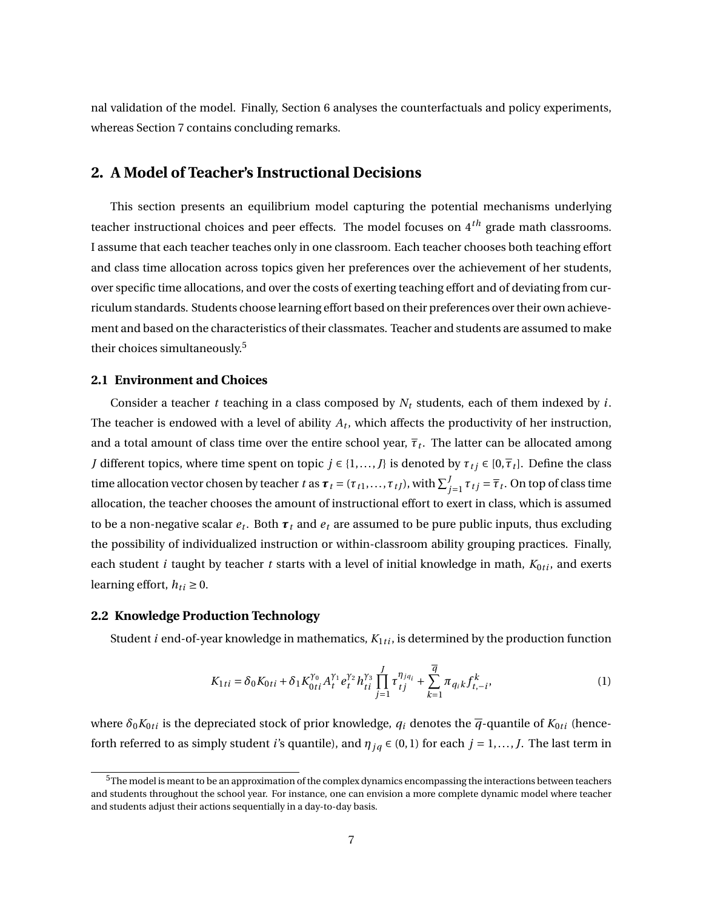nal validation of the model. Finally, Section 6 analyses the counterfactuals and policy experiments, whereas Section 7 contains concluding remarks.

## 2. A Model of Teacher's Instructional Decisions

This section presents an equilibrium model capturing the potential mechanisms underlying teacher instructional choices and peer effects. The model focuses on $4^{th}$ grade math classrooms. I assume that each teacher teaches only in one classroom. Each teacher chooses both teaching effort and class time allocation across topics given her preferences over the achievement of her students, over specific time allocations, and over the costs of exerting teaching effort and of deviating from curriculum standards. Students choose learning effort based on their preferences over their own achievement and based on the characteristics of their classmates. Teacher and students are assumed to make their choices simultaneously.[5]

### 2.1 Environment and Choices

Consider a teacher $t$ teaching in a class composed by $N_t$ students, each of them indexed by $i$. The teacher is endowed with a level of ability $A_t$, which affects the productivity of her instruction, and a total amount of class time over the entire school year, $\overline{\tau}_t$. The latter can be allocated among $J$ different topics, where time spent on topic $j \in \{1, \ldots, J\}$ is denoted by $\tau_{tj} \in [0, \overline{\tau}_t]$. Define the class time allocation vector chosen by teacher $t$ as $\boldsymbol{\tau}_t = (\tau_{t1}, \ldots, \tau_{tJ})$, with $\sum_{j=1}^{J} \tau_{tj} = \overline{\tau}_t$. On top of class time allocation, the teacher chooses the amount of instructional effort to exert in class, which is assumed to be a non-negative scalar $e_t$. Both $\boldsymbol{\tau}_t$ and $e_t$ are assumed to be pure public inputs, thus excluding the possibility of individualized instruction or within-classroom ability grouping practices. Finally, each student $i$ taught by teacher $t$ starts with a level of initial knowledge in math, $K_{0ti}$, and exerts learning effort, $h_{ti} \geq 0$.

### 2.2 Knowledge Production Technology

Student $i$ end-of-year knowledge in mathematics, $K_{1ti}$, is determined by the production function

$$K_{1ti} = \delta_0 K_{0ti} + \delta_1 K_{0ti}^{\gamma_0} A_t^{\gamma_1} e_t^{\gamma_2} h_{ti}^{\gamma_3} \prod_{j=1}^{J} \tau_{tj}^{\eta_{jq_i}} + \sum_{k=1}^{\overline{q}} \pi_{q_i k} f_{t,-i}^{k}, \tag{1}$$

where $\delta_0 K_{0ti}$ is the depreciated stock of prior knowledge, $q_i$ denotes the $\overline{q}$-quantile of $K_{0ti}$ (henceforth referred to as simply student $i$'s quantile), and $\eta_{jq} \in (0,1)$ for each $j = 1, \ldots, J$. The last term in

[5]The model is meant to be an approximation of the complex dynamics encompassing the interactions between teachers and students throughout the school year. For instance, one can envision a more complete dynamic model where teacher and students adjust their actions sequentially in a day-to-day basis.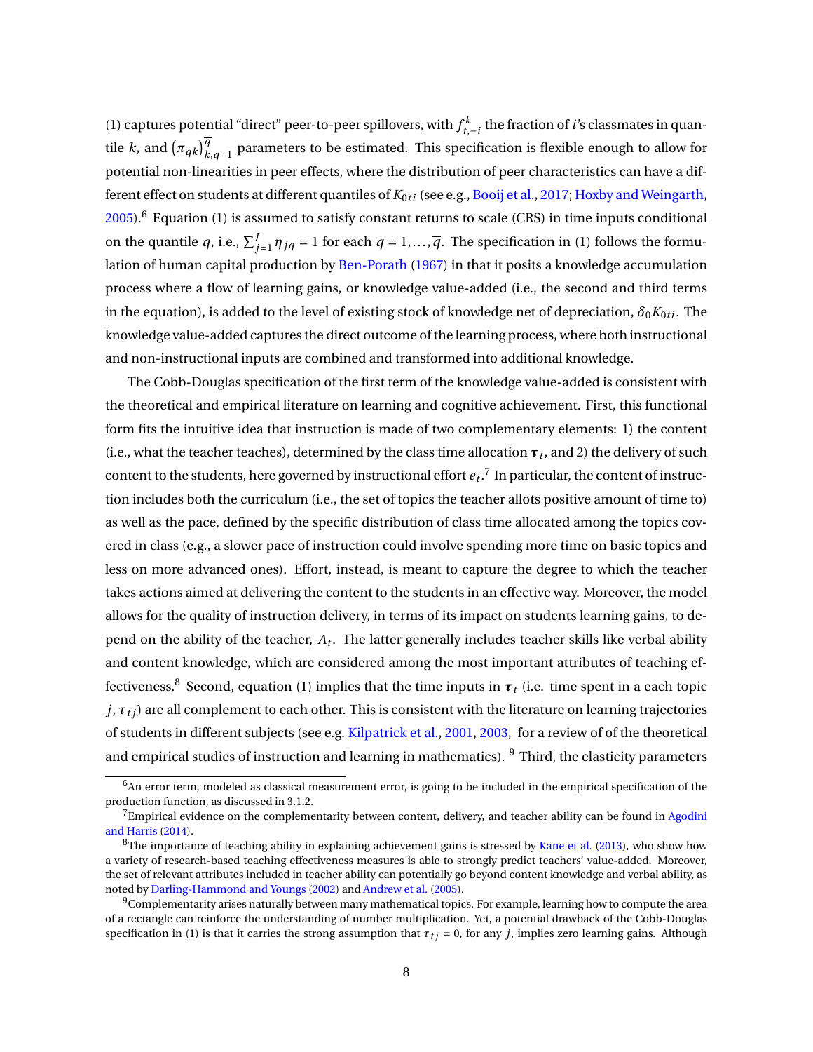(1) captures potential "direct" peer-to-peer spillovers, with $f^k_{t,-i}$ the fraction of $i$'s classmates in quantile $k$, and $\left(\pi_{qk}\right)^{\overline{q}}_{k,q=1}$ parameters to be estimated. This specification is flexible enough to allow for potential non-linearities in peer effects, where the distribution of peer characteristics can have a different effect on students at different quantiles of $K_{0ti}$ (see e.g., Booij et al., 2017; Hoxby and Weingarth, 2005).[6] Equation (1) is assumed to satisfy constant returns to scale (CRS) in time inputs conditional on the quantile $q$, i.e., $\sum_{j=1}^{J} \eta_{jq} = 1$ for each $q = 1, \ldots, \overline{q}$. The specification in (1) follows the formulation of human capital production by Ben-Porath (1967) in that it posits a knowledge accumulation process where a flow of learning gains, or knowledge value-added (i.e., the second and third terms in the equation), is added to the level of existing stock of knowledge net of depreciation, $\delta_0 K_{0ti}$. The knowledge value-added captures the direct outcome of the learning process, where both instructional and non-instructional inputs are combined and transformed into additional knowledge.

The Cobb-Douglas specification of the first term of the knowledge value-added is consistent with the theoretical and empirical literature on learning and cognitive achievement. First, this functional form fits the intuitive idea that instruction is made of two complementary elements: 1) the content (i.e., what the teacher teaches), determined by the class time allocation $\boldsymbol{\tau}_t$, and 2) the delivery of such content to the students, here governed by instructional effort $e_t$.[7] In particular, the content of instruction includes both the curriculum (i.e., the set of topics the teacher allots positive amount of time to) as well as the pace, defined by the specific distribution of class time allocated among the topics covered in class (e.g., a slower pace of instruction could involve spending more time on basic topics and less on more advanced ones). Effort, instead, is meant to capture the degree to which the teacher takes actions aimed at delivering the content to the students in an effective way. Moreover, the model allows for the quality of instruction delivery, in terms of its impact on students learning gains, to depend on the ability of the teacher, $A_t$. The latter generally includes teacher skills like verbal ability and content knowledge, which are considered among the most important attributes of teaching effectiveness.[8] Second, equation (1) implies that the time inputs in $\boldsymbol{\tau}_t$ (i.e. time spent in a each topic $j$, $\tau_{tj}$) are all complement to each other. This is consistent with the literature on learning trajectories of students in different subjects (see e.g. Kilpatrick et al., 2001, 2003, for a review of of the theoretical and empirical studies of instruction and learning in mathematics).[9] Third, the elasticity parameters

---

[6] An error term, modeled as classical measurement error, is going to be included in the empirical specification of the production function, as discussed in 3.1.2.

[7] Empirical evidence on the complementarity between content, delivery, and teacher ability can be found in Agodini and Harris (2014).

[8] The importance of teaching ability in explaining achievement gains is stressed by Kane et al. (2013), who show how a variety of research-based teaching effectiveness measures is able to strongly predict teachers' value-added. Moreover, the set of relevant attributes included in teacher ability can potentially go beyond content knowledge and verbal ability, as noted by Darling-Hammond and Youngs (2002) and Andrew et al. (2005).

[9] Complementarity arises naturally between many mathematical topics. For example, learning how to compute the area of a rectangle can reinforce the understanding of number multiplication. Yet, a potential drawback of the Cobb-Douglas specification in (1) is that it carries the strong assumption that $\tau_{tj} = 0$, for any $j$, implies zero learning gains. Although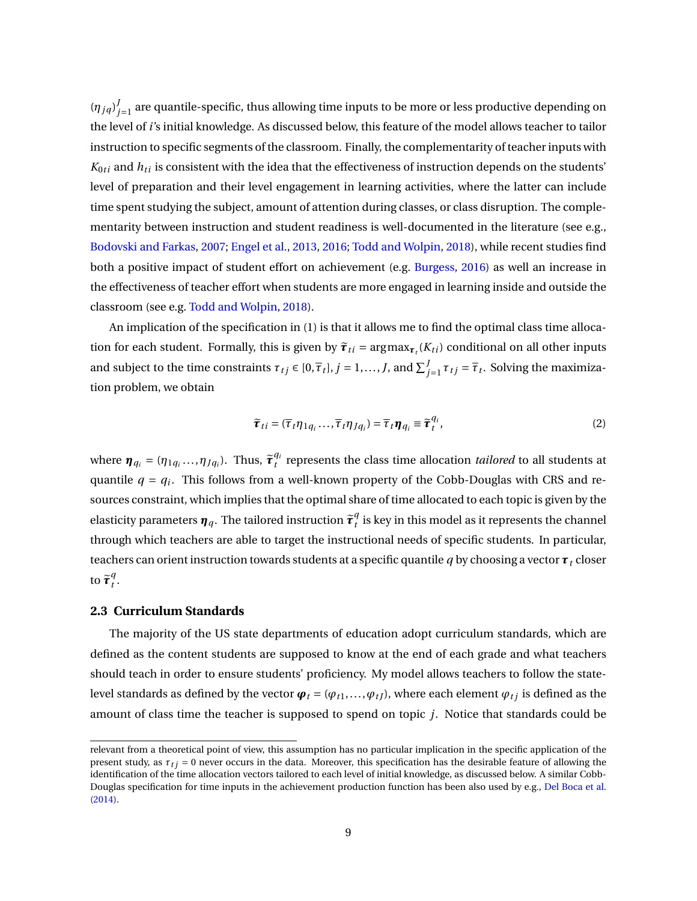$(\eta_{jq})_{j=1}^{J}$ are quantile-specific, thus allowing time inputs to be more or less productive depending on the level of $i$'s initial knowledge. As discussed below, this feature of the model allows teacher to tailor instruction to specific segments of the classroom. Finally, the complementarity of teacher inputs with $K_{0ti}$ and $h_{ti}$ is consistent with the idea that the effectiveness of instruction depends on the students' level of preparation and their level engagement in learning activities, where the latter can include time spent studying the subject, amount of attention during classes, or class disruption. The complementarity between instruction and student readiness is well-documented in the literature (see e.g., Bodovski and Farkas, 2007; Engel et al., 2013, 2016; Todd and Wolpin, 2018), while recent studies find both a positive impact of student effort on achievement (e.g. Burgess, 2016) as well an increase in the effectiveness of teacher effort when students are more engaged in learning inside and outside the classroom (see e.g. Todd and Wolpin, 2018).

An implication of the specification in (1) is that it allows me to find the optimal class time allocation for each student. Formally, this is given by $\tilde{\boldsymbol{\tau}}_{ti} = \arg\max_{\boldsymbol{\tau}_t}(K_{ti})$ conditional on all other inputs and subject to the time constraints $\tau_{tj} \in [0, \overline{\tau}_t]$, $j = 1, \ldots, J$, and $\sum_{j=1}^{J} \tau_{tj} = \overline{\tau}_t$. Solving the maximization problem, we obtain

$$\tilde{\boldsymbol{\tau}}_{ti} = (\overline{\tau}_t \eta_{1q_i} \ldots, \overline{\tau}_t \eta_{Jq_i}) = \overline{\tau}_t \boldsymbol{\eta}_{q_i} \equiv \tilde{\boldsymbol{\tau}}_t^{q_i}, \tag{2}$$

where $\boldsymbol{\eta}_{q_i} = (\eta_{1q_i} \ldots, \eta_{Jq_i})$. Thus, $\tilde{\boldsymbol{\tau}}_t^{q_i}$ represents the class time allocation *tailored* to all students at quantile $q = q_i$. This follows from a well-known property of the Cobb-Douglas with CRS and resources constraint, which implies that the optimal share of time allocated to each topic is given by the elasticity parameters $\boldsymbol{\eta}_q$. The tailored instruction $\tilde{\boldsymbol{\tau}}_t^q$ is key in this model as it represents the channel through which teachers are able to target the instructional needs of specific students. In particular, teachers can orient instruction towards students at a specific quantile $q$ by choosing a vector $\boldsymbol{\tau}_t$ closer to $\tilde{\boldsymbol{\tau}}_t^q$.

### 2.3 Curriculum Standards

The majority of the US state departments of education adopt curriculum standards, which are defined as the content students are supposed to know at the end of each grade and what teachers should teach in order to ensure students' proficiency. My model allows teachers to follow the state-level standards as defined by the vector $\boldsymbol{\varphi}_t = (\varphi_{t1}, \ldots, \varphi_{tJ})$, where each element $\varphi_{tj}$ is defined as the amount of class time the teacher is supposed to spend on topic $j$. Notice that standards could be

relevant from a theoretical point of view, this assumption has no particular implication in the specific application of the present study, as $\tau_{tj} = 0$ never occurs in the data. Moreover, this specification has the desirable feature of allowing the identification of the time allocation vectors tailored to each level of initial knowledge, as discussed below. A similar Cobb-Douglas specification for time inputs in the achievement production function has been also used by e.g., Del Boca et al. (2014).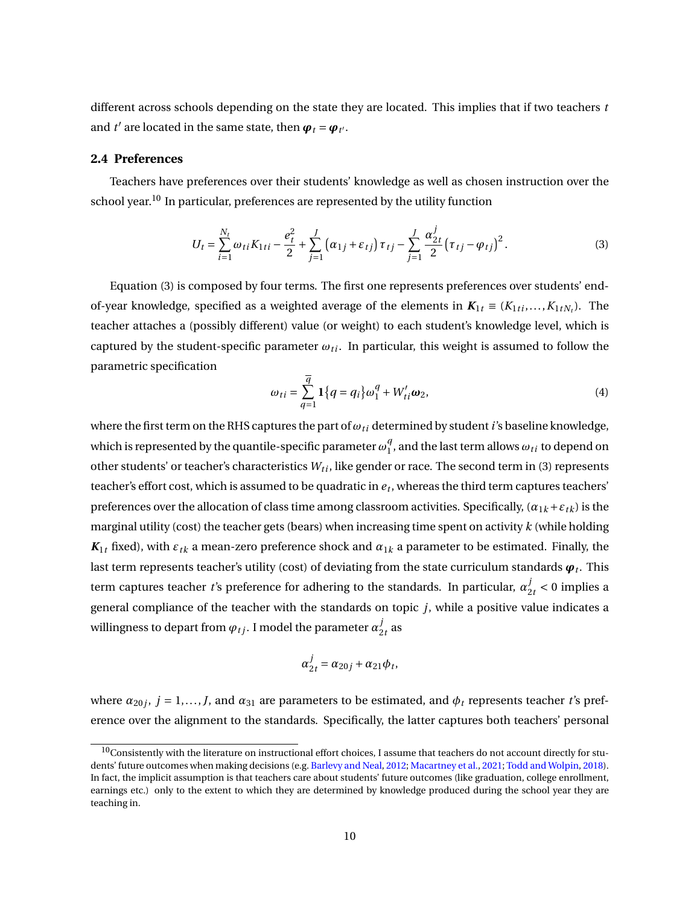different across schools depending on the state they are located. This implies that if two teachers $t$ and $t'$ are located in the same state, then $\boldsymbol{\varphi}_t = \boldsymbol{\varphi}_{t'}$.

### 2.4 Preferences

Teachers have preferences over their students' knowledge as well as chosen instruction over the school year.[10] In particular, preferences are represented by the utility function

$$U_t = \sum_{i=1}^{N_t} \omega_{ti} K_{1ti} - \frac{e_t^2}{2} + \sum_{j=1}^{J} \left(\alpha_{1j} + \varepsilon_{tj}\right) \tau_{tj} - \sum_{j=1}^{J} \frac{\alpha_{2t}^j}{2} \left(\tau_{tj} - \varphi_{tj}\right)^2. \tag{3}$$

Equation (3) is composed by four terms. The first one represents preferences over students' end-of-year knowledge, specified as a weighted average of the elements in $\boldsymbol{K}_{1t} \equiv (K_{1ti}, \ldots, K_{1tN_t})$. The teacher attaches a (possibly different) value (or weight) to each student's knowledge level, which is captured by the student-specific parameter $\omega_{ti}$. In particular, this weight is assumed to follow the parametric specification

$$\omega_{ti} = \sum_{q=1}^{\overline{q}} \mathbf{1}\{q = q_i\} \omega_1^q + W_{ti}' \boldsymbol{\omega}_2, \tag{4}$$

where the first term on the RHS captures the part of $\omega_{ti}$ determined by student $i$'s baseline knowledge, which is represented by the quantile-specific parameter $\omega_1^q$, and the last term allows $\omega_{ti}$ to depend on other students' or teacher's characteristics $W_{ti}$, like gender or race. The second term in (3) represents teacher's effort cost, which is assumed to be quadratic in $e_t$, whereas the third term captures teachers' preferences over the allocation of class time among classroom activities. Specifically, $(\alpha_{1k} + \varepsilon_{tk})$ is the marginal utility (cost) the teacher gets (bears) when increasing time spent on activity $k$ (while holding $\boldsymbol{K}_{1t}$ fixed), with $\varepsilon_{tk}$ a mean-zero preference shock and $\alpha_{1k}$ a parameter to be estimated. Finally, the last term represents teacher's utility (cost) of deviating from the state curriculum standards $\boldsymbol{\varphi}_t$. This term captures teacher $t$'s preference for adhering to the standards. In particular, $\alpha_{2t}^j < 0$ implies a general compliance of the teacher with the standards on topic $j$, while a positive value indicates a willingness to depart from $\varphi_{tj}$. I model the parameter $\alpha_{2t}^j$ as

$$\alpha_{2t}^j = \alpha_{20j} + \alpha_{21} \phi_t,$$

where $\alpha_{20j}$, $j = 1, \ldots, J$, and $\alpha_{31}$ are parameters to be estimated, and $\phi_t$ represents teacher $t$'s preference over the alignment to the standards. Specifically, the latter captures both teachers' personal

[10] Consistently with the literature on instructional effort choices, I assume that teachers do not account directly for students' future outcomes when making decisions (e.g. Barlevy and Neal, 2012; Macartney et al., 2021; Todd and Wolpin, 2018). In fact, the implicit assumption is that teachers care about students' future outcomes (like graduation, college enrollment, earnings etc.) only to the extent to which they are determined by knowledge produced during the school year they are teaching in.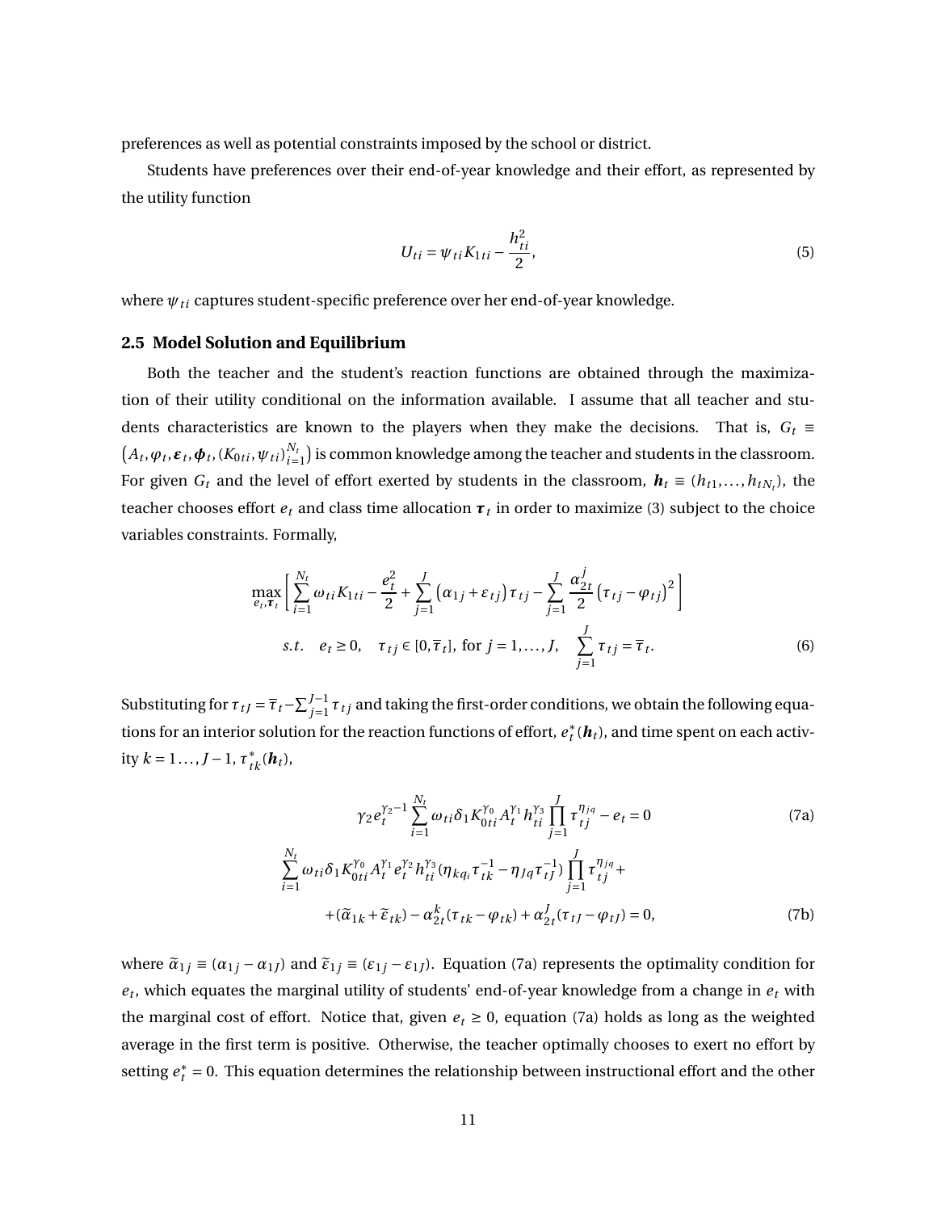preferences as well as potential constraints imposed by the school or district.

Students have preferences over their end-of-year knowledge and their effort, as represented by the utility function

$$U_{ti} = \psi_{ti} K_{1ti} - \frac{h_{ti}^2}{2}, \tag{5}$$

where $\psi_{ti}$ captures student-specific preference over her end-of-year knowledge.

## 2.5 Model Solution and Equilibrium

Both the teacher and the student's reaction functions are obtained through the maximization of their utility conditional on the information available. I assume that all teacher and students characteristics are known to the players when they make the decisions. That is, $G_t \equiv \left(A_t, \varphi_t, \boldsymbol{\varepsilon}_t, \boldsymbol{\phi}_t, (K_{0ti}, \psi_{ti})_{i=1}^{N_t}\right)$ is common knowledge among the teacher and students in the classroom. For given $G_t$ and the level of effort exerted by students in the classroom, $\boldsymbol{h}_t \equiv (h_{t1}, \ldots, h_{tN_t})$, the teacher chooses effort $e_t$ and class time allocation $\boldsymbol{\tau}_t$ in order to maximize (3) subject to the choice variables constraints. Formally,

$$\begin{aligned}
&\max_{e_t, \boldsymbol{\tau}_t} \left[ \sum_{i=1}^{N_t} \omega_{ti} K_{1ti} - \frac{e_t^2}{2} + \sum_{j=1}^{J} \left(\alpha_{1j} + \varepsilon_{tj}\right) \tau_{tj} - \sum_{j=1}^{J} \frac{\alpha_{2t}^j}{2} \left(\tau_{tj} - \varphi_{tj}\right)^2 \right] \\
&\quad s.t. \quad e_t \geq 0, \quad \tau_{tj} \in [0, \overline{\tau}_t], \text{ for } j = 1, \ldots, J, \quad \sum_{j=1}^{J} \tau_{tj} = \overline{\tau}_t.
\end{aligned} \tag{6}$$

Substituting for $\tau_{tJ} = \overline{\tau}_t - \sum_{j=1}^{J-1} \tau_{tj}$ and taking the first-order conditions, we obtain the following equations for an interior solution for the reaction functions of effort, $e_t^*(\boldsymbol{h}_t)$, and time spent on each activity $k = 1 \ldots, J-1$, $\tau_{tk}^*(\boldsymbol{h}_t)$,

$$\gamma_2 e_t^{\gamma_2 - 1} \sum_{i=1}^{N_t} \omega_{ti} \delta_1 K_{0ti}^{\gamma_0} A_t^{\gamma_1} h_{ti}^{\gamma_3} \prod_{j=1}^{J} \tau_{tj}^{\eta_{jq}} - e_t = 0 \tag{7a}$$

$$\begin{aligned}
&\sum_{i=1}^{N_t} \omega_{ti} \delta_1 K_{0ti}^{\gamma_0} A_t^{\gamma_1} e_t^{\gamma_2} h_{ti}^{\gamma_3} (\eta_{kq_i} \tau_{tk}^{-1} - \eta_{Jq} \tau_{tJ}^{-1}) \prod_{j=1}^{J} \tau_{tj}^{\eta_{jq}} + \\
&\quad + (\widetilde{\alpha}_{1k} + \widetilde{\varepsilon}_{tk}) - \alpha_{2t}^k (\tau_{tk} - \varphi_{tk}) + \alpha_{2t}^J (\tau_{tJ} - \varphi_{tJ}) = 0,
\end{aligned} \tag{7b}$$

where $\widetilde{\alpha}_{1j} \equiv (\alpha_{1j} - \alpha_{1J})$ and $\widetilde{\varepsilon}_{1j} \equiv (\varepsilon_{1j} - \varepsilon_{1J})$. Equation (7a) represents the optimality condition for $e_t$, which equates the marginal utility of students' end-of-year knowledge from a change in $e_t$ with the marginal cost of effort. Notice that, given $e_t \geq 0$, equation (7a) holds as long as the weighted average in the first term is positive. Otherwise, the teacher optimally chooses to exert no effort by setting $e_t^* = 0$. This equation determines the relationship between instructional effort and the other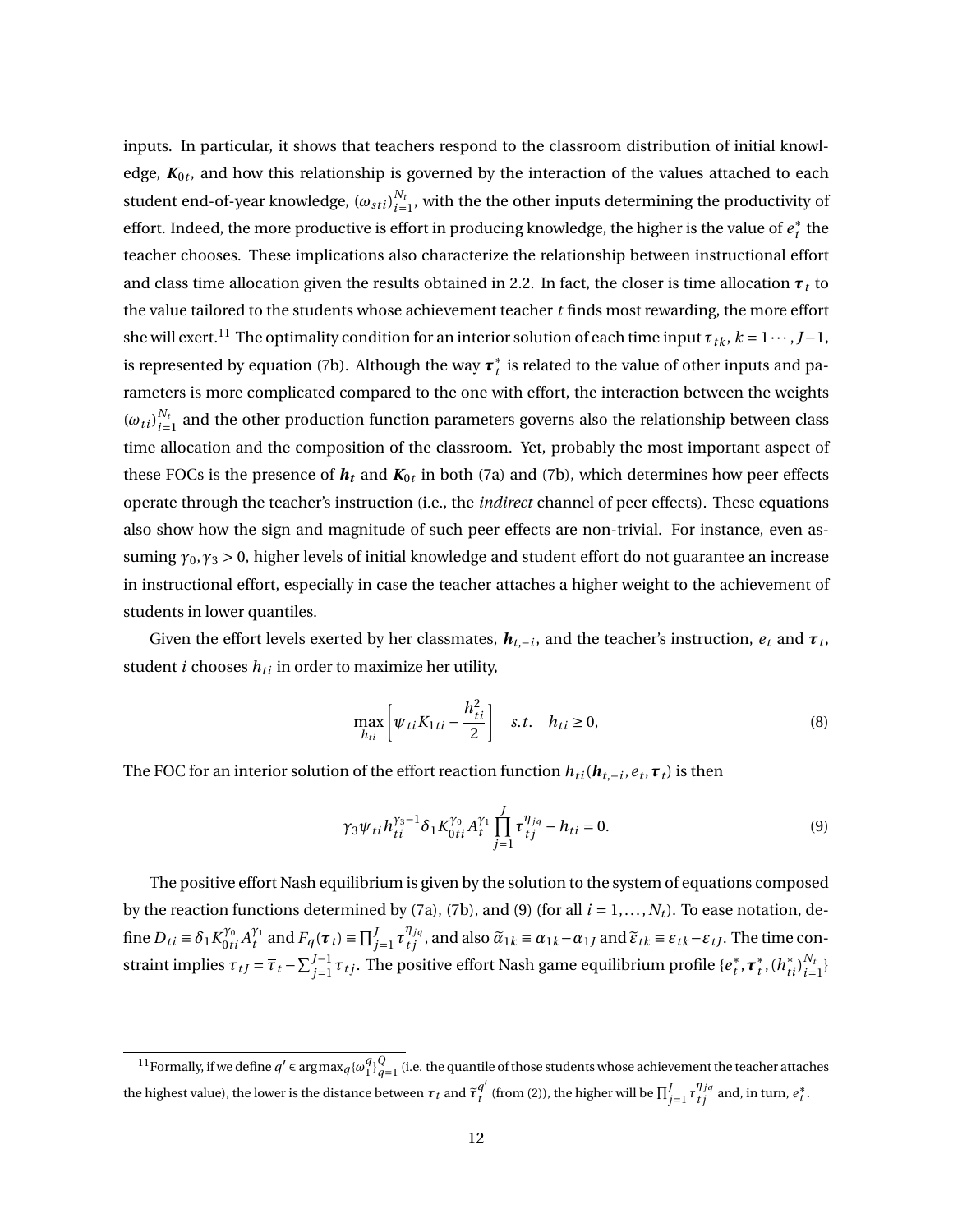inputs. In particular, it shows that teachers respond to the classroom distribution of initial knowledge, $\boldsymbol{K}_{0t}$, and how this relationship is governed by the interaction of the values attached to each student end-of-year knowledge, $(\omega_{sti})_{i=1}^{N_t}$, with the the other inputs determining the productivity of effort. Indeed, the more productive is effort in producing knowledge, the higher is the value of $e_t^*$ the teacher chooses. These implications also characterize the relationship between instructional effort and class time allocation given the results obtained in 2.2. In fact, the closer is time allocation $\boldsymbol{\tau}_t$ to the value tailored to the students whose achievement teacher $t$ finds most rewarding, the more effort she will exert.[11] The optimality condition for an interior solution of each time input $\tau_{tk}$, $k = 1\cdots, J-1$, is represented by equation (7b). Although the way $\boldsymbol{\tau}_t^*$ is related to the value of other inputs and parameters is more complicated compared to the one with effort, the interaction between the weights $(\omega_{ti})_{i=1}^{N_t}$ and the other production function parameters governs also the relationship between class time allocation and the composition of the classroom. Yet, probably the most important aspect of these FOCs is the presence of $\boldsymbol{h_t}$ and $\boldsymbol{K}_{0t}$ in both (7a) and (7b), which determines how peer effects operate through the teacher's instruction (i.e., the *indirect* channel of peer effects). These equations also show how the sign and magnitude of such peer effects are non-trivial. For instance, even assuming $\gamma_0, \gamma_3 > 0$, higher levels of initial knowledge and student effort do not guarantee an increase in instructional effort, especially in case the teacher attaches a higher weight to the achievement of students in lower quantiles.

Given the effort levels exerted by her classmates, $\boldsymbol{h}_{t,-i}$, and the teacher's instruction, $e_t$ and $\boldsymbol{\tau}_t$, student $i$ chooses $h_{ti}$ in order to maximize her utility,

$$\max_{h_{ti}} \left[ \psi_{ti} K_{1ti} - \frac{h_{ti}^2}{2} \right] \quad s.t. \quad h_{ti} \geq 0, \tag{8}$$

The FOC for an interior solution of the effort reaction function $h_{ti}(\boldsymbol{h}_{t,-i}, e_t, \boldsymbol{\tau}_t)$ is then

$$\gamma_3 \psi_{ti} h_{ti}^{\gamma_3 - 1} \delta_1 K_{0ti}^{\gamma_0} A_t^{\gamma_1} \prod_{j=1}^{J} \tau_{tj}^{\eta_{jq}} - h_{ti} = 0. \tag{9}$$

The positive effort Nash equilibrium is given by the solution to the system of equations composed by the reaction functions determined by (7a), (7b), and (9) (for all $i = 1, \ldots, N_t$). To ease notation, define $D_{ti} \equiv \delta_1 K_{0ti}^{\gamma_0} A_t^{\gamma_1}$ and $F_q(\boldsymbol{\tau}_t) \equiv \prod_{j=1}^{J} \tau_{tj}^{\eta_{jq}}$, and also $\widetilde{\alpha}_{1k} \equiv \alpha_{1k} - \alpha_{1J}$ and $\widetilde{\varepsilon}_{tk} \equiv \varepsilon_{tk} - \varepsilon_{tJ}$. The time constraint implies $\tau_{tJ} = \overline{\tau}_t - \sum_{j=1}^{J-1} \tau_{tj}$. The positive effort Nash game equilibrium profile $\{e_t^*, \boldsymbol{\tau}_t^*, (h_{ti}^*)_{i=1}^{N_t}\}$

[11] Formally, if we define $q' \in \arg\max_q \{\omega_1^q\}_{q=1}^{Q}$ (i.e. the quantile of those students whose achievement the teacher attaches the highest value), the lower is the distance between $\boldsymbol{\tau}_t$ and $\overline{\boldsymbol{\tau}}_t^{q'}$ (from (2)), the higher will be $\prod_{j=1}^{J} \tau_{tj}^{\eta_{jq}}$ and, in turn, $e_t^*$.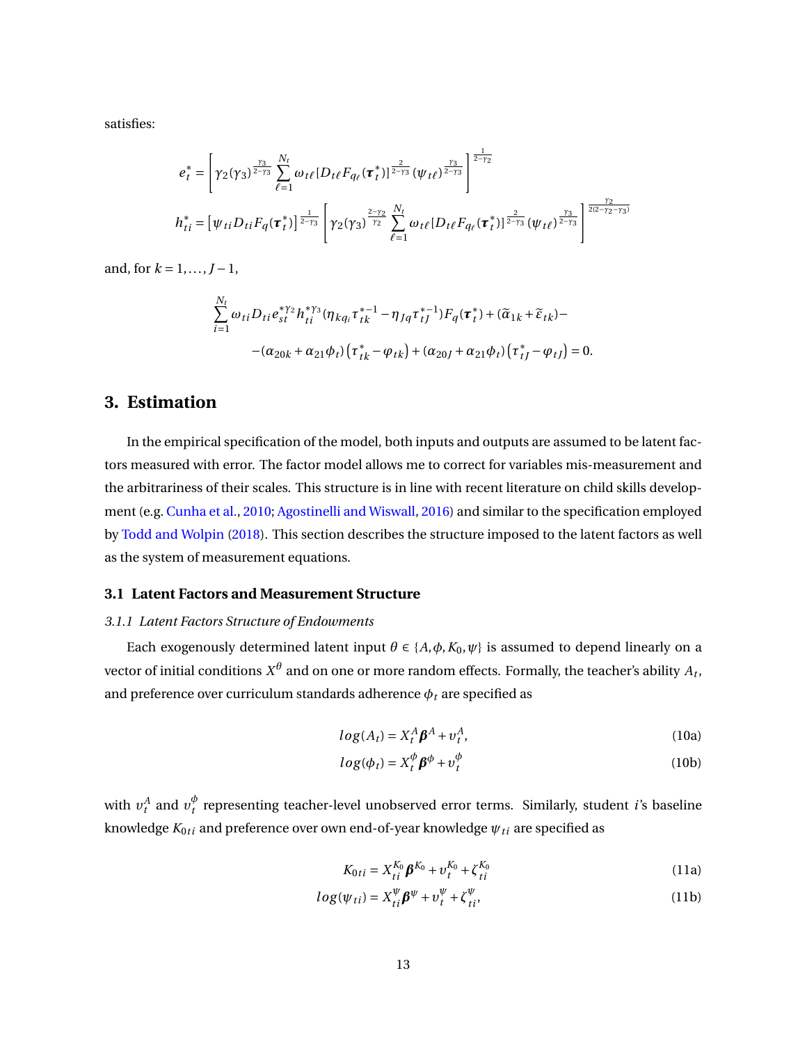satisfies:

$$e_t^* = \left[ \gamma_2 (\gamma_3)^{\frac{\gamma_3}{2-\gamma_3}} \sum_{\ell=1}^{N_t} \omega_{t\ell} [D_{t\ell} F_{q_\ell}(\boldsymbol{\tau}_t^*)]^{\frac{2}{2-\gamma_3}} (\psi_{t\ell})^{\frac{\gamma_3}{2-\gamma_3}} \right]^{\frac{1}{2-\gamma_2}}$$

$$h_{ti}^* = \left[ \psi_{ti} D_{ti} F_q(\boldsymbol{\tau}_t^*) \right]^{\frac{1}{2-\gamma_3}} \left[ \gamma_2 (\gamma_3)^{\frac{2-\gamma_2}{\gamma_2}} \sum_{\ell=1}^{N_t} \omega_{t\ell} [D_{t\ell} F_{q_\ell}(\boldsymbol{\tau}_t^*)]^{\frac{2}{2-\gamma_3}} (\psi_{t\ell})^{\frac{\gamma_3}{2-\gamma_3}} \right]^{\frac{\gamma_2}{2(2-\gamma_2-\gamma_3)}}$$

and, for $k = 1, \ldots, J-1$,

$$\sum_{i=1}^{N_t} \omega_{ti} D_{ti} e_{st}^{*\gamma_2} h_{ti}^{*\gamma_3} (\eta_{kq_i} \tau_{tk}^{*-1} - \eta_{Jq} \tau_{tJ}^{*-1}) F_q(\boldsymbol{\tau}_t^*) + (\widetilde{\alpha}_{1k} + \widetilde{\varepsilon}_{tk}) -$$
$$- (\alpha_{20k} + \alpha_{21}\phi_t)\left(\tau_{tk}^* - \varphi_{tk}\right) + (\alpha_{20J} + \alpha_{21}\phi_t)\left(\tau_{tJ}^* - \varphi_{tJ}\right) = 0.$$

## 3. Estimation

In the empirical specification of the model, both inputs and outputs are assumed to be latent factors measured with error. The factor model allows me to correct for variables mis-measurement and the arbitrariness of their scales. This structure is in line with recent literature on child skills development (e.g. Cunha et al., 2010; Agostinelli and Wiswall, 2016) and similar to the specification employed by Todd and Wolpin (2018). This section describes the structure imposed to the latent factors as well as the system of measurement equations.

### 3.1 Latent Factors and Measurement Structure

#### *3.1.1 Latent Factors Structure of Endowments*

Each exogenously determined latent input $\theta \in \{A, \phi, K_0, \psi\}$ is assumed to depend linearly on a vector of initial conditions $X^\theta$ and on one or more random effects. Formally, the teacher's ability $A_t$, and preference over curriculum standards adherence $\phi_t$ are specified as

$$log(A_t) = X_t^A \boldsymbol{\beta}^A + \upsilon_t^A, \tag{10a}$$

$$log(\phi_t) = X_t^\phi \boldsymbol{\beta}^\phi + \upsilon_t^\phi \tag{10b}$$

with $\upsilon_t^A$ and $\upsilon_t^\phi$ representing teacher-level unobserved error terms. Similarly, student $i$'s baseline knowledge $K_{0ti}$ and preference over own end-of-year knowledge $\psi_{ti}$ are specified as

$$K_{0ti} = X_{ti}^{K_0} \boldsymbol{\beta}^{K_0} + \upsilon_t^{K_0} + \zeta_{ti}^{K_0} \tag{11a}$$

$$log(\psi_{ti}) = X_{ti}^\psi \boldsymbol{\beta}^\psi + \upsilon_t^\psi + \zeta_{ti}^\psi, \tag{11b}$$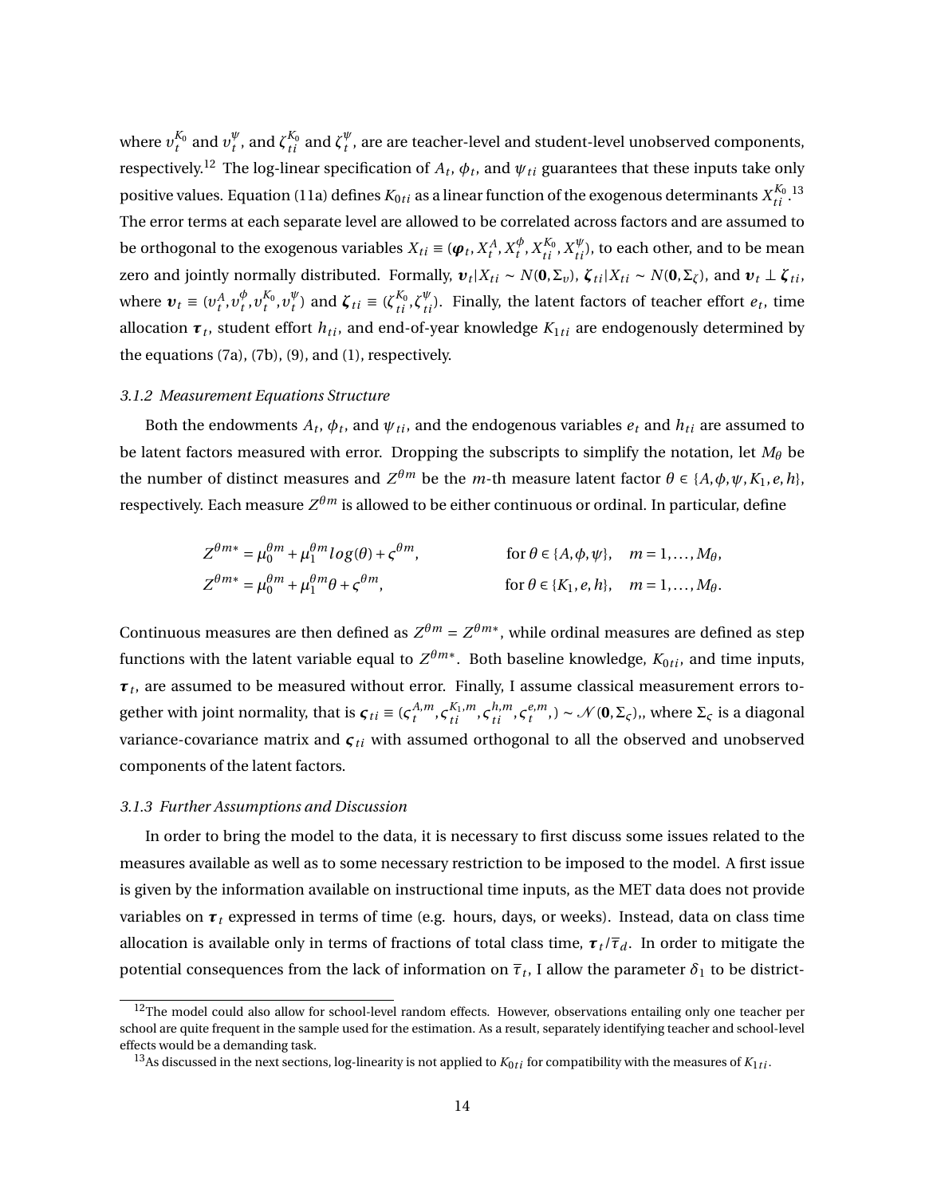where $\upsilon_t^{K_0}$ and $\upsilon_t^{\psi}$, and $\zeta_{ti}^{K_0}$ and $\zeta_t^{\psi}$, are are teacher-level and student-level unobserved components, respectively.[12] The log-linear specification of $A_t$, $\phi_t$, and $\psi_{ti}$ guarantees that these inputs take only positive values. Equation (11a) defines $K_{0ti}$ as a linear function of the exogenous determinants $X_{ti}^{K_0}$.[13] The error terms at each separate level are allowed to be correlated across factors and are assumed to be orthogonal to the exogenous variables $X_{ti} \equiv (\boldsymbol{\varphi}_t, X_t^A, X_t^{\phi}, X_{ti}^{K_0}, X_{ti}^{\psi})$, to each other, and to be mean zero and jointly normally distributed. Formally, $\boldsymbol{\upsilon}_t | X_{ti} \sim N(\mathbf{0}, \Sigma_{\upsilon})$, $\boldsymbol{\zeta}_{ti} | X_{ti} \sim N(\mathbf{0}, \Sigma_{\zeta})$, and $\boldsymbol{\upsilon}_t \perp \boldsymbol{\zeta}_{ti}$, where $\boldsymbol{\upsilon}_t \equiv (\upsilon_t^A, \upsilon_t^{\phi}, \upsilon_t^{K_0}, \upsilon_t^{\psi})$ and $\boldsymbol{\zeta}_{ti} \equiv (\zeta_{ti}^{K_0}, \zeta_{ti}^{\psi})$. Finally, the latent factors of teacher effort $e_t$, time allocation $\boldsymbol{\tau}_t$, student effort $h_{ti}$, and end-of-year knowledge $K_{1ti}$ are endogenously determined by the equations (7a), (7b), (9), and (1), respectively.

### *3.1.2 Measurement Equations Structure*

Both the endowments $A_t$, $\phi_t$, and $\psi_{ti}$, and the endogenous variables $e_t$ and $h_{ti}$ are assumed to be latent factors measured with error. Dropping the subscripts to simplify the notation, let $M_\theta$ be the number of distinct measures and $Z^{\theta m}$ be the $m$-th measure latent factor $\theta \in \{A, \phi, \psi, K_1, e, h\}$, respectively. Each measure $Z^{\theta m}$ is allowed to be either continuous or ordinal. In particular, define

$$Z^{\theta m*} = \mu_0^{\theta m} + \mu_1^{\theta m} log(\theta) + \varsigma^{\theta m}, \qquad \text{for } \theta \in \{A, \phi, \psi\}, \quad m = 1, \ldots, M_\theta,$$

$$Z^{\theta m*} = \mu_0^{\theta m} + \mu_1^{\theta m} \theta + \varsigma^{\theta m}, \qquad \text{for } \theta \in \{K_1, e, h\}, \quad m = 1, \ldots, M_\theta.$$

Continuous measures are then defined as $Z^{\theta m} = Z^{\theta m*}$, while ordinal measures are defined as step functions with the latent variable equal to $Z^{\theta m*}$. Both baseline knowledge, $K_{0ti}$, and time inputs, $\boldsymbol{\tau}_t$, are assumed to be measured without error. Finally, I assume classical measurement errors together with joint normality, that is $\boldsymbol{\varsigma}_{ti} \equiv (\varsigma_t^{A,m}, \varsigma_{ti}^{K_1,m}, \varsigma_{ti}^{h,m}, \varsigma_t^{e,m},) \sim \mathcal{N}(\mathbf{0}, \Sigma_{\varsigma})$,, where $\Sigma_{\varsigma}$ is a diagonal variance-covariance matrix and $\boldsymbol{\varsigma}_{ti}$ with assumed orthogonal to all the observed and unobserved components of the latent factors.

### *3.1.3 Further Assumptions and Discussion*

In order to bring the model to the data, it is necessary to first discuss some issues related to the measures available as well as to some necessary restriction to be imposed to the model. A first issue is given by the information available on instructional time inputs, as the MET data does not provide variables on $\boldsymbol{\tau}_t$ expressed in terms of time (e.g. hours, days, or weeks). Instead, data on class time allocation is available only in terms of fractions of total class time, $\boldsymbol{\tau}_t / \overline{\tau}_d$. In order to mitigate the potential consequences from the lack of information on $\overline{\tau}_t$, I allow the parameter $\delta_1$ to be district-

[12] The model could also allow for school-level random effects. However, observations entailing only one teacher per school are quite frequent in the sample used for the estimation. As a result, separately identifying teacher and school-level effects would be a demanding task.

[13] As discussed in the next sections, log-linearity is not applied to $K_{0ti}$ for compatibility with the measures of $K_{1ti}$.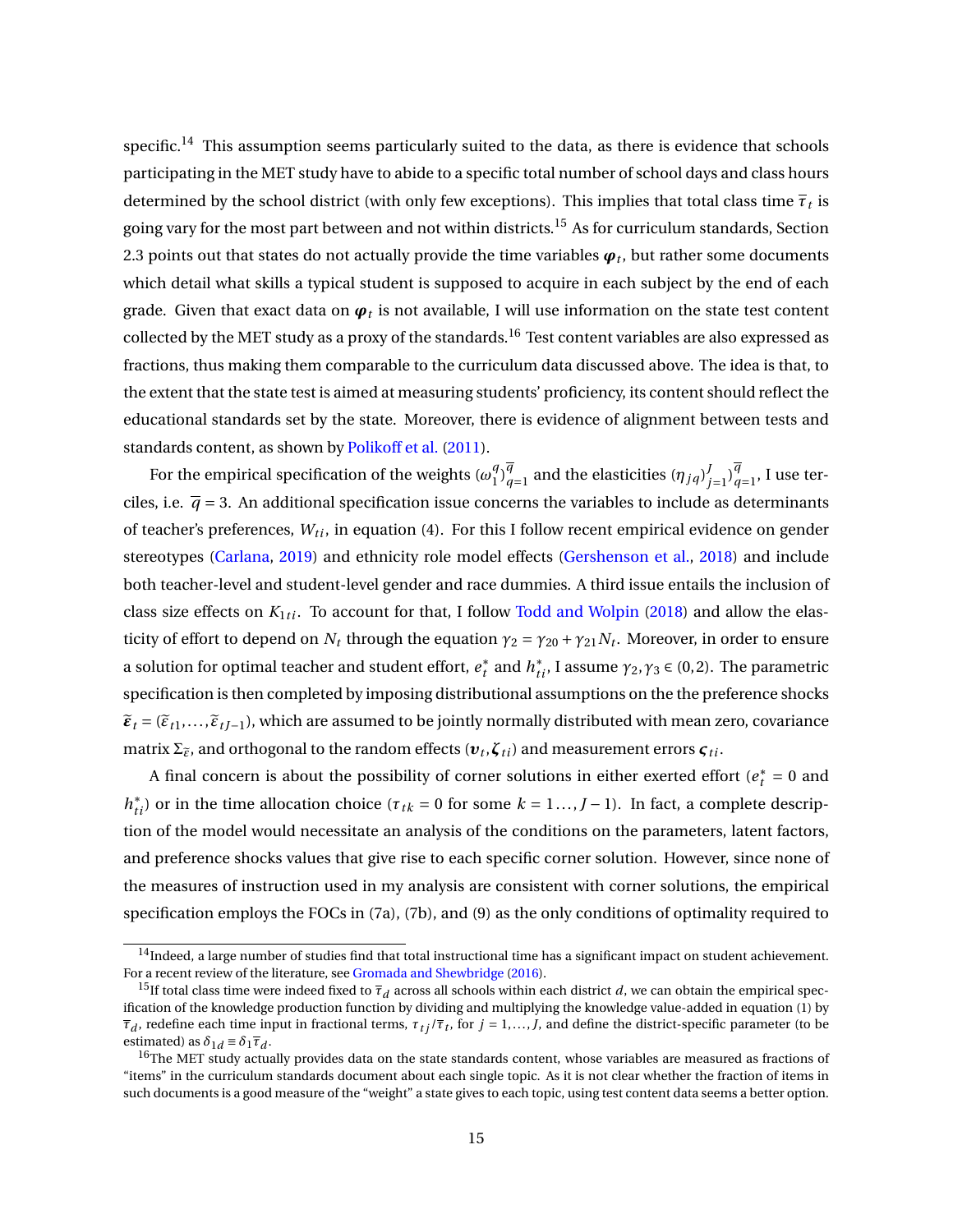specific.[14] This assumption seems particularly suited to the data, as there is evidence that schools participating in the MET study have to abide to a specific total number of school days and class hours determined by the school district (with only few exceptions). This implies that total class time $\overline{\tau}_t$ is going vary for the most part between and not within districts.[15] As for curriculum standards, Section 2.3 points out that states do not actually provide the time variables $\boldsymbol{\varphi}_t$, but rather some documents which detail what skills a typical student is supposed to acquire in each subject by the end of each grade. Given that exact data on $\boldsymbol{\varphi}_t$ is not available, I will use information on the state test content collected by the MET study as a proxy of the standards.[16] Test content variables are also expressed as fractions, thus making them comparable to the curriculum data discussed above. The idea is that, to the extent that the state test is aimed at measuring students' proficiency, its content should reflect the educational standards set by the state. Moreover, there is evidence of alignment between tests and standards content, as shown by Polikoff et al. (2011).

For the empirical specification of the weights $(\omega_1^q)_{q=1}^{\overline{q}}$ and the elasticities $(\eta_{jq})_{j=1}^{J})_{q=1}^{\overline{q}}$, I use terciles, i.e. $\overline{q} = 3$. An additional specification issue concerns the variables to include as determinants of teacher's preferences, $W_{ti}$, in equation (4). For this I follow recent empirical evidence on gender stereotypes (Carlana, 2019) and ethnicity role model effects (Gershenson et al., 2018) and include both teacher-level and student-level gender and race dummies. A third issue entails the inclusion of class size effects on $K_{1ti}$. To account for that, I follow Todd and Wolpin (2018) and allow the elasticity of effort to depend on $N_t$ through the equation $\gamma_2 = \gamma_{20} + \gamma_{21} N_t$. Moreover, in order to ensure a solution for optimal teacher and student effort, $e_t^*$ and $h_{ti}^*$, I assume $\gamma_2, \gamma_3 \in (0,2)$. The parametric specification is then completed by imposing distributional assumptions on the the preference shocks $\widetilde{\boldsymbol{\varepsilon}}_t = (\widetilde{\varepsilon}_{t1}, \ldots, \widetilde{\varepsilon}_{tJ-1})$, which are assumed to be jointly normally distributed with mean zero, covariance matrix $\Sigma_{\widetilde{\varepsilon}}$, and orthogonal to the random effects $(\boldsymbol{\upsilon}_t, \boldsymbol{\zeta}_{ti})$ and measurement errors $\boldsymbol{\varsigma}_{ti}$.

A final concern is about the possibility of corner solutions in either exerted effort ($e_t^* = 0$ and $h_{ti}^*$) or in the time allocation choice ($\tau_{tk} = 0$ for some $k = 1 \ldots, J-1$). In fact, a complete description of the model would necessitate an analysis of the conditions on the parameters, latent factors, and preference shocks values that give rise to each specific corner solution. However, since none of the measures of instruction used in my analysis are consistent with corner solutions, the empirical specification employs the FOCs in (7a), (7b), and (9) as the only conditions of optimality required to

[14] Indeed, a large number of studies find that total instructional time has a significant impact on student achievement. For a recent review of the literature, see Gromada and Shewbridge (2016).

[15] If total class time were indeed fixed to $\overline{\tau}_d$ across all schools within each district $d$, we can obtain the empirical specification of the knowledge production function by dividing and multiplying the knowledge value-added in equation (1) by $\overline{\tau}_d$, redefine each time input in fractional terms, $\tau_{tj}/\overline{\tau}_t$, for $j = 1, \ldots, J$, and define the district-specific parameter (to be estimated) as $\delta_{1d} \equiv \delta_1 \overline{\tau}_d$.

[16] The MET study actually provides data on the state standards content, whose variables are measured as fractions of "items" in the curriculum standards document about each single topic. As it is not clear whether the fraction of items in such documents is a good measure of the "weight" a state gives to each topic, using test content data seems a better option.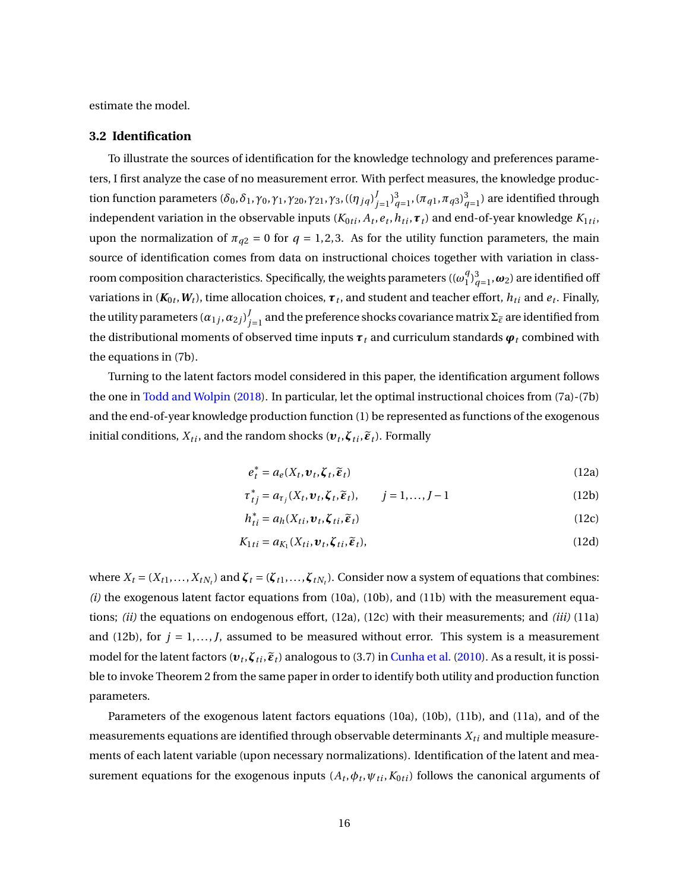estimate the model.

### 3.2 Identification

To illustrate the sources of identification for the knowledge technology and preferences parameters, I first analyze the case of no measurement error. With perfect measures, the knowledge production function parameters $(\delta_0, \delta_1, \gamma_0, \gamma_1, \gamma_{20}, \gamma_{21}, \gamma_3, ((\eta_{jq})_{j=1}^{J})_{q=1}^{3}, (\pi_{q1}, \pi_{q3})_{q=1}^{3})$ are identified through independent variation in the observable inputs $(K_{0ti}, A_t, e_t, h_{ti}, \boldsymbol{\tau}_t)$ and end-of-year knowledge $K_{1ti}$, upon the normalization of $\pi_{q2} = 0$ for $q = 1,2,3$. As for the utility function parameters, the main source of identification comes from data on instructional choices together with variation in classroom composition characteristics. Specifically, the weights parameters $((\omega_1^q)_{q=1}^3, \boldsymbol{\omega}_2)$ are identified off variations in $(\boldsymbol{K}_{0t}, \boldsymbol{W}_t)$, time allocation choices, $\boldsymbol{\tau}_t$, and student and teacher effort, $h_{ti}$ and $e_t$. Finally, the utility parameters $(\alpha_{1j}, \alpha_{2j})_{j=1}^{J}$ and the preference shocks covariance matrix $\Sigma_{\tilde{\varepsilon}}$ are identified from the distributional moments of observed time inputs $\boldsymbol{\tau}_t$ and curriculum standards $\boldsymbol{\varphi}_t$ combined with the equations in (7b).

Turning to the latent factors model considered in this paper, the identification argument follows the one in Todd and Wolpin (2018). In particular, let the optimal instructional choices from (7a)-(7b) and the end-of-year knowledge production function (1) be represented as functions of the exogenous initial conditions, $X_{ti}$, and the random shocks $(\boldsymbol{\upsilon}_t, \boldsymbol{\zeta}_{ti}, \tilde{\boldsymbol{\varepsilon}}_t)$. Formally

$$e_t^* = a_e(X_t, \boldsymbol{\upsilon}_t, \boldsymbol{\zeta}_t, \tilde{\boldsymbol{\varepsilon}}_t) \tag{12a}$$

$$\tau_{tj}^* = a_{\tau_j}(X_t, \boldsymbol{\upsilon}_t, \boldsymbol{\zeta}_t, \tilde{\boldsymbol{\varepsilon}}_t), \qquad j = 1, \ldots, J-1 \tag{12b}$$

$$h_{ti}^* = a_h(X_{ti}, \boldsymbol{\upsilon}_t, \boldsymbol{\zeta}_{ti}, \tilde{\boldsymbol{\varepsilon}}_t) \tag{12c}$$

$$K_{1ti} = a_{K_1}(X_{ti}, \boldsymbol{\upsilon}_t, \boldsymbol{\zeta}_{ti}, \tilde{\boldsymbol{\varepsilon}}_t), \tag{12d}$$

where $X_t = (X_{t1}, \ldots, X_{tN_t})$ and $\boldsymbol{\zeta}_t = (\boldsymbol{\zeta}_{t1}, \ldots, \boldsymbol{\zeta}_{tN_t})$. Consider now a system of equations that combines: *(i)* the exogenous latent factor equations from (10a), (10b), and (11b) with the measurement equations; *(ii)* the equations on endogenous effort, (12a), (12c) with their measurements; and *(iii)* (11a) and (12b), for $j = 1, \ldots, J$, assumed to be measured without error. This system is a measurement model for the latent factors $(\boldsymbol{\upsilon}_t, \boldsymbol{\zeta}_{ti}, \tilde{\boldsymbol{\varepsilon}}_t)$ analogous to (3.7) in Cunha et al. (2010). As a result, it is possible to invoke Theorem 2 from the same paper in order to identify both utility and production function parameters.

Parameters of the exogenous latent factors equations (10a), (10b), (11b), and (11a), and of the measurements equations are identified through observable determinants $X_{ti}$ and multiple measurements of each latent variable (upon necessary normalizations). Identification of the latent and measurement equations for the exogenous inputs $(A_t, \phi_t, \psi_{ti}, K_{0ti})$ follows the canonical arguments of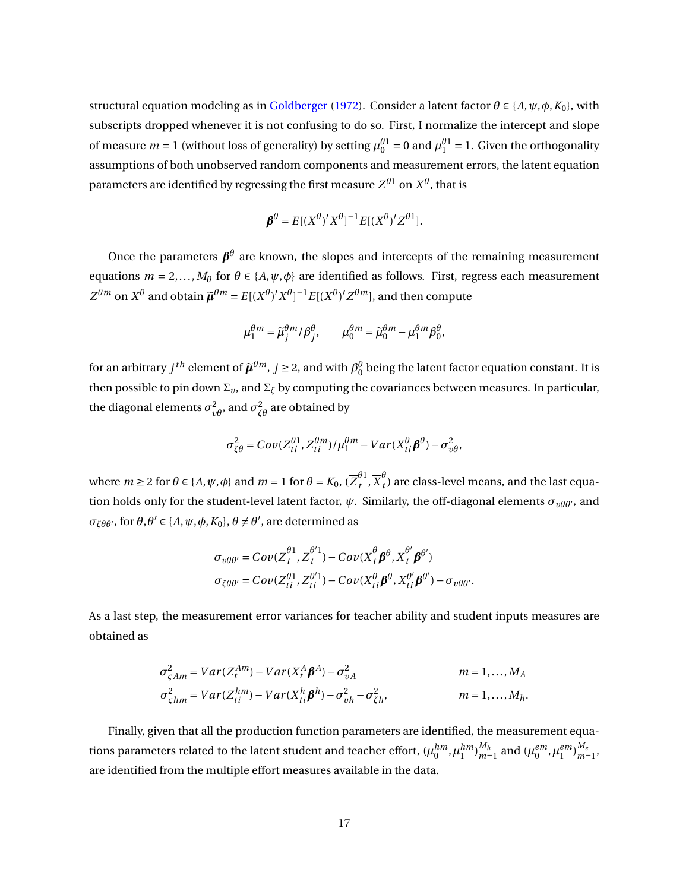structural equation modeling as in Goldberger (1972). Consider a latent factor $\theta \in \{A, \psi, \phi, K_0\}$, with subscripts dropped whenever it is not confusing to do so. First, I normalize the intercept and slope of measure $m = 1$ (without loss of generality) by setting $\mu_0^{\theta 1} = 0$ and $\mu_1^{\theta 1} = 1$. Given the orthogonality assumptions of both unobserved random components and measurement errors, the latent equation parameters are identified by regressing the first measure $Z^{\theta 1}$ on $X^\theta$, that is

$$\boldsymbol{\beta}^\theta = E[(X^\theta)' X^\theta]^{-1} E[(X^\theta)' Z^{\theta 1}].$$

Once the parameters $\boldsymbol{\beta}^\theta$ are known, the slopes and intercepts of the remaining measurement equations $m = 2, \ldots, M_\theta$ for $\theta \in \{A, \psi, \phi\}$ are identified as follows. First, regress each measurement $Z^{\theta m}$ on $X^\theta$ and obtain $\widetilde{\boldsymbol{\mu}}^{\theta m} = E[(X^\theta)' X^\theta]^{-1} E[(X^\theta)' Z^{\theta m}]$, and then compute

$$\mu_1^{\theta m} = \widetilde{\mu}_j^{\theta m} / \beta_j^\theta, \qquad \mu_0^{\theta m} = \widetilde{\mu}_0^{\theta m} - \mu_1^{\theta m} \beta_0^\theta,$$

for an arbitrary $j^{th}$ element of $\widetilde{\boldsymbol{\mu}}^{\theta m}$, $j \geq 2$, and with $\beta_0^\theta$ being the latent factor equation constant. It is then possible to pin down $\Sigma_\upsilon$, and $\Sigma_\zeta$ by computing the covariances between measures. In particular, the diagonal elements $\sigma_{\upsilon\theta}^2$, and $\sigma_{\zeta\theta}^2$ are obtained by

$$\sigma_{\zeta\theta}^2 = Cov(Z_{ti}^{\theta 1}, Z_{ti}^{\theta m}) / \mu_1^{\theta m} - Var(X_{ti}^\theta \boldsymbol{\beta}^\theta) - \sigma_{\upsilon\theta}^2,$$

where $m \geq 2$ for $\theta \in \{A, \psi, \phi\}$ and $m = 1$ for $\theta = K_0$, $(\overline{Z}_t^{\theta 1}, \overline{X}_t^\theta)$ are class-level means, and the last equation holds only for the student-level latent factor, $\psi$. Similarly, the off-diagonal elements $\sigma_{\upsilon\theta\theta'}$, and $\sigma_{\zeta\theta\theta'}$, for $\theta, \theta' \in \{A, \psi, \phi, K_0\}$, $\theta \neq \theta'$, are determined as

$$\begin{aligned}
\sigma_{\upsilon\theta\theta'} &= Cov(\overline{Z}_t^{\theta 1}, \overline{Z}_t^{\theta' 1}) - Cov(\overline{X}_t^\theta \boldsymbol{\beta}^\theta, \overline{X}_t^{\theta'} \boldsymbol{\beta}^{\theta'}) \\
\sigma_{\zeta\theta\theta'} &= Cov(Z_{ti}^{\theta 1}, Z_{ti}^{\theta' 1}) - Cov(X_{ti}^\theta \boldsymbol{\beta}^\theta, X_{ti}^{\theta'} \boldsymbol{\beta}^{\theta'}) - \sigma_{\upsilon\theta\theta'}.
\end{aligned}$$

As a last step, the measurement error variances for teacher ability and student inputs measures are obtained as

$$\begin{aligned}
\sigma_{\varsigma Am}^2 &= Var(Z_t^{Am}) - Var(X_t^A \boldsymbol{\beta}^A) - \sigma_{\upsilon A}^2 & m &= 1, \ldots, M_A \\
\sigma_{\varsigma hm}^2 &= Var(Z_{ti}^{hm}) - Var(X_{ti}^h \boldsymbol{\beta}^h) - \sigma_{\upsilon h}^2 - \sigma_{\zeta h}^2, & m &= 1, \ldots, M_h.
\end{aligned}$$

Finally, given that all the production function parameters are identified, the measurement equations parameters related to the latent student and teacher effort, $(\mu_0^{hm}, \mu_1^{hm})_{m=1}^{M_h}$ and $(\mu_0^{em}, \mu_1^{em})_{m=1}^{M_e}$, are identified from the multiple effort measures available in the data.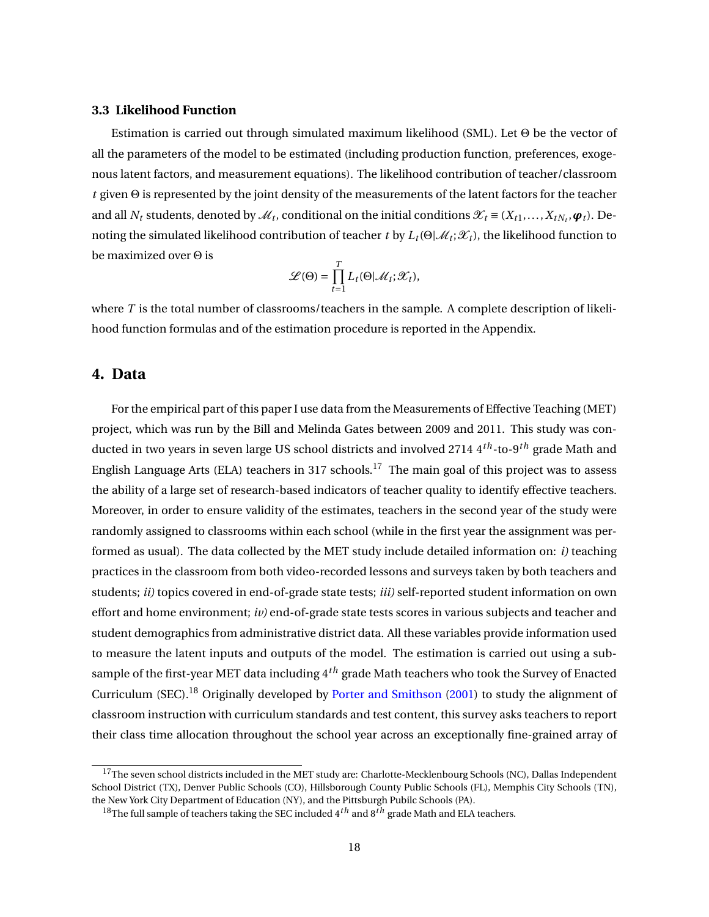### 3.3 Likelihood Function

Estimation is carried out through simulated maximum likelihood (SML). Let $\Theta$ be the vector of all the parameters of the model to be estimated (including production function, preferences, exogenous latent factors, and measurement equations). The likelihood contribution of teacher/classroom $t$ given $\Theta$ is represented by the joint density of the measurements of the latent factors for the teacher and all $N_t$ students, denoted by $\mathscr{M}_t$, conditional on the initial conditions $\mathscr{X}_t \equiv (X_{t1}, \ldots, X_{tN_t}, \boldsymbol{\varphi}_t)$. Denoting the simulated likelihood contribution of teacher $t$ by $L_t(\Theta|\mathscr{M}_t; \mathscr{X}_t)$, the likelihood function to be maximized over $\Theta$ is

$$\mathscr{L}(\Theta) = \prod_{t=1}^{T} L_t(\Theta|\mathscr{M}_t; \mathscr{X}_t),$$

where $T$ is the total number of classrooms/teachers in the sample. A complete description of likelihood function formulas and of the estimation procedure is reported in the Appendix.

## 4. Data

For the empirical part of this paper I use data from the Measurements of Effective Teaching (MET) project, which was run by the Bill and Melinda Gates between 2009 and 2011. This study was conducted in two years in seven large US school districts and involved 2714 $4^{th}$-to-$9^{th}$ grade Math and English Language Arts (ELA) teachers in 317 schools.[17] The main goal of this project was to assess the ability of a large set of research-based indicators of teacher quality to identify effective teachers. Moreover, in order to ensure validity of the estimates, teachers in the second year of the study were randomly assigned to classrooms within each school (while in the first year the assignment was performed as usual). The data collected by the MET study include detailed information on: *i)* teaching practices in the classroom from both video-recorded lessons and surveys taken by both teachers and students; *ii)* topics covered in end-of-grade state tests; *iii)* self-reported student information on own effort and home environment; *iv)* end-of-grade state tests scores in various subjects and teacher and student demographics from administrative district data. All these variables provide information used to measure the latent inputs and outputs of the model. The estimation is carried out using a subsample of the first-year MET data including $4^{th}$ grade Math teachers who took the Survey of Enacted Curriculum (SEC).[18] Originally developed by Porter and Smithson (2001) to study the alignment of classroom instruction with curriculum standards and test content, this survey asks teachers to report their class time allocation throughout the school year across an exceptionally fine-grained array of

[17] The seven school districts included in the MET study are: Charlotte-Mecklenbourg Schools (NC), Dallas Independent School District (TX), Denver Public Schools (CO), Hillsborough County Public Schools (FL), Memphis City Schools (TN), the New York City Department of Education (NY), and the Pittsburgh Pubilc Schools (PA).

[18] The full sample of teachers taking the SEC included $4^{th}$ and $8^{th}$ grade Math and ELA teachers.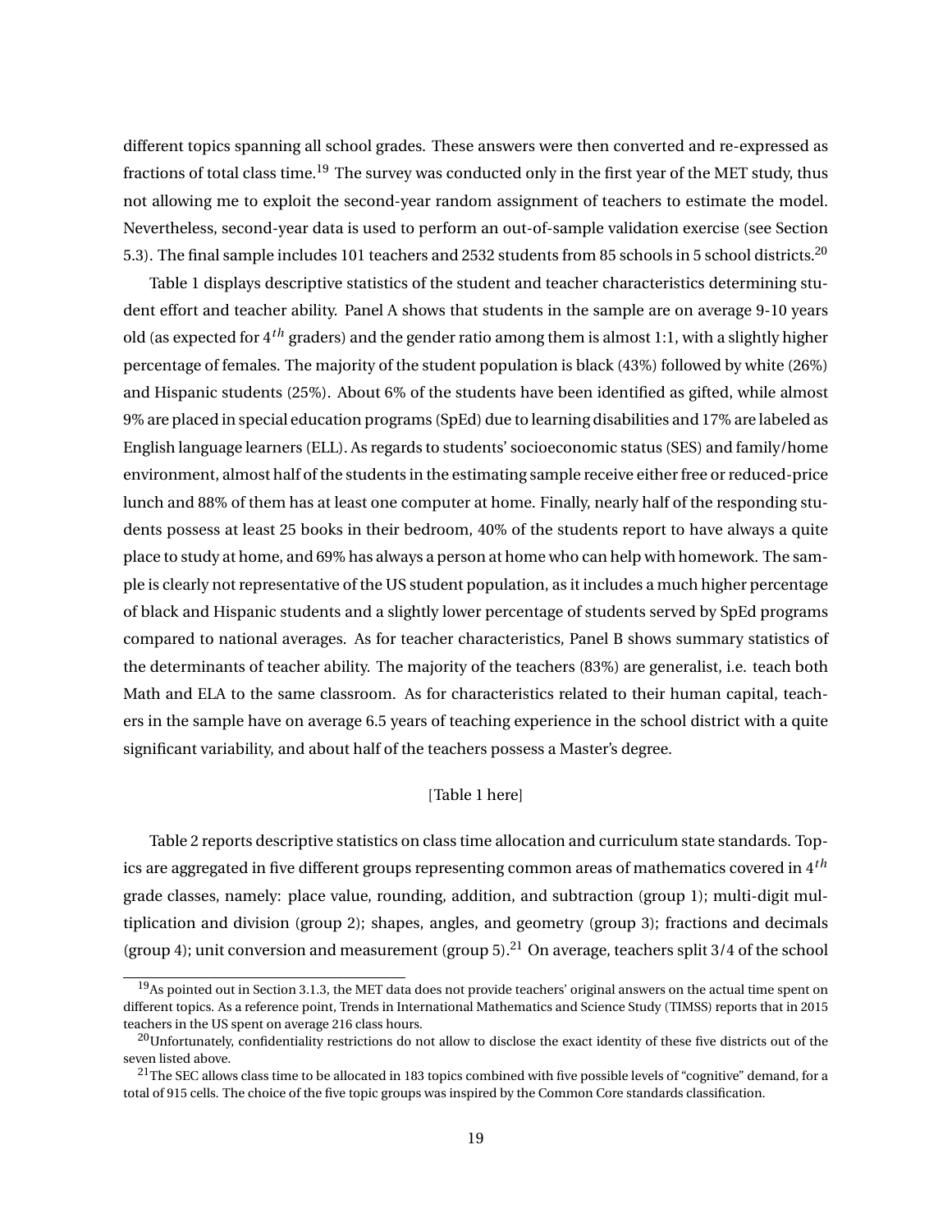different topics spanning all school grades. These answers were then converted and re-expressed as fractions of total class time.[19] The survey was conducted only in the first year of the MET study, thus not allowing me to exploit the second-year random assignment of teachers to estimate the model. Nevertheless, second-year data is used to perform an out-of-sample validation exercise (see Section 5.3). The final sample includes 101 teachers and 2532 students from 85 schools in 5 school districts.[20]

Table 1 displays descriptive statistics of the student and teacher characteristics determining student effort and teacher ability. Panel A shows that students in the sample are on average 9-10 years old (as expected for $4^{th}$ graders) and the gender ratio among them is almost 1:1, with a slightly higher percentage of females. The majority of the student population is black (43%) followed by white (26%) and Hispanic students (25%). About 6% of the students have been identified as gifted, while almost 9% are placed in special education programs (SpEd) due to learning disabilities and 17% are labeled as English language learners (ELL). As regards to students' socioeconomic status (SES) and family/home environment, almost half of the students in the estimating sample receive either free or reduced-price lunch and 88% of them has at least one computer at home. Finally, nearly half of the responding students possess at least 25 books in their bedroom, 40% of the students report to have always a quite place to study at home, and 69% has always a person at home who can help with homework. The sample is clearly not representative of the US student population, as it includes a much higher percentage of black and Hispanic students and a slightly lower percentage of students served by SpEd programs compared to national averages. As for teacher characteristics, Panel B shows summary statistics of the determinants of teacher ability. The majority of the teachers (83%) are generalist, i.e. teach both Math and ELA to the same classroom. As for characteristics related to their human capital, teachers in the sample have on average 6.5 years of teaching experience in the school district with a quite significant variability, and about half of the teachers possess a Master's degree.

[Table 1 here]

Table 2 reports descriptive statistics on class time allocation and curriculum state standards. Topics are aggregated in five different groups representing common areas of mathematics covered in $4^{th}$ grade classes, namely: place value, rounding, addition, and subtraction (group 1); multi-digit multiplication and division (group 2); shapes, angles, and geometry (group 3); fractions and decimals (group 4); unit conversion and measurement (group 5).[21] On average, teachers split 3/4 of the school

[19] As pointed out in Section 3.1.3, the MET data does not provide teachers' original answers on the actual time spent on different topics. As a reference point, Trends in International Mathematics and Science Study (TIMSS) reports that in 2015 teachers in the US spent on average 216 class hours.

[20] Unfortunately, confidentiality restrictions do not allow to disclose the exact identity of these five districts out of the seven listed above.

[21] The SEC allows class time to be allocated in 183 topics combined with five possible levels of "cognitive" demand, for a total of 915 cells. The choice of the five topic groups was inspired by the Common Core standards classification.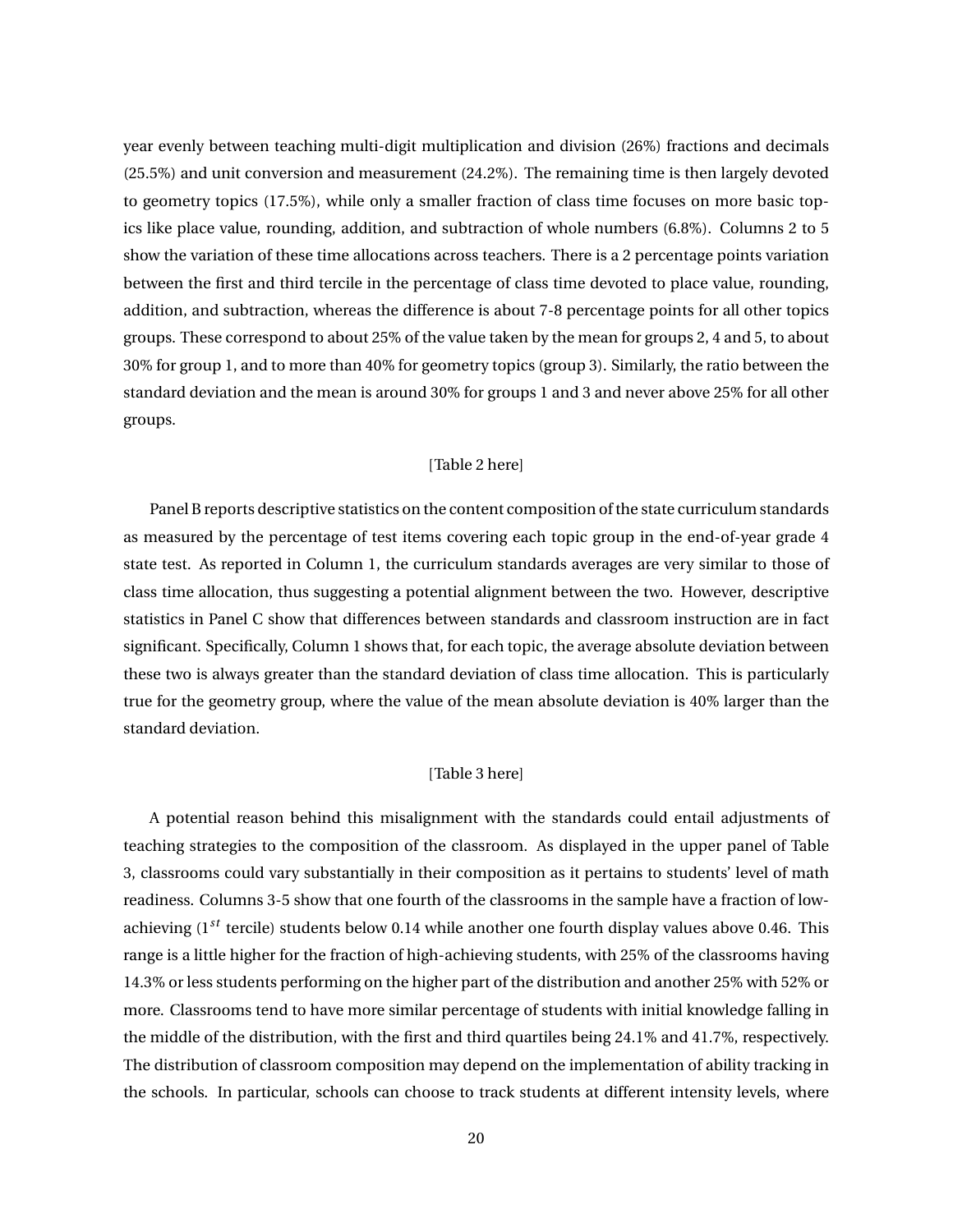year evenly between teaching multi-digit multiplication and division (26%) fractions and decimals (25.5%) and unit conversion and measurement (24.2%). The remaining time is then largely devoted to geometry topics (17.5%), while only a smaller fraction of class time focuses on more basic topics like place value, rounding, addition, and subtraction of whole numbers (6.8%). Columns 2 to 5 show the variation of these time allocations across teachers. There is a 2 percentage points variation between the first and third tercile in the percentage of class time devoted to place value, rounding, addition, and subtraction, whereas the difference is about 7-8 percentage points for all other topics groups. These correspond to about 25% of the value taken by the mean for groups 2, 4 and 5, to about 30% for group 1, and to more than 40% for geometry topics (group 3). Similarly, the ratio between the standard deviation and the mean is around 30% for groups 1 and 3 and never above 25% for all other groups.

[Table 2 here]

Panel B reports descriptive statistics on the content composition of the state curriculum standards as measured by the percentage of test items covering each topic group in the end-of-year grade 4 state test. As reported in Column 1, the curriculum standards averages are very similar to those of class time allocation, thus suggesting a potential alignment between the two. However, descriptive statistics in Panel C show that differences between standards and classroom instruction are in fact significant. Specifically, Column 1 shows that, for each topic, the average absolute deviation between these two is always greater than the standard deviation of class time allocation. This is particularly true for the geometry group, where the value of the mean absolute deviation is 40% larger than the standard deviation.

[Table 3 here]

A potential reason behind this misalignment with the standards could entail adjustments of teaching strategies to the composition of the classroom. As displayed in the upper panel of Table 3, classrooms could vary substantially in their composition as it pertains to students' level of math readiness. Columns 3-5 show that one fourth of the classrooms in the sample have a fraction of low-achieving ($1^{st}$ tercile) students below 0.14 while another one fourth display values above 0.46. This range is a little higher for the fraction of high-achieving students, with 25% of the classrooms having 14.3% or less students performing on the higher part of the distribution and another 25% with 52% or more. Classrooms tend to have more similar percentage of students with initial knowledge falling in the middle of the distribution, with the first and third quartiles being 24.1% and 41.7%, respectively. The distribution of classroom composition may depend on the implementation of ability tracking in the schools. In particular, schools can choose to track students at different intensity levels, where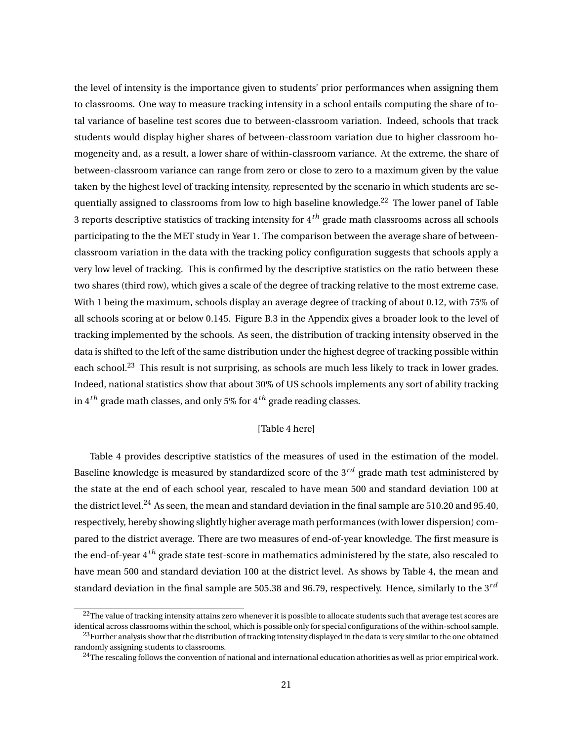the level of intensity is the importance given to students' prior performances when assigning them to classrooms. One way to measure tracking intensity in a school entails computing the share of total variance of baseline test scores due to between-classroom variation. Indeed, schools that track students would display higher shares of between-classroom variation due to higher classroom homogeneity and, as a result, a lower share of within-classroom variance. At the extreme, the share of between-classroom variance can range from zero or close to zero to a maximum given by the value taken by the highest level of tracking intensity, represented by the scenario in which students are sequentially assigned to classrooms from low to high baseline knowledge.[22] The lower panel of Table 3 reports descriptive statistics of tracking intensity for $4^{th}$ grade math classrooms across all schools participating to the the MET study in Year 1. The comparison between the average share of between-classroom variation in the data with the tracking policy configuration suggests that schools apply a very low level of tracking. This is confirmed by the descriptive statistics on the ratio between these two shares (third row), which gives a scale of the degree of tracking relative to the most extreme case. With 1 being the maximum, schools display an average degree of tracking of about 0.12, with 75% of all schools scoring at or below 0.145. Figure B.3 in the Appendix gives a broader look to the level of tracking implemented by the schools. As seen, the distribution of tracking intensity observed in the data is shifted to the left of the same distribution under the highest degree of tracking possible within each school.[23] This result is not surprising, as schools are much less likely to track in lower grades. Indeed, national statistics show that about 30% of US schools implements any sort of ability tracking in $4^{th}$ grade math classes, and only 5% for $4^{th}$ grade reading classes.

[Table 4 here]

Table 4 provides descriptive statistics of the measures of used in the estimation of the model. Baseline knowledge is measured by standardized score of the $3^{rd}$ grade math test administered by the state at the end of each school year, rescaled to have mean 500 and standard deviation 100 at the district level.[24] As seen, the mean and standard deviation in the final sample are 510.20 and 95.40, respectively, hereby showing slightly higher average math performances (with lower dispersion) compared to the district average. There are two measures of end-of-year knowledge. The first measure is the end-of-year $4^{th}$ grade state test-score in mathematics administered by the state, also rescaled to have mean 500 and standard deviation 100 at the district level. As shows by Table 4, the mean and standard deviation in the final sample are 505.38 and 96.79, respectively. Hence, similarly to the $3^{rd}$

[22] The value of tracking intensity attains zero whenever it is possible to allocate students such that average test scores are identical across classrooms within the school, which is possible only for special configurations of the within-school sample.

[23] Further analysis show that the distribution of tracking intensity displayed in the data is very similar to the one obtained randomly assigning students to classrooms.

[24] The rescaling follows the convention of national and international education athorities as well as prior empirical work.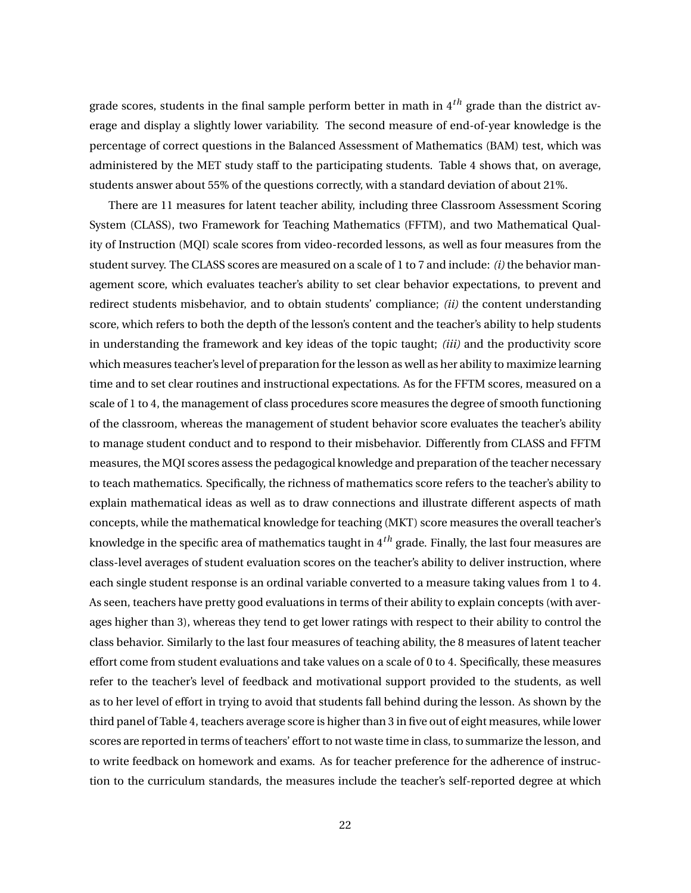grade scores, students in the final sample perform better in math in $4^{th}$ grade than the district average and display a slightly lower variability. The second measure of end-of-year knowledge is the percentage of correct questions in the Balanced Assessment of Mathematics (BAM) test, which was administered by the MET study staff to the participating students. Table 4 shows that, on average, students answer about 55% of the questions correctly, with a standard deviation of about 21%.

There are 11 measures for latent teacher ability, including three Classroom Assessment Scoring System (CLASS), two Framework for Teaching Mathematics (FFTM), and two Mathematical Quality of Instruction (MQI) scale scores from video-recorded lessons, as well as four measures from the student survey. The CLASS scores are measured on a scale of 1 to 7 and include: *(i)* the behavior management score, which evaluates teacher's ability to set clear behavior expectations, to prevent and redirect students misbehavior, and to obtain students' compliance; *(ii)* the content understanding score, which refers to both the depth of the lesson's content and the teacher's ability to help students in understanding the framework and key ideas of the topic taught; *(iii)* and the productivity score which measures teacher's level of preparation for the lesson as well as her ability to maximize learning time and to set clear routines and instructional expectations. As for the FFTM scores, measured on a scale of 1 to 4, the management of class procedures score measures the degree of smooth functioning of the classroom, whereas the management of student behavior score evaluates the teacher's ability to manage student conduct and to respond to their misbehavior. Differently from CLASS and FFTM measures, the MQI scores assess the pedagogical knowledge and preparation of the teacher necessary to teach mathematics. Specifically, the richness of mathematics score refers to the teacher's ability to explain mathematical ideas as well as to draw connections and illustrate different aspects of math concepts, while the mathematical knowledge for teaching (MKT) score measures the overall teacher's knowledge in the specific area of mathematics taught in $4^{th}$ grade. Finally, the last four measures are class-level averages of student evaluation scores on the teacher's ability to deliver instruction, where each single student response is an ordinal variable converted to a measure taking values from 1 to 4. As seen, teachers have pretty good evaluations in terms of their ability to explain concepts (with averages higher than 3), whereas they tend to get lower ratings with respect to their ability to control the class behavior. Similarly to the last four measures of teaching ability, the 8 measures of latent teacher effort come from student evaluations and take values on a scale of 0 to 4. Specifically, these measures refer to the teacher's level of feedback and motivational support provided to the students, as well as to her level of effort in trying to avoid that students fall behind during the lesson. As shown by the third panel of Table 4, teachers average score is higher than 3 in five out of eight measures, while lower scores are reported in terms of teachers' effort to not waste time in class, to summarize the lesson, and to write feedback on homework and exams. As for teacher preference for the adherence of instruction to the curriculum standards, the measures include the teacher's self-reported degree at which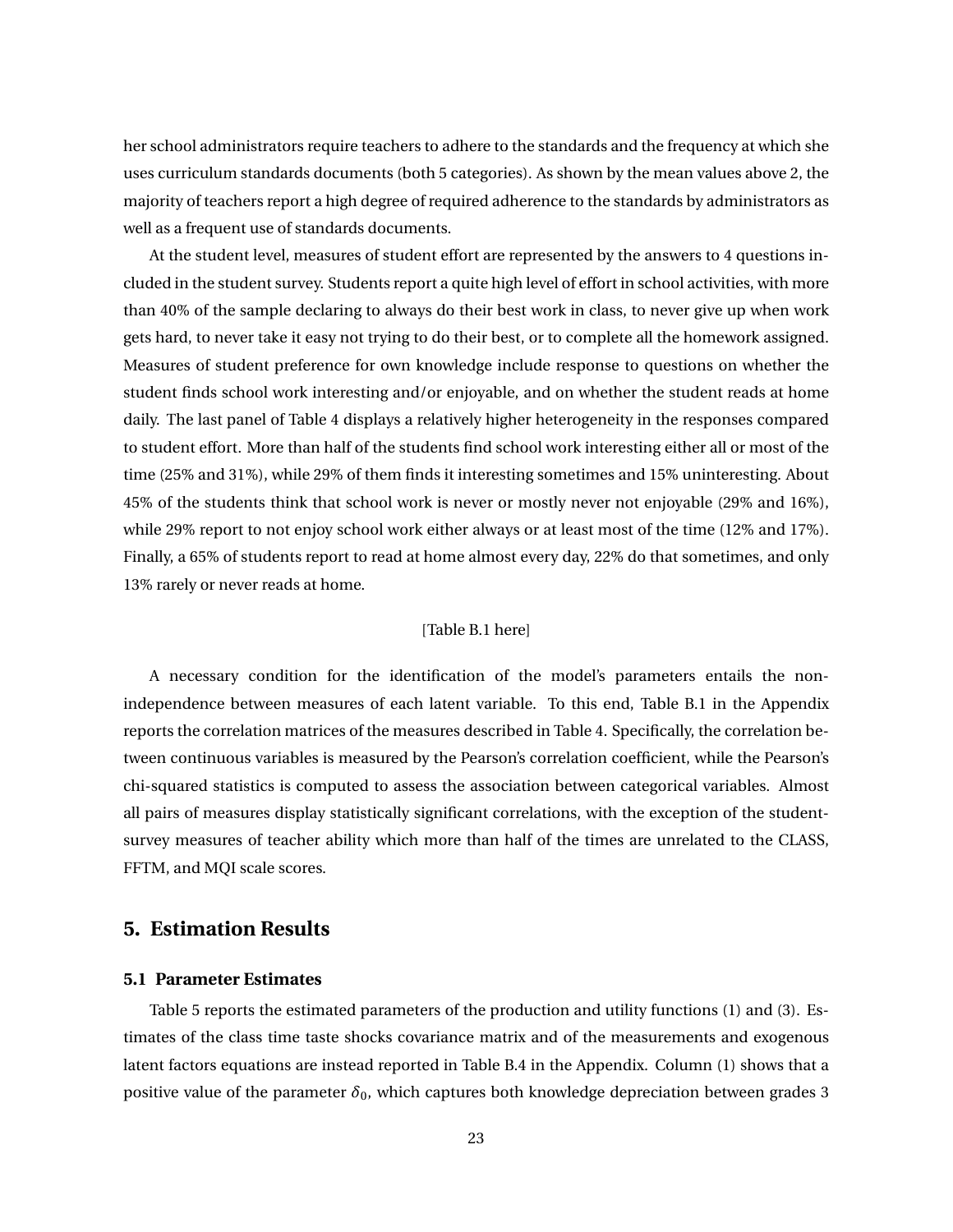her school administrators require teachers to adhere to the standards and the frequency at which she uses curriculum standards documents (both 5 categories). As shown by the mean values above 2, the majority of teachers report a high degree of required adherence to the standards by administrators as well as a frequent use of standards documents.

At the student level, measures of student effort are represented by the answers to 4 questions included in the student survey. Students report a quite high level of effort in school activities, with more than 40% of the sample declaring to always do their best work in class, to never give up when work gets hard, to never take it easy not trying to do their best, or to complete all the homework assigned. Measures of student preference for own knowledge include response to questions on whether the student finds school work interesting and/or enjoyable, and on whether the student reads at home daily. The last panel of Table 4 displays a relatively higher heterogeneity in the responses compared to student effort. More than half of the students find school work interesting either all or most of the time (25% and 31%), while 29% of them finds it interesting sometimes and 15% uninteresting. About 45% of the students think that school work is never or mostly never not enjoyable (29% and 16%), while 29% report to not enjoy school work either always or at least most of the time (12% and 17%). Finally, a 65% of students report to read at home almost every day, 22% do that sometimes, and only 13% rarely or never reads at home.

[Table B.1 here]

A necessary condition for the identification of the model's parameters entails the non-independence between measures of each latent variable. To this end, Table B.1 in the Appendix reports the correlation matrices of the measures described in Table 4. Specifically, the correlation between continuous variables is measured by the Pearson's correlation coefficient, while the Pearson's chi-squared statistics is computed to assess the association between categorical variables. Almost all pairs of measures display statistically significant correlations, with the exception of the student-survey measures of teacher ability which more than half of the times are unrelated to the CLASS, FFTM, and MQI scale scores.

## 5. Estimation Results

### 5.1 Parameter Estimates

Table 5 reports the estimated parameters of the production and utility functions (1) and (3). Estimates of the class time taste shocks covariance matrix and of the measurements and exogenous latent factors equations are instead reported in Table B.4 in the Appendix. Column (1) shows that a positive value of the parameter $\delta_0$, which captures both knowledge depreciation between grades 3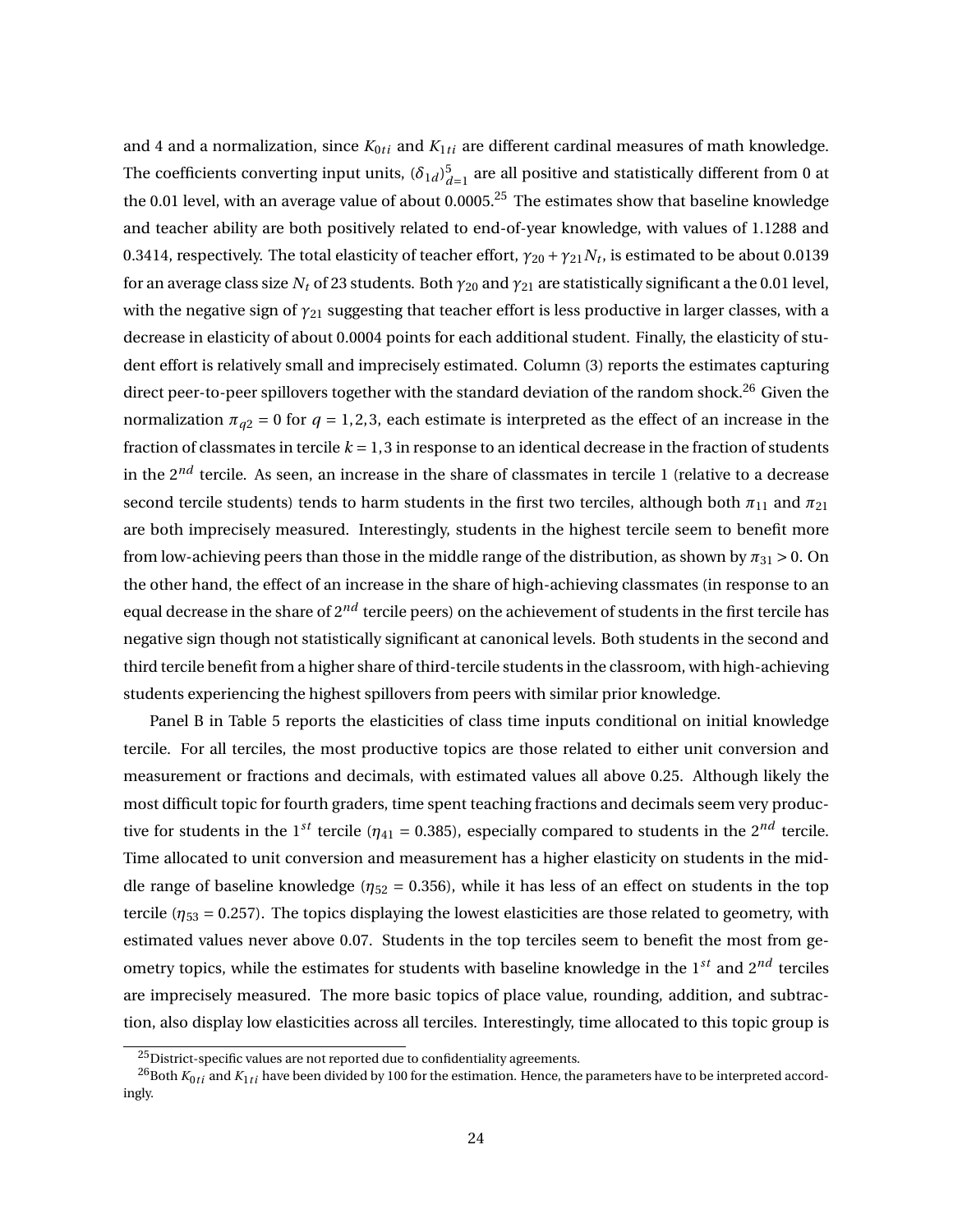and 4 and a normalization, since $K_{0ti}$ and $K_{1ti}$ are different cardinal measures of math knowledge. The coefficients converting input units, $(\delta_{1d})_{d=1}^{5}$ are all positive and statistically different from 0 at the 0.01 level, with an average value of about 0.0005.[25] The estimates show that baseline knowledge and teacher ability are both positively related to end-of-year knowledge, with values of 1.1288 and 0.3414, respectively. The total elasticity of teacher effort, $\gamma_{20} + \gamma_{21}N_t$, is estimated to be about 0.0139 for an average class size $N_t$ of 23 students. Both $\gamma_{20}$ and $\gamma_{21}$ are statistically significant a the 0.01 level, with the negative sign of $\gamma_{21}$ suggesting that teacher effort is less productive in larger classes, with a decrease in elasticity of about 0.0004 points for each additional student. Finally, the elasticity of student effort is relatively small and imprecisely estimated. Column (3) reports the estimates capturing direct peer-to-peer spillovers together with the standard deviation of the random shock.[26] Given the normalization $\pi_{q2} = 0$ for $q = 1,2,3$, each estimate is interpreted as the effect of an increase in the fraction of classmates in tercile $k = 1,3$ in response to an identical decrease in the fraction of students in the $2^{nd}$ tercile. As seen, an increase in the share of classmates in tercile 1 (relative to a decrease second tercile students) tends to harm students in the first two terciles, although both $\pi_{11}$ and $\pi_{21}$ are both imprecisely measured. Interestingly, students in the highest tercile seem to benefit more from low-achieving peers than those in the middle range of the distribution, as shown by $\pi_{31} > 0$. On the other hand, the effect of an increase in the share of high-achieving classmates (in response to an equal decrease in the share of $2^{nd}$ tercile peers) on the achievement of students in the first tercile has negative sign though not statistically significant at canonical levels. Both students in the second and third tercile benefit from a higher share of third-tercile students in the classroom, with high-achieving students experiencing the highest spillovers from peers with similar prior knowledge.

Panel B in Table 5 reports the elasticities of class time inputs conditional on initial knowledge tercile. For all terciles, the most productive topics are those related to either unit conversion and measurement or fractions and decimals, with estimated values all above 0.25. Although likely the most difficult topic for fourth graders, time spent teaching fractions and decimals seem very productive for students in the $1^{st}$ tercile ($\eta_{41} = 0.385$), especially compared to students in the $2^{nd}$ tercile. Time allocated to unit conversion and measurement has a higher elasticity on students in the middle range of baseline knowledge ($\eta_{52} = 0.356$), while it has less of an effect on students in the top tercile ($\eta_{53} = 0.257$). The topics displaying the lowest elasticities are those related to geometry, with estimated values never above 0.07. Students in the top terciles seem to benefit the most from geometry topics, while the estimates for students with baseline knowledge in the $1^{st}$ and $2^{nd}$ terciles are imprecisely measured. The more basic topics of place value, rounding, addition, and subtraction, also display low elasticities across all terciles. Interestingly, time allocated to this topic group is

[25] District-specific values are not reported due to confidentiality agreements.

[26] Both $K_{0ti}$ and $K_{1ti}$ have been divided by 100 for the estimation. Hence, the parameters have to be interpreted accordingly.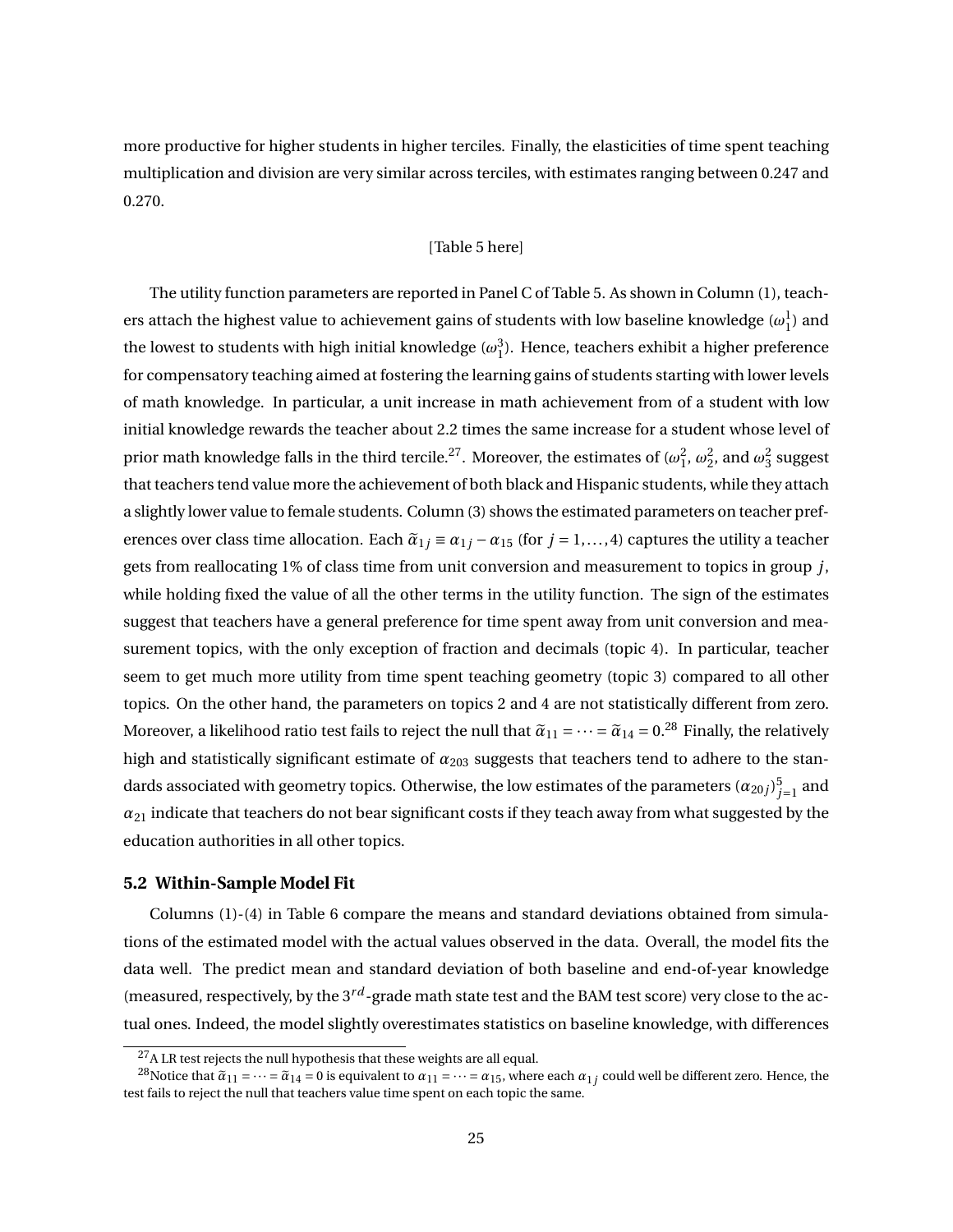more productive for higher students in higher terciles. Finally, the elasticities of time spent teaching multiplication and division are very similar across terciles, with estimates ranging between 0.247 and 0.270.

[Table 5 here]

The utility function parameters are reported in Panel C of Table 5. As shown in Column (1), teachers attach the highest value to achievement gains of students with low baseline knowledge ($\omega_1^1$) and the lowest to students with high initial knowledge ($\omega_1^3$). Hence, teachers exhibit a higher preference for compensatory teaching aimed at fostering the learning gains of students starting with lower levels of math knowledge. In particular, a unit increase in math achievement from of a student with low initial knowledge rewards the teacher about 2.2 times the same increase for a student whose level of prior math knowledge falls in the third tercile.[27]. Moreover, the estimates of ($\omega_1^2$, $\omega_2^2$, and $\omega_3^2$ suggest that teachers tend value more the achievement of both black and Hispanic students, while they attach a slightly lower value to female students. Column (3) shows the estimated parameters on teacher preferences over class time allocation. Each $\tilde{\alpha}_{1j} \equiv \alpha_{1j} - \alpha_{15}$ (for $j = 1, \ldots, 4$) captures the utility a teacher gets from reallocating 1% of class time from unit conversion and measurement to topics in group $j$, while holding fixed the value of all the other terms in the utility function. The sign of the estimates suggest that teachers have a general preference for time spent away from unit conversion and measurement topics, with the only exception of fraction and decimals (topic 4). In particular, teacher seem to get much more utility from time spent teaching geometry (topic 3) compared to all other topics. On the other hand, the parameters on topics 2 and 4 are not statistically different from zero. Moreover, a likelihood ratio test fails to reject the null that $\tilde{\alpha}_{11} = \cdots = \tilde{\alpha}_{14} = 0$.[28] Finally, the relatively high and statistically significant estimate of $\alpha_{203}$ suggests that teachers tend to adhere to the standards associated with geometry topics. Otherwise, the low estimates of the parameters $(\alpha_{20j})_{j=1}^{5}$ and $\alpha_{21}$ indicate that teachers do not bear significant costs if they teach away from what suggested by the education authorities in all other topics.

### 5.2 Within-Sample Model Fit

Columns (1)-(4) in Table 6 compare the means and standard deviations obtained from simulations of the estimated model with the actual values observed in the data. Overall, the model fits the data well. The predict mean and standard deviation of both baseline and end-of-year knowledge (measured, respectively, by the $3^{rd}$-grade math state test and the BAM test score) very close to the actual ones. Indeed, the model slightly overestimates statistics on baseline knowledge, with differences

---

[27] A LR test rejects the null hypothesis that these weights are all equal.

[28] Notice that $\tilde{\alpha}_{11} = \cdots = \tilde{\alpha}_{14} = 0$ is equivalent to $\alpha_{11} = \cdots = \alpha_{15}$, where each $\alpha_{1j}$ could well be different zero. Hence, the test fails to reject the null that teachers value time spent on each topic the same.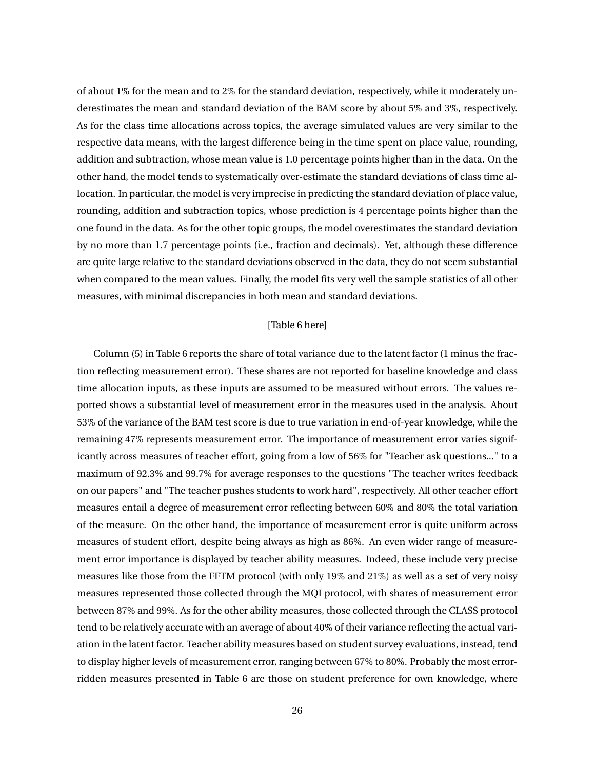of about 1% for the mean and to 2% for the standard deviation, respectively, while it moderately underestimates the mean and standard deviation of the BAM score by about 5% and 3%, respectively. As for the class time allocations across topics, the average simulated values are very similar to the respective data means, with the largest difference being in the time spent on place value, rounding, addition and subtraction, whose mean value is 1.0 percentage points higher than in the data. On the other hand, the model tends to systematically over-estimate the standard deviations of class time allocation. In particular, the model is very imprecise in predicting the standard deviation of place value, rounding, addition and subtraction topics, whose prediction is 4 percentage points higher than the one found in the data. As for the other topic groups, the model overestimates the standard deviation by no more than 1.7 percentage points (i.e., fraction and decimals). Yet, although these difference are quite large relative to the standard deviations observed in the data, they do not seem substantial when compared to the mean values. Finally, the model fits very well the sample statistics of all other measures, with minimal discrepancies in both mean and standard deviations.

[Table 6 here]

Column (5) in Table 6 reports the share of total variance due to the latent factor (1 minus the fraction reflecting measurement error). These shares are not reported for baseline knowledge and class time allocation inputs, as these inputs are assumed to be measured without errors. The values reported shows a substantial level of measurement error in the measures used in the analysis. About 53% of the variance of the BAM test score is due to true variation in end-of-year knowledge, while the remaining 47% represents measurement error. The importance of measurement error varies significantly across measures of teacher effort, going from a low of 56% for "Teacher ask questions..." to a maximum of 92.3% and 99.7% for average responses to the questions "The teacher writes feedback on our papers" and "The teacher pushes students to work hard", respectively. All other teacher effort measures entail a degree of measurement error reflecting between 60% and 80% the total variation of the measure. On the other hand, the importance of measurement error is quite uniform across measures of student effort, despite being always as high as 86%. An even wider range of measurement error importance is displayed by teacher ability measures. Indeed, these include very precise measures like those from the FFTM protocol (with only 19% and 21%) as well as a set of very noisy measures represented those collected through the MQI protocol, with shares of measurement error between 87% and 99%. As for the other ability measures, those collected through the CLASS protocol tend to be relatively accurate with an average of about 40% of their variance reflecting the actual variation in the latent factor. Teacher ability measures based on student survey evaluations, instead, tend to display higher levels of measurement error, ranging between 67% to 80%. Probably the most error-ridden measures presented in Table 6 are those on student preference for own knowledge, where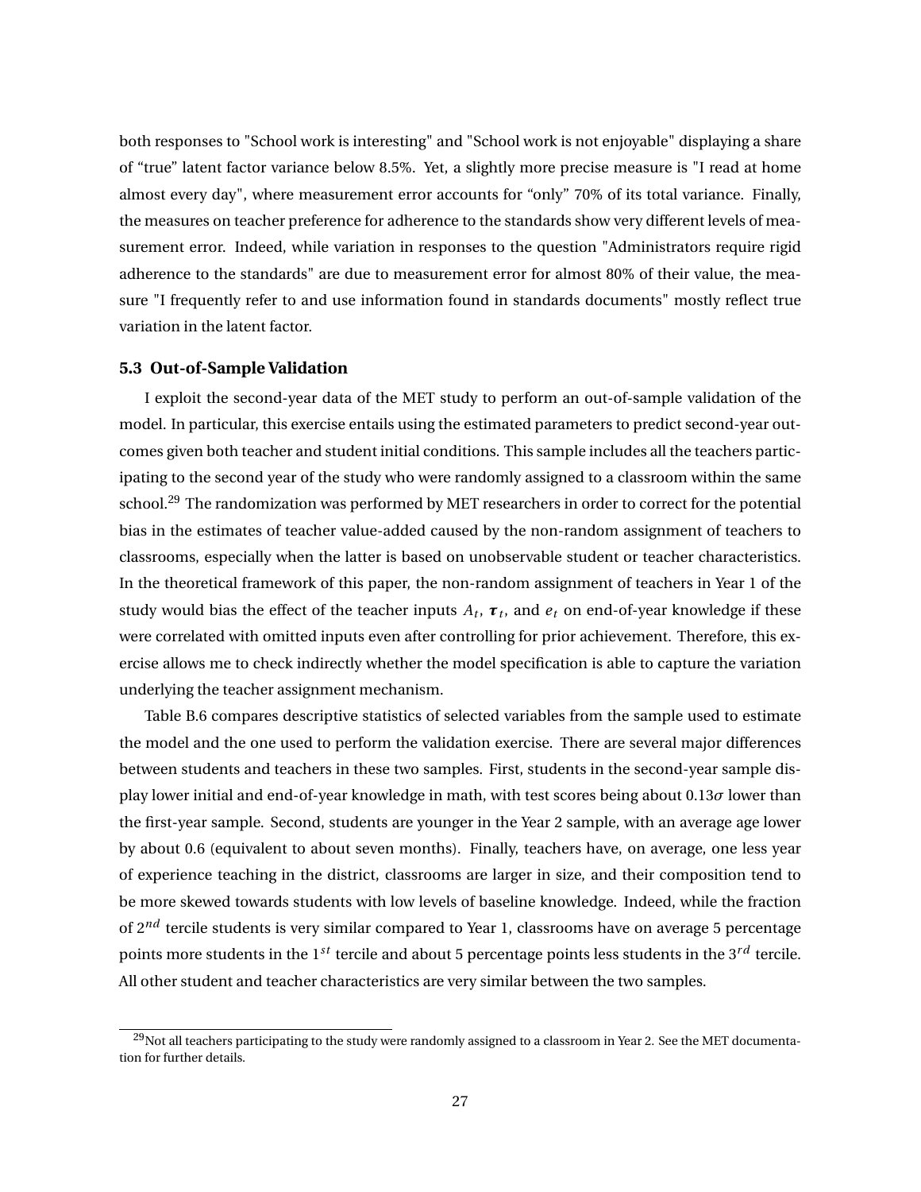both responses to "School work is interesting" and "School work is not enjoyable" displaying a share of “true” latent factor variance below 8.5%. Yet, a slightly more precise measure is "I read at home almost every day", where measurement error accounts for “only” 70% of its total variance. Finally, the measures on teacher preference for adherence to the standards show very different levels of measurement error. Indeed, while variation in responses to the question "Administrators require rigid adherence to the standards" are due to measurement error for almost 80% of their value, the measure "I frequently refer to and use information found in standards documents" mostly reflect true variation in the latent factor.

### 5.3 Out-of-Sample Validation

I exploit the second-year data of the MET study to perform an out-of-sample validation of the model. In particular, this exercise entails using the estimated parameters to predict second-year outcomes given both teacher and student initial conditions. This sample includes all the teachers participating to the second year of the study who were randomly assigned to a classroom within the same school.[29] The randomization was performed by MET researchers in order to correct for the potential bias in the estimates of teacher value-added caused by the non-random assignment of teachers to classrooms, especially when the latter is based on unobservable student or teacher characteristics. In the theoretical framework of this paper, the non-random assignment of teachers in Year 1 of the study would bias the effect of the teacher inputs $A_t$, $\boldsymbol{\tau}_t$, and $e_t$ on end-of-year knowledge if these were correlated with omitted inputs even after controlling for prior achievement. Therefore, this exercise allows me to check indirectly whether the model specification is able to capture the variation underlying the teacher assignment mechanism.

Table B.6 compares descriptive statistics of selected variables from the sample used to estimate the model and the one used to perform the validation exercise. There are several major differences between students and teachers in these two samples. First, students in the second-year sample display lower initial and end-of-year knowledge in math, with test scores being about $0.13\sigma$ lower than the first-year sample. Second, students are younger in the Year 2 sample, with an average age lower by about 0.6 (equivalent to about seven months). Finally, teachers have, on average, one less year of experience teaching in the district, classrooms are larger in size, and their composition tend to be more skewed towards students with low levels of baseline knowledge. Indeed, while the fraction of $2^{nd}$ tercile students is very similar compared to Year 1, classrooms have on average 5 percentage points more students in the $1^{st}$ tercile and about 5 percentage points less students in the $3^{rd}$ tercile. All other student and teacher characteristics are very similar between the two samples.

[29] Not all teachers participating to the study were randomly assigned to a classroom in Year 2. See the MET documentation for further details.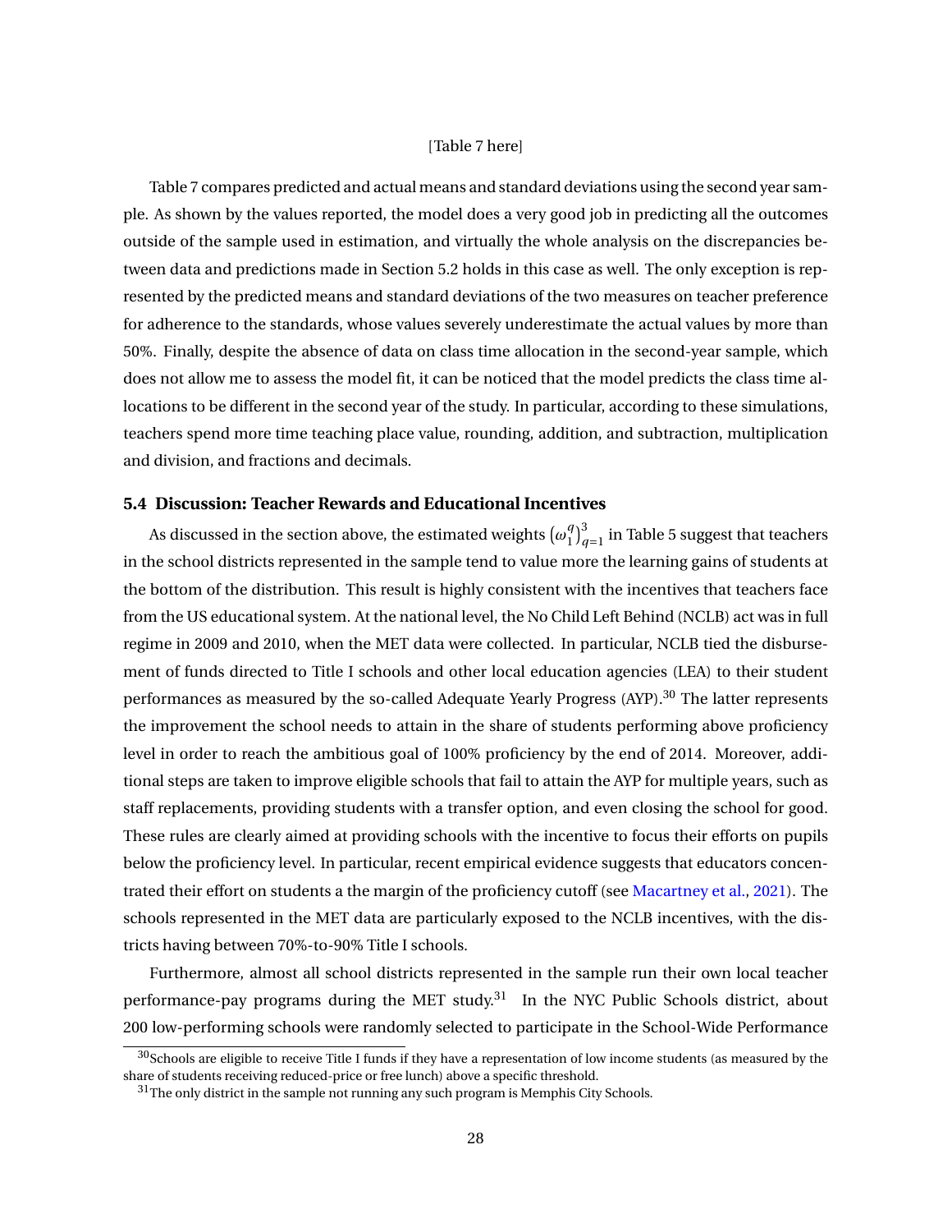[Table 7 here]

Table 7 compares predicted and actual means and standard deviations using the second year sample. As shown by the values reported, the model does a very good job in predicting all the outcomes outside of the sample used in estimation, and virtually the whole analysis on the discrepancies between data and predictions made in Section 5.2 holds in this case as well. The only exception is represented by the predicted means and standard deviations of the two measures on teacher preference for adherence to the standards, whose values severely underestimate the actual values by more than 50%. Finally, despite the absence of data on class time allocation in the second-year sample, which does not allow me to assess the model fit, it can be noticed that the model predicts the class time allocations to be different in the second year of the study. In particular, according to these simulations, teachers spend more time teaching place value, rounding, addition, and subtraction, multiplication and division, and fractions and decimals.

### 5.4 Discussion: Teacher Rewards and Educational Incentives

As discussed in the section above, the estimated weights $\left(\omega_1^q\right)_{q=1}^3$ in Table 5 suggest that teachers in the school districts represented in the sample tend to value more the learning gains of students at the bottom of the distribution. This result is highly consistent with the incentives that teachers face from the US educational system. At the national level, the No Child Left Behind (NCLB) act was in full regime in 2009 and 2010, when the MET data were collected. In particular, NCLB tied the disbursement of funds directed to Title I schools and other local education agencies (LEA) to their student performances as measured by the so-called Adequate Yearly Progress (AYP).[30] The latter represents the improvement the school needs to attain in the share of students performing above proficiency level in order to reach the ambitious goal of 100% proficiency by the end of 2014. Moreover, additional steps are taken to improve eligible schools that fail to attain the AYP for multiple years, such as staff replacements, providing students with a transfer option, and even closing the school for good. These rules are clearly aimed at providing schools with the incentive to focus their efforts on pupils below the proficiency level. In particular, recent empirical evidence suggests that educators concentrated their effort on students a the margin of the proficiency cutoff (see Macartney et al., 2021). The schools represented in the MET data are particularly exposed to the NCLB incentives, with the districts having between 70%-to-90% Title I schools.

Furthermore, almost all school districts represented in the sample run their own local teacher performance-pay programs during the MET study.[31] In the NYC Public Schools district, about 200 low-performing schools were randomly selected to participate in the School-Wide Performance

[30] Schools are eligible to receive Title I funds if they have a representation of low income students (as measured by the share of students receiving reduced-price or free lunch) above a specific threshold.

[31] The only district in the sample not running any such program is Memphis City Schools.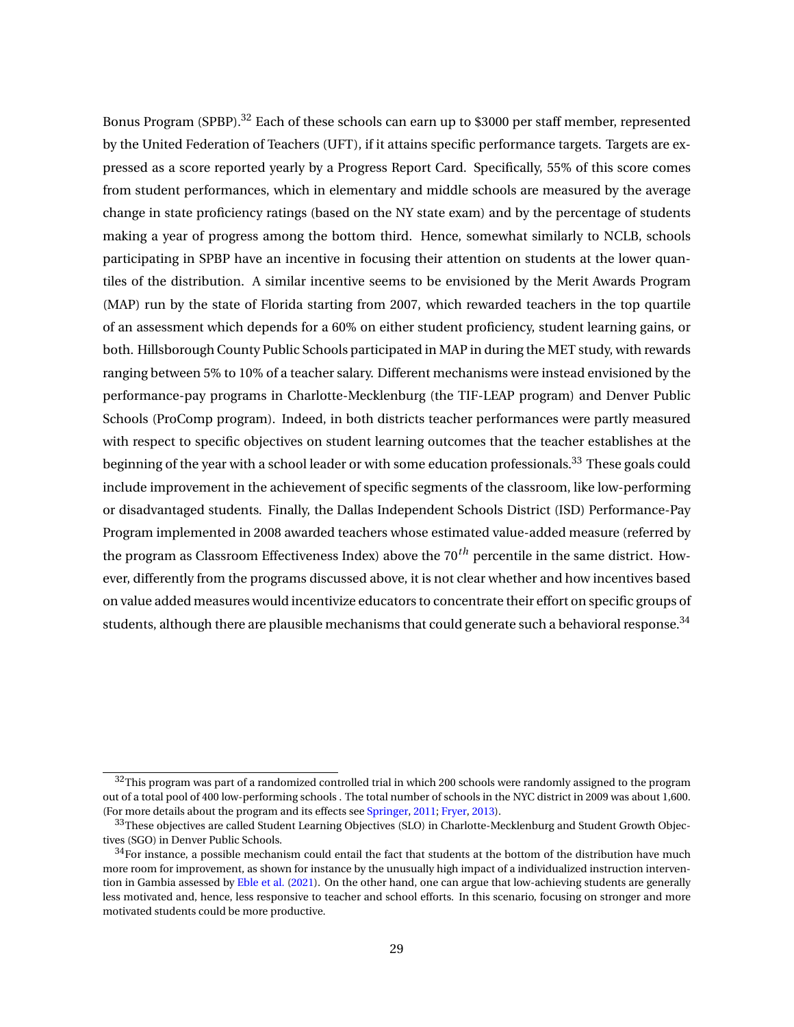Bonus Program (SPBP).[32] Each of these schools can earn up to $3000 per staff member, represented by the United Federation of Teachers (UFT), if it attains specific performance targets. Targets are expressed as a score reported yearly by a Progress Report Card. Specifically, 55% of this score comes from student performances, which in elementary and middle schools are measured by the average change in state proficiency ratings (based on the NY state exam) and by the percentage of students making a year of progress among the bottom third. Hence, somewhat similarly to NCLB, schools participating in SPBP have an incentive in focusing their attention on students at the lower quantiles of the distribution. A similar incentive seems to be envisioned by the Merit Awards Program (MAP) run by the state of Florida starting from 2007, which rewarded teachers in the top quartile of an assessment which depends for a 60% on either student proficiency, student learning gains, or both. Hillsborough County Public Schools participated in MAP in during the MET study, with rewards ranging between 5% to 10% of a teacher salary. Different mechanisms were instead envisioned by the performance-pay programs in Charlotte-Mecklenburg (the TIF-LEAP program) and Denver Public Schools (ProComp program). Indeed, in both districts teacher performances were partly measured with respect to specific objectives on student learning outcomes that the teacher establishes at the beginning of the year with a school leader or with some education professionals.[33] These goals could include improvement in the achievement of specific segments of the classroom, like low-performing or disadvantaged students. Finally, the Dallas Independent Schools District (ISD) Performance-Pay Program implemented in 2008 awarded teachers whose estimated value-added measure (referred by the program as Classroom Effectiveness Index) above the $70^{th}$ percentile in the same district. However, differently from the programs discussed above, it is not clear whether and how incentives based on value added measures would incentivize educators to concentrate their effort on specific groups of students, although there are plausible mechanisms that could generate such a behavioral response.[34]

---

[32] This program was part of a randomized controlled trial in which 200 schools were randomly assigned to the program out of a total pool of 400 low-performing schools . The total number of schools in the NYC district in 2009 was about 1,600. (For more details about the program and its effects see Springer, 2011; Fryer, 2013).

[33] These objectives are called Student Learning Objectives (SLO) in Charlotte-Mecklenburg and Student Growth Objectives (SGO) in Denver Public Schools.

[34] For instance, a possible mechanism could entail the fact that students at the bottom of the distribution have much more room for improvement, as shown for instance by the unusually high impact of a individualized instruction intervention in Gambia assessed by Eble et al. (2021). On the other hand, one can argue that low-achieving students are generally less motivated and, hence, less responsive to teacher and school efforts. In this scenario, focusing on stronger and more motivated students could be more productive.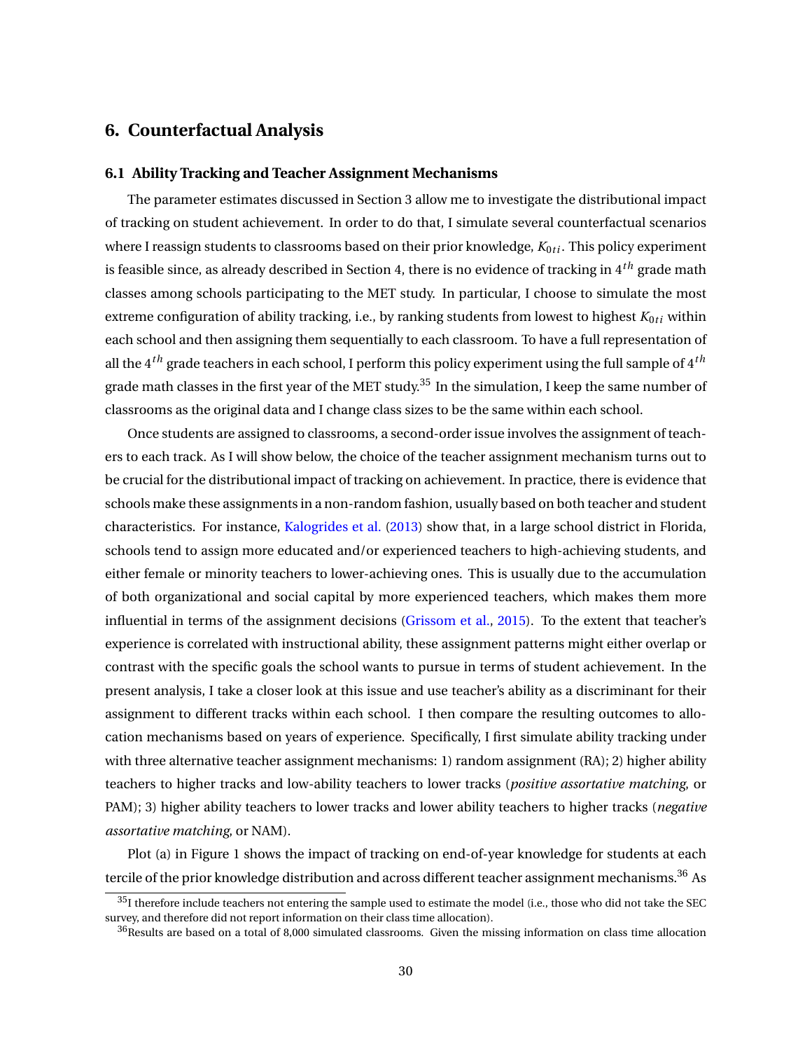## 6. Counterfactual Analysis

### 6.1 Ability Tracking and Teacher Assignment Mechanisms

The parameter estimates discussed in Section 3 allow me to investigate the distributional impact of tracking on student achievement. In order to do that, I simulate several counterfactual scenarios where I reassign students to classrooms based on their prior knowledge, $K_{0ti}$. This policy experiment is feasible since, as already described in Section 4, there is no evidence of tracking in $4^{th}$ grade math classes among schools participating to the MET study. In particular, I choose to simulate the most extreme configuration of ability tracking, i.e., by ranking students from lowest to highest $K_{0ti}$ within each school and then assigning them sequentially to each classroom. To have a full representation of all the $4^{th}$ grade teachers in each school, I perform this policy experiment using the full sample of $4^{th}$ grade math classes in the first year of the MET study.[35] In the simulation, I keep the same number of classrooms as the original data and I change class sizes to be the same within each school.

Once students are assigned to classrooms, a second-order issue involves the assignment of teachers to each track. As I will show below, the choice of the teacher assignment mechanism turns out to be crucial for the distributional impact of tracking on achievement. In practice, there is evidence that schools make these assignments in a non-random fashion, usually based on both teacher and student characteristics. For instance, Kalogrides et al. (2013) show that, in a large school district in Florida, schools tend to assign more educated and/or experienced teachers to high-achieving students, and either female or minority teachers to lower-achieving ones. This is usually due to the accumulation of both organizational and social capital by more experienced teachers, which makes them more influential in terms of the assignment decisions (Grissom et al., 2015). To the extent that teacher's experience is correlated with instructional ability, these assignment patterns might either overlap or contrast with the specific goals the school wants to pursue in terms of student achievement. In the present analysis, I take a closer look at this issue and use teacher's ability as a discriminant for their assignment to different tracks within each school. I then compare the resulting outcomes to allocation mechanisms based on years of experience. Specifically, I first simulate ability tracking under with three alternative teacher assignment mechanisms: 1) random assignment (RA); 2) higher ability teachers to higher tracks and low-ability teachers to lower tracks (*positive assortative matching*, or PAM); 3) higher ability teachers to lower tracks and lower ability teachers to higher tracks (*negative assortative matching*, or NAM).

Plot (a) in Figure 1 shows the impact of tracking on end-of-year knowledge for students at each tercile of the prior knowledge distribution and across different teacher assignment mechanisms.[36] As

[35] I therefore include teachers not entering the sample used to estimate the model (i.e., those who did not take the SEC survey, and therefore did not report information on their class time allocation).

[36] Results are based on a total of 8,000 simulated classrooms. Given the missing information on class time allocation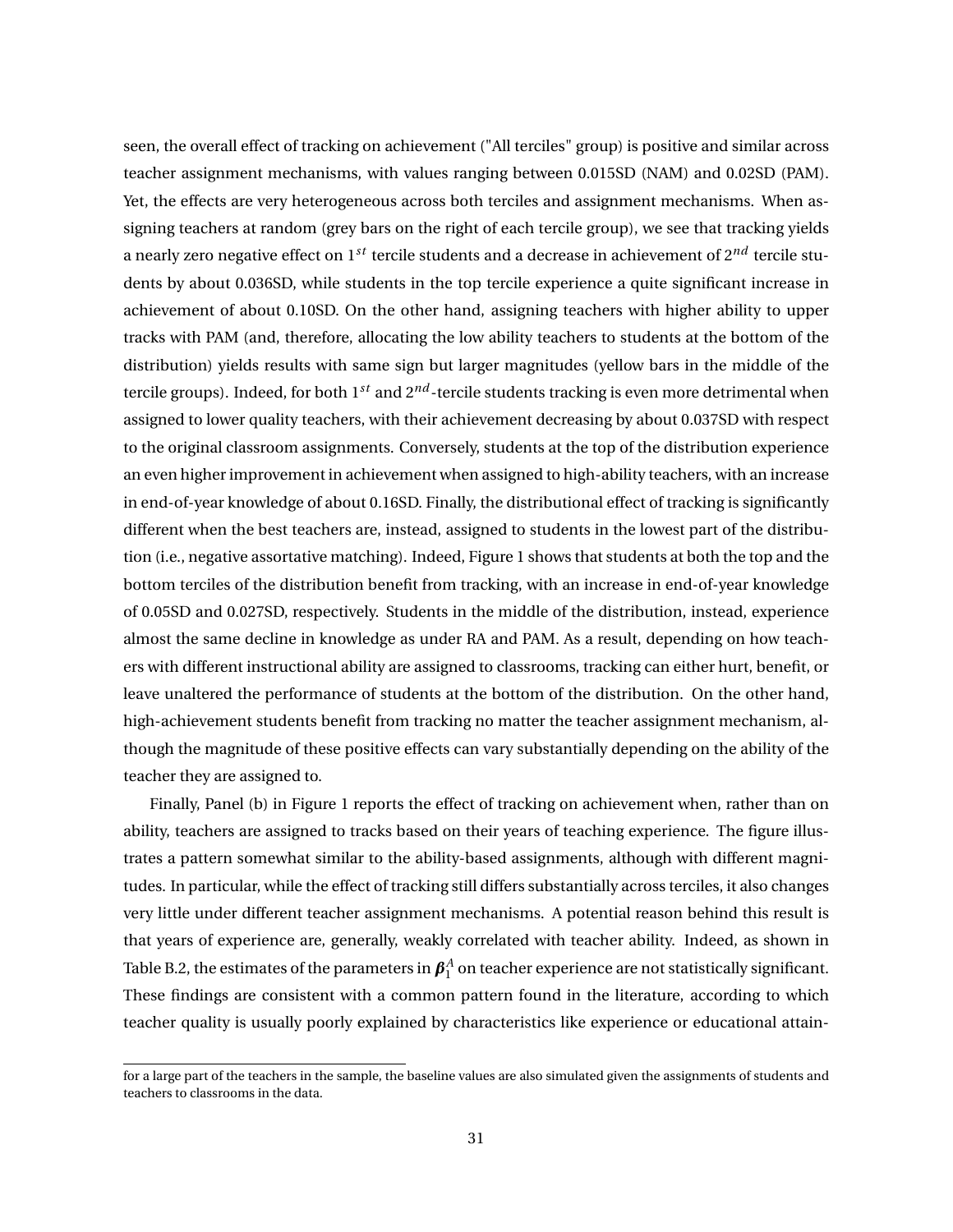seen, the overall effect of tracking on achievement ("All terciles" group) is positive and similar across teacher assignment mechanisms, with values ranging between 0.015SD (NAM) and 0.02SD (PAM). Yet, the effects are very heterogeneous across both terciles and assignment mechanisms. When assigning teachers at random (grey bars on the right of each tercile group), we see that tracking yields a nearly zero negative effect on $1^{st}$ tercile students and a decrease in achievement of $2^{nd}$ tercile students by about 0.036SD, while students in the top tercile experience a quite significant increase in achievement of about 0.10SD. On the other hand, assigning teachers with higher ability to upper tracks with PAM (and, therefore, allocating the low ability teachers to students at the bottom of the distribution) yields results with same sign but larger magnitudes (yellow bars in the middle of the tercile groups). Indeed, for both $1^{st}$ and $2^{nd}$-tercile students tracking is even more detrimental when assigned to lower quality teachers, with their achievement decreasing by about 0.037SD with respect to the original classroom assignments. Conversely, students at the top of the distribution experience an even higher improvement in achievement when assigned to high-ability teachers, with an increase in end-of-year knowledge of about 0.16SD. Finally, the distributional effect of tracking is significantly different when the best teachers are, instead, assigned to students in the lowest part of the distribution (i.e., negative assortative matching). Indeed, Figure 1 shows that students at both the top and the bottom terciles of the distribution benefit from tracking, with an increase in end-of-year knowledge of 0.05SD and 0.027SD, respectively. Students in the middle of the distribution, instead, experience almost the same decline in knowledge as under RA and PAM. As a result, depending on how teachers with different instructional ability are assigned to classrooms, tracking can either hurt, benefit, or leave unaltered the performance of students at the bottom of the distribution. On the other hand, high-achievement students benefit from tracking no matter the teacher assignment mechanism, although the magnitude of these positive effects can vary substantially depending on the ability of the teacher they are assigned to.

Finally, Panel (b) in Figure 1 reports the effect of tracking on achievement when, rather than on ability, teachers are assigned to tracks based on their years of teaching experience. The figure illustrates a pattern somewhat similar to the ability-based assignments, although with different magnitudes. In particular, while the effect of tracking still differs substantially across terciles, it also changes very little under different teacher assignment mechanisms. A potential reason behind this result is that years of experience are, generally, weakly correlated with teacher ability. Indeed, as shown in Table B.2, the estimates of the parameters in $\boldsymbol{\beta}_1^A$ on teacher experience are not statistically significant. These findings are consistent with a common pattern found in the literature, according to which teacher quality is usually poorly explained by characteristics like experience or educational attain-

for a large part of the teachers in the sample, the baseline values are also simulated given the assignments of students and teachers to classrooms in the data.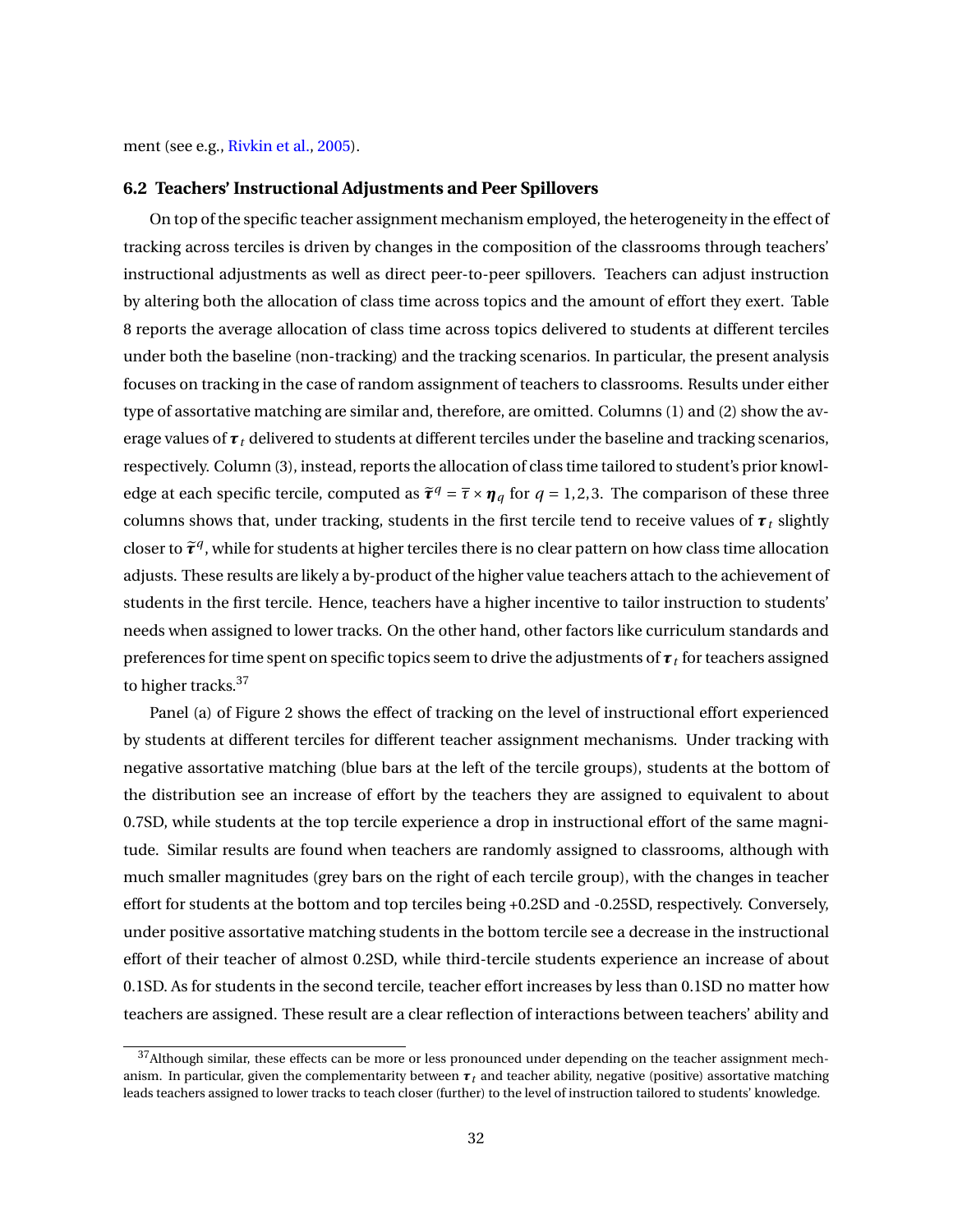ment (see e.g., Rivkin et al., 2005).

### 6.2 Teachers' Instructional Adjustments and Peer Spillovers

On top of the specific teacher assignment mechanism employed, the heterogeneity in the effect of tracking across terciles is driven by changes in the composition of the classrooms through teachers' instructional adjustments as well as direct peer-to-peer spillovers. Teachers can adjust instruction by altering both the allocation of class time across topics and the amount of effort they exert. Table 8 reports the average allocation of class time across topics delivered to students at different terciles under both the baseline (non-tracking) and the tracking scenarios. In particular, the present analysis focuses on tracking in the case of random assignment of teachers to classrooms. Results under either type of assortative matching are similar and, therefore, are omitted. Columns (1) and (2) show the average values of $\boldsymbol{\tau}_t$ delivered to students at different terciles under the baseline and tracking scenarios, respectively. Column (3), instead, reports the allocation of class time tailored to student's prior knowledge at each specific tercile, computed as $\widetilde{\boldsymbol{\tau}}^q = \overline{\tau} \times \boldsymbol{\eta}_q$ for $q = 1,2,3$. The comparison of these three columns shows that, under tracking, students in the first tercile tend to receive values of $\boldsymbol{\tau}_t$ slightly closer to $\widetilde{\boldsymbol{\tau}}^q$, while for students at higher terciles there is no clear pattern on how class time allocation adjusts. These results are likely a by-product of the higher value teachers attach to the achievement of students in the first tercile. Hence, teachers have a higher incentive to tailor instruction to students' needs when assigned to lower tracks. On the other hand, other factors like curriculum standards and preferences for time spent on specific topics seem to drive the adjustments of $\boldsymbol{\tau}_t$ for teachers assigned to higher tracks.[37]

Panel (a) of Figure 2 shows the effect of tracking on the level of instructional effort experienced by students at different terciles for different teacher assignment mechanisms. Under tracking with negative assortative matching (blue bars at the left of the tercile groups), students at the bottom of the distribution see an increase of effort by the teachers they are assigned to equivalent to about 0.7SD, while students at the top tercile experience a drop in instructional effort of the same magnitude. Similar results are found when teachers are randomly assigned to classrooms, although with much smaller magnitudes (grey bars on the right of each tercile group), with the changes in teacher effort for students at the bottom and top terciles being +0.2SD and -0.25SD, respectively. Conversely, under positive assortative matching students in the bottom tercile see a decrease in the instructional effort of their teacher of almost 0.2SD, while third-tercile students experience an increase of about 0.1SD. As for students in the second tercile, teacher effort increases by less than 0.1SD no matter how teachers are assigned. These result are a clear reflection of interactions between teachers' ability and

[37] Although similar, these effects can be more or less pronounced under depending on the teacher assignment mechanism. In particular, given the complementarity between $\boldsymbol{\tau}_t$ and teacher ability, negative (positive) assortative matching leads teachers assigned to lower tracks to teach closer (further) to the level of instruction tailored to students' knowledge.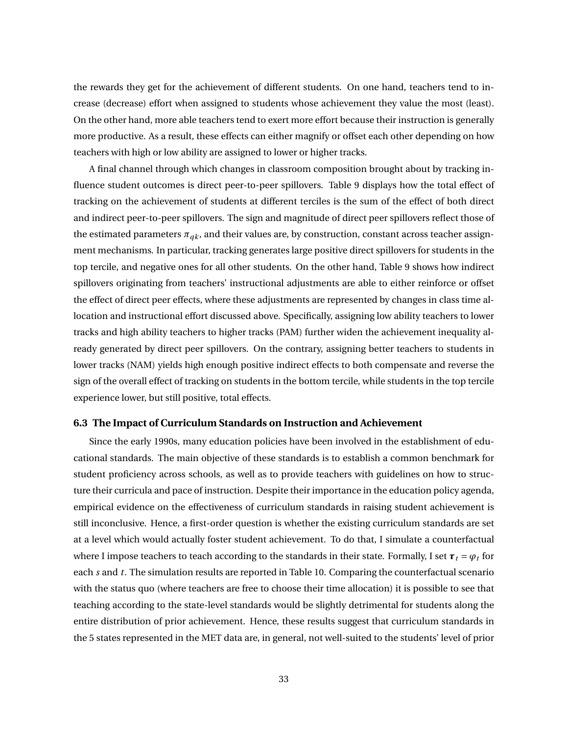the rewards they get for the achievement of different students. On one hand, teachers tend to increase (decrease) effort when assigned to students whose achievement they value the most (least). On the other hand, more able teachers tend to exert more effort because their instruction is generally more productive. As a result, these effects can either magnify or offset each other depending on how teachers with high or low ability are assigned to lower or higher tracks.

A final channel through which changes in classroom composition brought about by tracking influence student outcomes is direct peer-to-peer spillovers. Table 9 displays how the total effect of tracking on the achievement of students at different terciles is the sum of the effect of both direct and indirect peer-to-peer spillovers. The sign and magnitude of direct peer spillovers reflect those of the estimated parameters $\pi_{qk}$, and their values are, by construction, constant across teacher assignment mechanisms. In particular, tracking generates large positive direct spillovers for students in the top tercile, and negative ones for all other students. On the other hand, Table 9 shows how indirect spillovers originating from teachers' instructional adjustments are able to either reinforce or offset the effect of direct peer effects, where these adjustments are represented by changes in class time allocation and instructional effort discussed above. Specifically, assigning low ability teachers to lower tracks and high ability teachers to higher tracks (PAM) further widen the achievement inequality already generated by direct peer spillovers. On the contrary, assigning better teachers to students in lower tracks (NAM) yields high enough positive indirect effects to both compensate and reverse the sign of the overall effect of tracking on students in the bottom tercile, while students in the top tercile experience lower, but still positive, total effects.

### 6.3 The Impact of Curriculum Standards on Instruction and Achievement

Since the early 1990s, many education policies have been involved in the establishment of educational standards. The main objective of these standards is to establish a common benchmark for student proficiency across schools, as well as to provide teachers with guidelines on how to structure their curricula and pace of instruction. Despite their importance in the education policy agenda, empirical evidence on the effectiveness of curriculum standards in raising student achievement is still inconclusive. Hence, a first-order question is whether the existing curriculum standards are set at a level which would actually foster student achievement. To do that, I simulate a counterfactual where I impose teachers to teach according to the standards in their state. Formally, I set $\boldsymbol{\tau}_t = \varphi_t$ for each $s$ and $t$. The simulation results are reported in Table 10. Comparing the counterfactual scenario with the status quo (where teachers are free to choose their time allocation) it is possible to see that teaching according to the state-level standards would be slightly detrimental for students along the entire distribution of prior achievement. Hence, these results suggest that curriculum standards in the 5 states represented in the MET data are, in general, not well-suited to the students' level of prior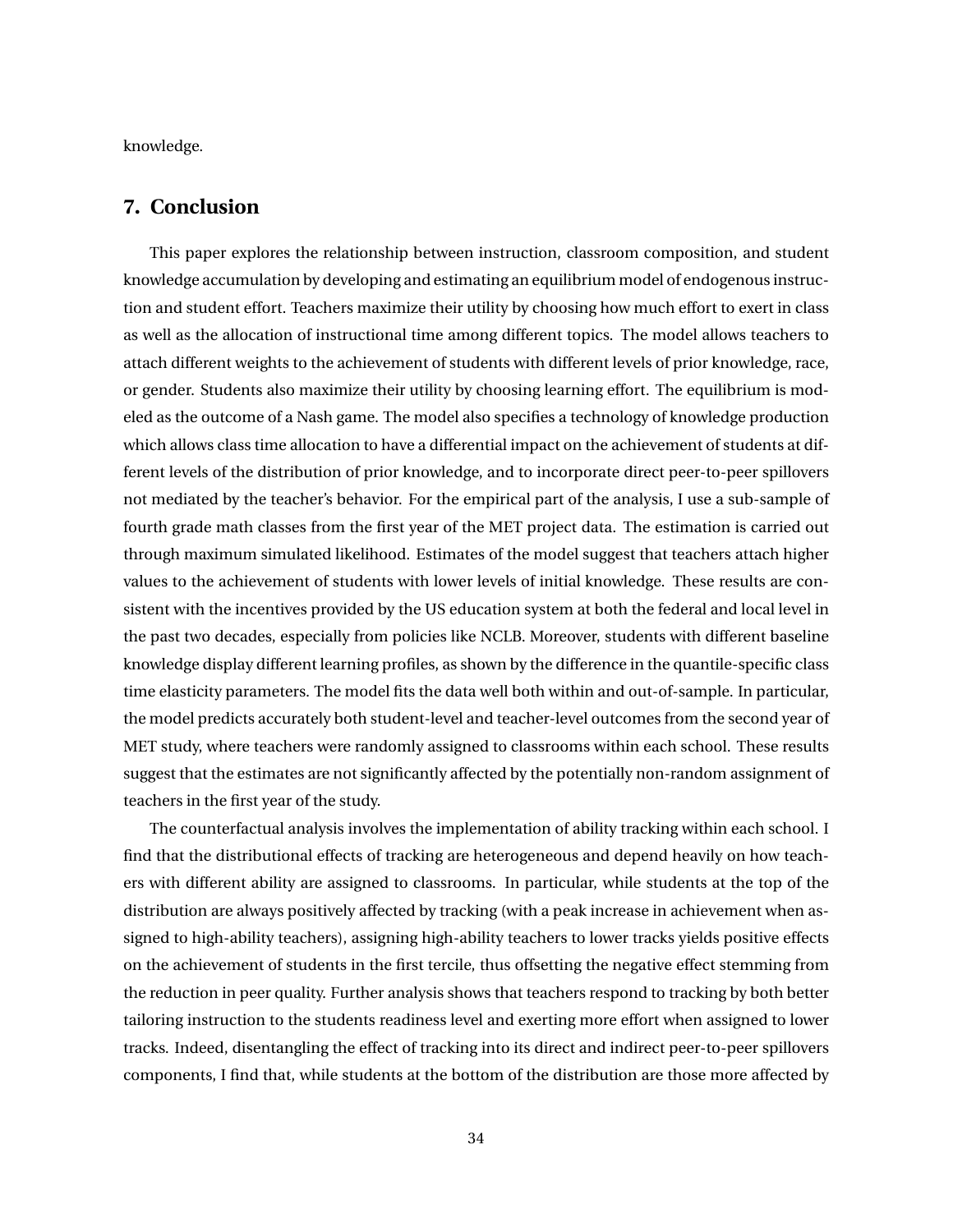knowledge.

## 7. Conclusion

This paper explores the relationship between instruction, classroom composition, and student knowledge accumulation by developing and estimating an equilibrium model of endogenous instruction and student effort. Teachers maximize their utility by choosing how much effort to exert in class as well as the allocation of instructional time among different topics. The model allows teachers to attach different weights to the achievement of students with different levels of prior knowledge, race, or gender. Students also maximize their utility by choosing learning effort. The equilibrium is modeled as the outcome of a Nash game. The model also specifies a technology of knowledge production which allows class time allocation to have a differential impact on the achievement of students at different levels of the distribution of prior knowledge, and to incorporate direct peer-to-peer spillovers not mediated by the teacher's behavior. For the empirical part of the analysis, I use a sub-sample of fourth grade math classes from the first year of the MET project data. The estimation is carried out through maximum simulated likelihood. Estimates of the model suggest that teachers attach higher values to the achievement of students with lower levels of initial knowledge. These results are consistent with the incentives provided by the US education system at both the federal and local level in the past two decades, especially from policies like NCLB. Moreover, students with different baseline knowledge display different learning profiles, as shown by the difference in the quantile-specific class time elasticity parameters. The model fits the data well both within and out-of-sample. In particular, the model predicts accurately both student-level and teacher-level outcomes from the second year of MET study, where teachers were randomly assigned to classrooms within each school. These results suggest that the estimates are not significantly affected by the potentially non-random assignment of teachers in the first year of the study.

The counterfactual analysis involves the implementation of ability tracking within each school. I find that the distributional effects of tracking are heterogeneous and depend heavily on how teachers with different ability are assigned to classrooms. In particular, while students at the top of the distribution are always positively affected by tracking (with a peak increase in achievement when assigned to high-ability teachers), assigning high-ability teachers to lower tracks yields positive effects on the achievement of students in the first tercile, thus offsetting the negative effect stemming from the reduction in peer quality. Further analysis shows that teachers respond to tracking by both better tailoring instruction to the students readiness level and exerting more effort when assigned to lower tracks. Indeed, disentangling the effect of tracking into its direct and indirect peer-to-peer spillovers components, I find that, while students at the bottom of the distribution are those more affected by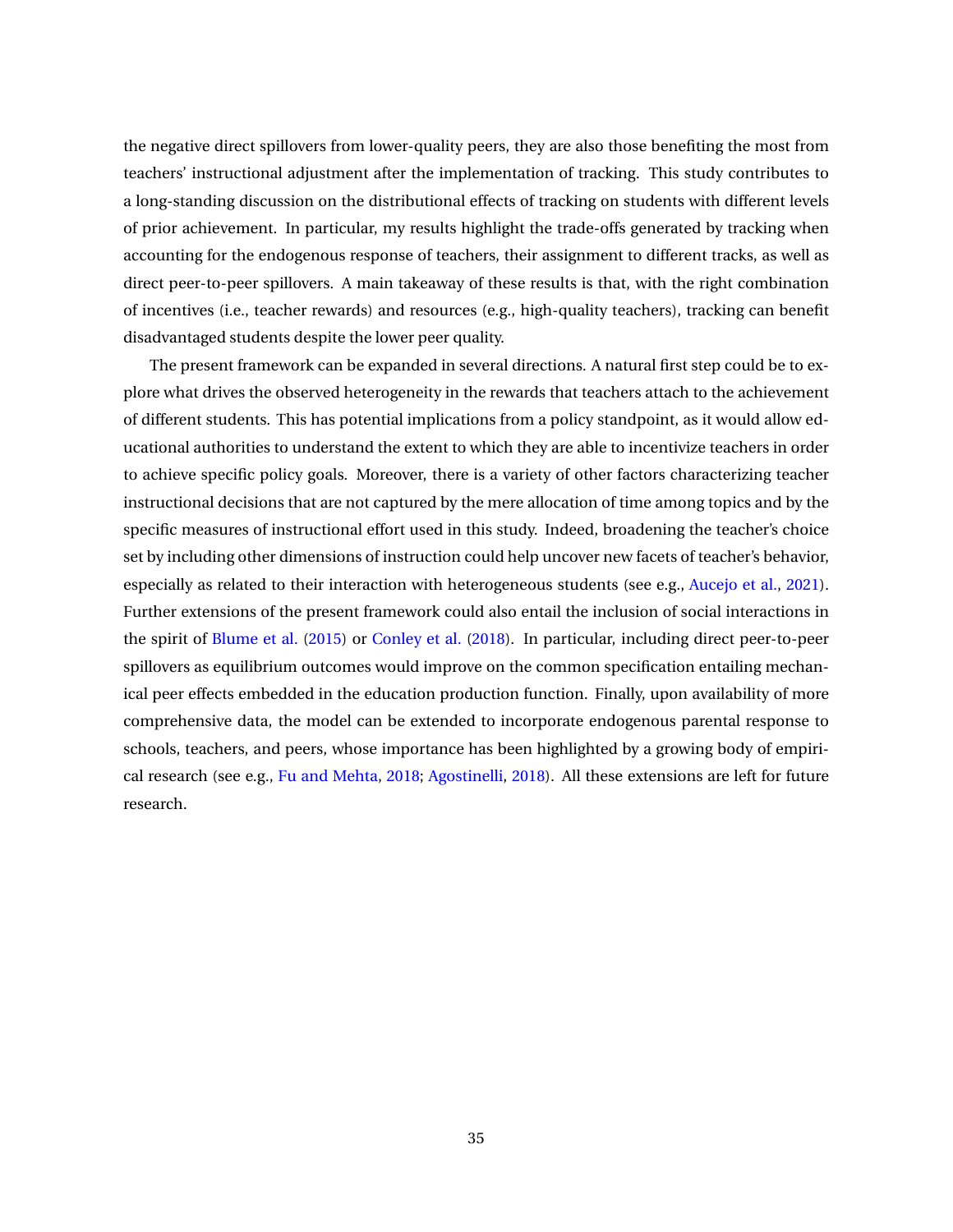the negative direct spillovers from lower-quality peers, they are also those benefiting the most from teachers' instructional adjustment after the implementation of tracking. This study contributes to a long-standing discussion on the distributional effects of tracking on students with different levels of prior achievement. In particular, my results highlight the trade-offs generated by tracking when accounting for the endogenous response of teachers, their assignment to different tracks, as well as direct peer-to-peer spillovers. A main takeaway of these results is that, with the right combination of incentives (i.e., teacher rewards) and resources (e.g., high-quality teachers), tracking can benefit disadvantaged students despite the lower peer quality.

The present framework can be expanded in several directions. A natural first step could be to explore what drives the observed heterogeneity in the rewards that teachers attach to the achievement of different students. This has potential implications from a policy standpoint, as it would allow educational authorities to understand the extent to which they are able to incentivize teachers in order to achieve specific policy goals. Moreover, there is a variety of other factors characterizing teacher instructional decisions that are not captured by the mere allocation of time among topics and by the specific measures of instructional effort used in this study. Indeed, broadening the teacher's choice set by including other dimensions of instruction could help uncover new facets of teacher's behavior, especially as related to their interaction with heterogeneous students (see e.g., Aucejo et al., 2021). Further extensions of the present framework could also entail the inclusion of social interactions in the spirit of Blume et al. (2015) or Conley et al. (2018). In particular, including direct peer-to-peer spillovers as equilibrium outcomes would improve on the common specification entailing mechanical peer effects embedded in the education production function. Finally, upon availability of more comprehensive data, the model can be extended to incorporate endogenous parental response to schools, teachers, and peers, whose importance has been highlighted by a growing body of empirical research (see e.g., Fu and Mehta, 2018; Agostinelli, 2018). All these extensions are left for future research.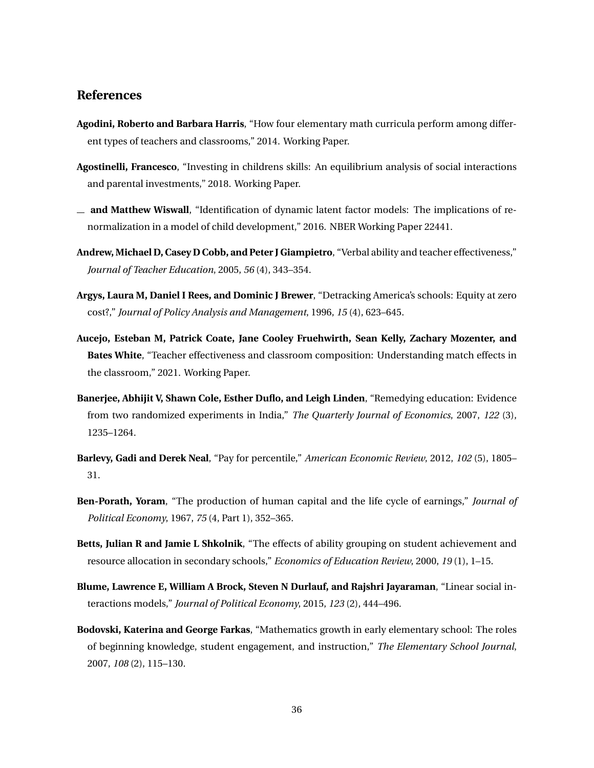## References

**Agodini, Roberto and Barbara Harris**, "How four elementary math curricula perform among different types of teachers and classrooms," 2014. Working Paper.

**Agostinelli, Francesco**, "Investing in childrens skills: An equilibrium analysis of social interactions and parental investments," 2018. Working Paper.

— **and Matthew Wiswall**, "Identification of dynamic latent factor models: The implications of renormalization in a model of child development," 2016. NBER Working Paper 22441.

**Andrew, Michael D, Casey D Cobb, and Peter J Giampietro**, "Verbal ability and teacher effectiveness," *Journal of Teacher Education*, 2005, *56* (4), 343–354.

**Argys, Laura M, Daniel I Rees, and Dominic J Brewer**, "Detracking America's schools: Equity at zero cost?," *Journal of Policy Analysis and Management*, 1996, *15* (4), 623–645.

**Aucejo, Esteban M, Patrick Coate, Jane Cooley Fruehwirth, Sean Kelly, Zachary Mozenter, and Bates White**, "Teacher effectiveness and classroom composition: Understanding match effects in the classroom," 2021. Working Paper.

**Banerjee, Abhijit V, Shawn Cole, Esther Duflo, and Leigh Linden**, "Remedying education: Evidence from two randomized experiments in India," *The Quarterly Journal of Economics*, 2007, *122* (3), 1235–1264.

**Barlevy, Gadi and Derek Neal**, "Pay for percentile," *American Economic Review*, 2012, *102* (5), 1805–31.

**Ben-Porath, Yoram**, "The production of human capital and the life cycle of earnings," *Journal of Political Economy*, 1967, *75* (4, Part 1), 352–365.

**Betts, Julian R and Jamie L Shkolnik**, "The effects of ability grouping on student achievement and resource allocation in secondary schools," *Economics of Education Review*, 2000, *19* (1), 1–15.

**Blume, Lawrence E, William A Brock, Steven N Durlauf, and Rajshri Jayaraman**, "Linear social interactions models," *Journal of Political Economy*, 2015, *123* (2), 444–496.

**Bodovski, Katerina and George Farkas**, "Mathematics growth in early elementary school: The roles of beginning knowledge, student engagement, and instruction," *The Elementary School Journal*, 2007, *108* (2), 115–130.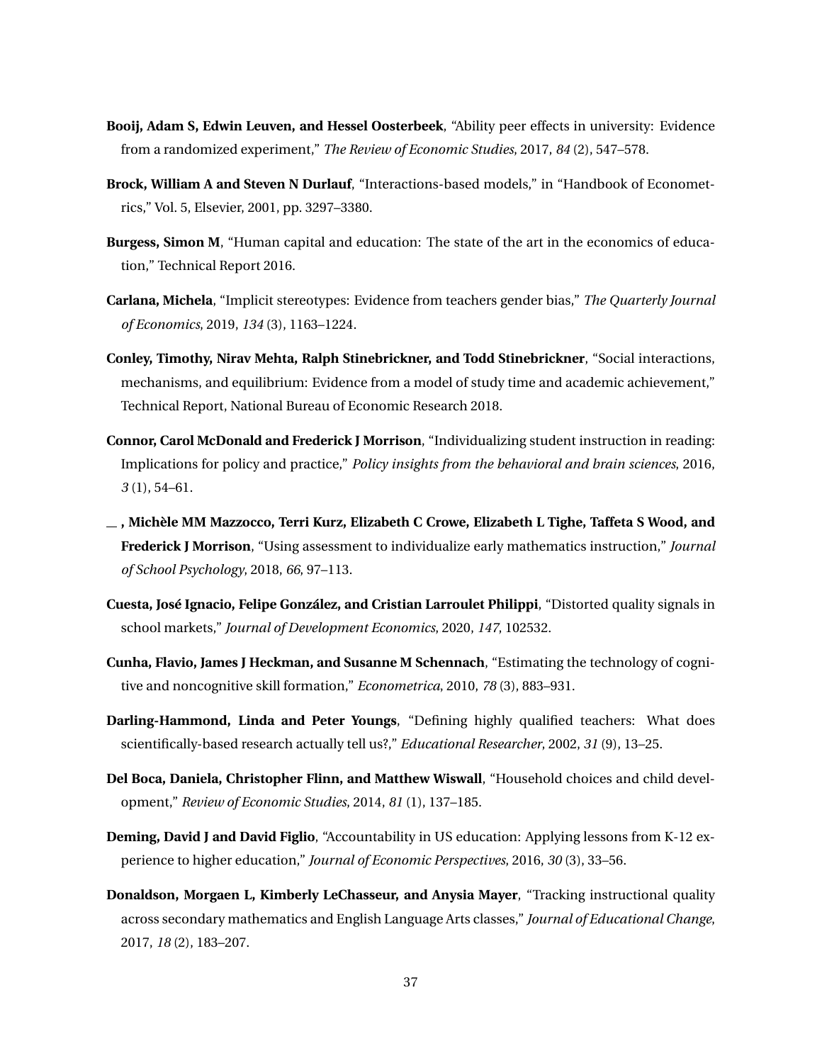**Booij, Adam S, Edwin Leuven, and Hessel Oosterbeek**, "Ability peer effects in university: Evidence from a randomized experiment," *The Review of Economic Studies*, 2017, *84* (2), 547–578.

**Brock, William A and Steven N Durlauf**, "Interactions-based models," in "Handbook of Econometrics," Vol. 5, Elsevier, 2001, pp. 3297–3380.

**Burgess, Simon M**, "Human capital and education: The state of the art in the economics of education," Technical Report 2016.

**Carlana, Michela**, "Implicit stereotypes: Evidence from teachers gender bias," *The Quarterly Journal of Economics*, 2019, *134* (3), 1163–1224.

**Conley, Timothy, Nirav Mehta, Ralph Stinebrickner, and Todd Stinebrickner**, "Social interactions, mechanisms, and equilibrium: Evidence from a model of study time and academic achievement," Technical Report, National Bureau of Economic Research 2018.

**Connor, Carol McDonald and Frederick J Morrison**, "Individualizing student instruction in reading: Implications for policy and practice," *Policy insights from the behavioral and brain sciences*, 2016, *3* (1), 54–61.

**_ , Michèle MM Mazzocco, Terri Kurz, Elizabeth C Crowe, Elizabeth L Tighe, Taffeta S Wood, and Frederick J Morrison**, "Using assessment to individualize early mathematics instruction," *Journal of School Psychology*, 2018, *66*, 97–113.

**Cuesta, José Ignacio, Felipe González, and Cristian Larroulet Philippi**, "Distorted quality signals in school markets," *Journal of Development Economics*, 2020, *147*, 102532.

**Cunha, Flavio, James J Heckman, and Susanne M Schennach**, "Estimating the technology of cognitive and noncognitive skill formation," *Econometrica*, 2010, *78* (3), 883–931.

**Darling-Hammond, Linda and Peter Youngs**, "Defining highly qualified teachers: What does scientifically-based research actually tell us?," *Educational Researcher*, 2002, *31* (9), 13–25.

**Del Boca, Daniela, Christopher Flinn, and Matthew Wiswall**, "Household choices and child development," *Review of Economic Studies*, 2014, *81* (1), 137–185.

**Deming, David J and David Figlio**, "Accountability in US education: Applying lessons from K-12 experience to higher education," *Journal of Economic Perspectives*, 2016, *30* (3), 33–56.

**Donaldson, Morgaen L, Kimberly LeChasseur, and Anysia Mayer**, "Tracking instructional quality across secondary mathematics and English Language Arts classes," *Journal of Educational Change*, 2017, *18* (2), 183–207.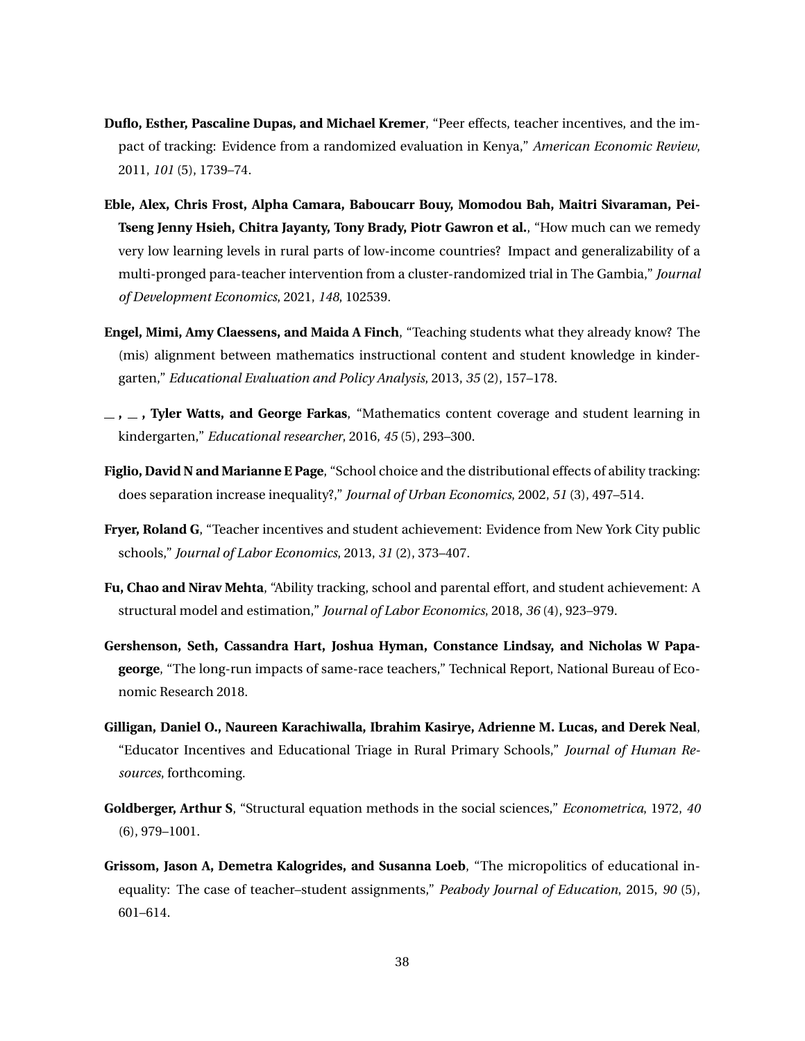**Duflo, Esther, Pascaline Dupas, and Michael Kremer**, "Peer effects, teacher incentives, and the impact of tracking: Evidence from a randomized evaluation in Kenya," *American Economic Review*, 2011, *101* (5), 1739–74.

**Eble, Alex, Chris Frost, Alpha Camara, Baboucarr Bouy, Momodou Bah, Maitri Sivaraman, Pei-Tseng Jenny Hsieh, Chitra Jayanty, Tony Brady, Piotr Gawron et al.**, "How much can we remedy very low learning levels in rural parts of low-income countries? Impact and generalizability of a multi-pronged para-teacher intervention from a cluster-randomized trial in The Gambia," *Journal of Development Economics*, 2021, *148*, 102539.

**Engel, Mimi, Amy Claessens, and Maida A Finch**, "Teaching students what they already know? The (mis) alignment between mathematics instructional content and student knowledge in kindergarten," *Educational Evaluation and Policy Analysis*, 2013, *35* (2), 157–178.

**\_ , \_ , Tyler Watts, and George Farkas**, "Mathematics content coverage and student learning in kindergarten," *Educational researcher*, 2016, *45* (5), 293–300.

**Figlio, David N and Marianne E Page**, "School choice and the distributional effects of ability tracking: does separation increase inequality?," *Journal of Urban Economics*, 2002, *51* (3), 497–514.

**Fryer, Roland G**, "Teacher incentives and student achievement: Evidence from New York City public schools," *Journal of Labor Economics*, 2013, *31* (2), 373–407.

**Fu, Chao and Nirav Mehta**, "Ability tracking, school and parental effort, and student achievement: A structural model and estimation," *Journal of Labor Economics*, 2018, *36* (4), 923–979.

**Gershenson, Seth, Cassandra Hart, Joshua Hyman, Constance Lindsay, and Nicholas W Papageorge**, "The long-run impacts of same-race teachers," Technical Report, National Bureau of Economic Research 2018.

**Gilligan, Daniel O., Naureen Karachiwalla, Ibrahim Kasirye, Adrienne M. Lucas, and Derek Neal**, "Educator Incentives and Educational Triage in Rural Primary Schools," *Journal of Human Resources*, forthcoming.

**Goldberger, Arthur S**, "Structural equation methods in the social sciences," *Econometrica*, 1972, *40* (6), 979–1001.

**Grissom, Jason A, Demetra Kalogrides, and Susanna Loeb**, "The micropolitics of educational inequality: The case of teacher–student assignments," *Peabody Journal of Education*, 2015, *90* (5), 601–614.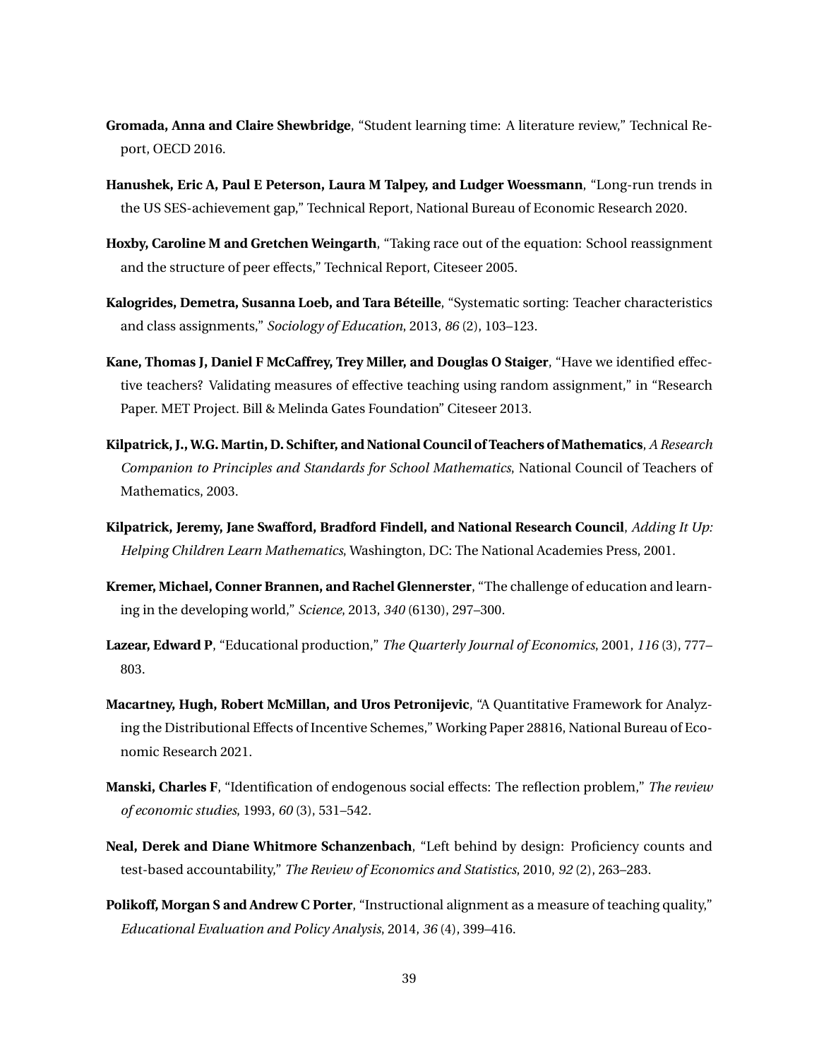**Gromada, Anna and Claire Shewbridge**, "Student learning time: A literature review," Technical Report, OECD 2016.

**Hanushek, Eric A, Paul E Peterson, Laura M Talpey, and Ludger Woessmann**, "Long-run trends in the US SES-achievement gap," Technical Report, National Bureau of Economic Research 2020.

**Hoxby, Caroline M and Gretchen Weingarth**, "Taking race out of the equation: School reassignment and the structure of peer effects," Technical Report, Citeseer 2005.

**Kalogrides, Demetra, Susanna Loeb, and Tara Béteille**, "Systematic sorting: Teacher characteristics and class assignments," *Sociology of Education*, 2013, *86* (2), 103–123.

**Kane, Thomas J, Daniel F McCaffrey, Trey Miller, and Douglas O Staiger**, "Have we identified effective teachers? Validating measures of effective teaching using random assignment," in "Research Paper. MET Project. Bill & Melinda Gates Foundation" Citeseer 2013.

**Kilpatrick, J., W.G. Martin, D. Schifter, and National Council of Teachers of Mathematics**, *A Research Companion to Principles and Standards for School Mathematics*, National Council of Teachers of Mathematics, 2003.

**Kilpatrick, Jeremy, Jane Swafford, Bradford Findell, and National Research Council**, *Adding It Up: Helping Children Learn Mathematics*, Washington, DC: The National Academies Press, 2001.

**Kremer, Michael, Conner Brannen, and Rachel Glennerster**, "The challenge of education and learning in the developing world," *Science*, 2013, *340* (6130), 297–300.

**Lazear, Edward P**, "Educational production," *The Quarterly Journal of Economics*, 2001, *116* (3), 777–803.

**Macartney, Hugh, Robert McMillan, and Uros Petronijevic**, "A Quantitative Framework for Analyzing the Distributional Effects of Incentive Schemes," Working Paper 28816, National Bureau of Economic Research 2021.

**Manski, Charles F**, "Identification of endogenous social effects: The reflection problem," *The review of economic studies*, 1993, *60* (3), 531–542.

**Neal, Derek and Diane Whitmore Schanzenbach**, "Left behind by design: Proficiency counts and test-based accountability," *The Review of Economics and Statistics*, 2010, *92* (2), 263–283.

**Polikoff, Morgan S and Andrew C Porter**, "Instructional alignment as a measure of teaching quality," *Educational Evaluation and Policy Analysis*, 2014, *36* (4), 399–416.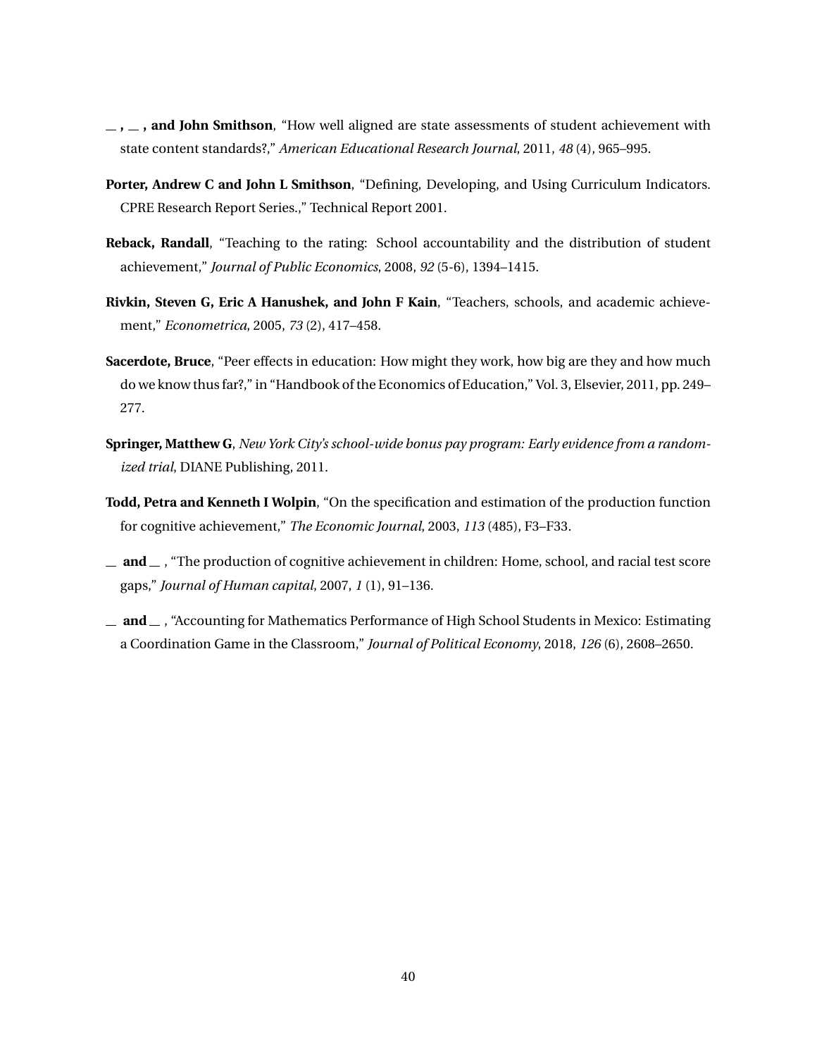__ , __ , **and John Smithson**, "How well aligned are state assessments of student achievement with state content standards?," *American Educational Research Journal*, 2011, *48* (4), 965–995.

**Porter, Andrew C and John L Smithson**, "Defining, Developing, and Using Curriculum Indicators. CPRE Research Report Series.," Technical Report 2001.

**Reback, Randall**, "Teaching to the rating: School accountability and the distribution of student achievement," *Journal of Public Economics*, 2008, *92* (5-6), 1394–1415.

**Rivkin, Steven G, Eric A Hanushek, and John F Kain**, "Teachers, schools, and academic achievement," *Econometrica*, 2005, *73* (2), 417–458.

**Sacerdote, Bruce**, "Peer effects in education: How might they work, how big are they and how much do we know thus far?," in "Handbook of the Economics of Education," Vol. 3, Elsevier, 2011, pp. 249–277.

**Springer, Matthew G**, *New York City's school-wide bonus pay program: Early evidence from a randomized trial*, DIANE Publishing, 2011.

**Todd, Petra and Kenneth I Wolpin**, "On the specification and estimation of the production function for cognitive achievement," *The Economic Journal*, 2003, *113* (485), F3–F33.

__ **and** __ , "The production of cognitive achievement in children: Home, school, and racial test score gaps," *Journal of Human capital*, 2007, *1* (1), 91–136.

__ **and** __ , "Accounting for Mathematics Performance of High School Students in Mexico: Estimating a Coordination Game in the Classroom," *Journal of Political Economy*, 2018, *126* (6), 2608–2650.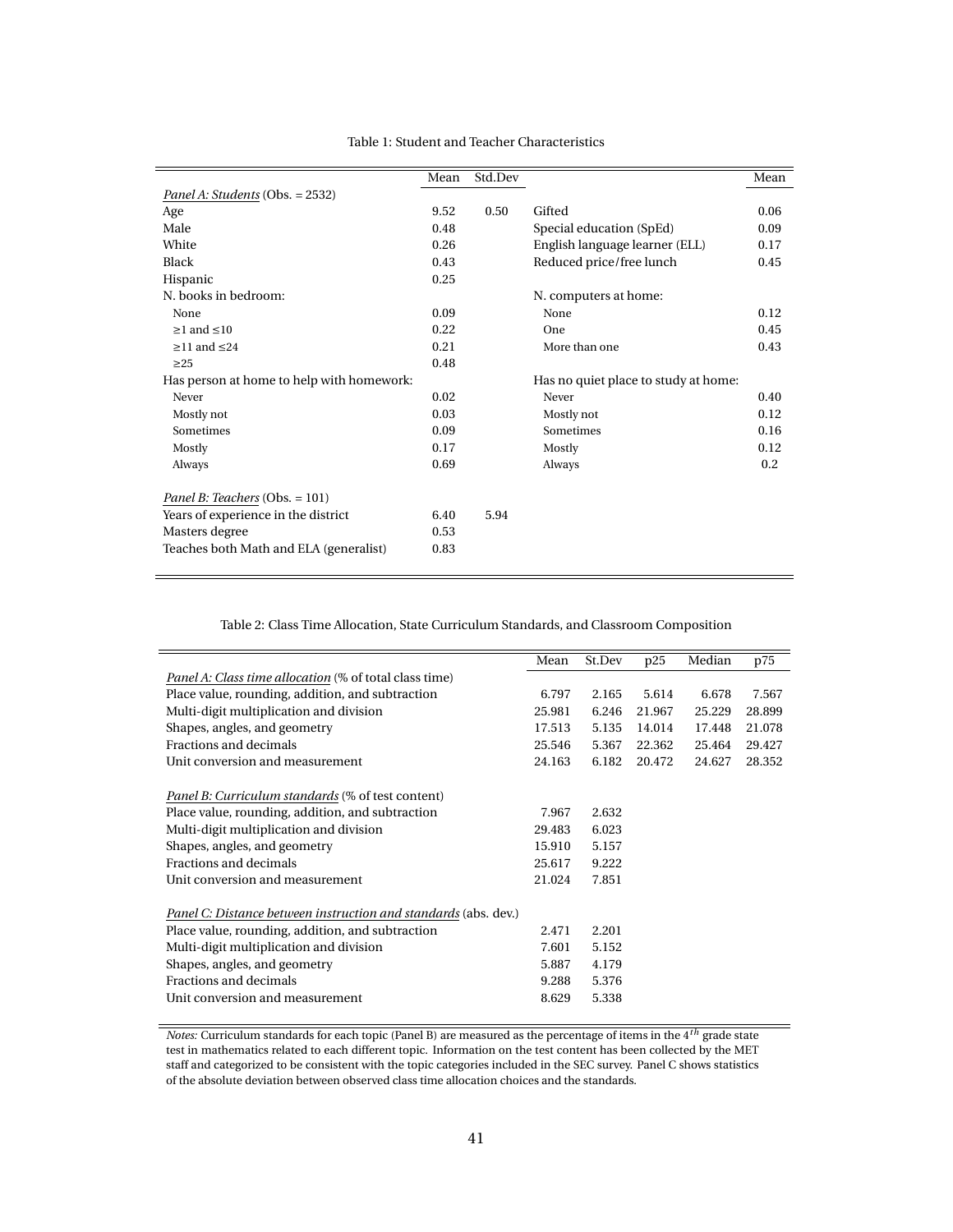Table 1: Student and Teacher Characteristics

| | Mean | Std.Dev | | Mean |
|---|---|---|---|---|
| *Panel A: Students* (Obs. = 2532) | | | | |
| Age | 9.52 | 0.50 | Gifted | 0.06 |
| Male | 0.48 | | Special education (SpEd) | 0.09 |
| White | 0.26 | | English language learner (ELL) | 0.17 |
| Black | 0.43 | | Reduced price/free lunch | 0.45 |
| Hispanic | 0.25 | | | |
| N. books in bedroom: | | | N. computers at home: | |
| None | 0.09 | | None | 0.12 |
| ≥1 and ≤10 | 0.22 | | One | 0.45 |
| ≥11 and ≤24 | 0.21 | | More than one | 0.43 |
| ≥25 | 0.48 | | | |
| Has person at home to help with homework: | | | Has no quiet place to study at home: | |
| Never | 0.02 | | Never | 0.40 |
| Mostly not | 0.03 | | Mostly not | 0.12 |
| Sometimes | 0.09 | | Sometimes | 0.16 |
| Mostly | 0.17 | | Mostly | 0.12 |
| Always | 0.69 | | Always | 0.2 |
| *Panel B: Teachers* (Obs. = 101) | | | | |
| Years of experience in the district | 6.40 | 5.94 | | |
| Masters degree | 0.53 | | | |
| Teaches both Math and ELA (generalist) | 0.83 | | | |

Table 2: Class Time Allocation, State Curriculum Standards, and Classroom Composition

| | Mean | St.Dev | p25 | Median | p75 |
|---|---|---|---|---|---|
| *Panel A: Class time allocation* (% of total class time) | | | | | |
| Place value, rounding, addition, and subtraction | 6.797 | 2.165 | 5.614 | 6.678 | 7.567 |
| Multi-digit multiplication and division | 25.981 | 6.246 | 21.967 | 25.229 | 28.899 |
| Shapes, angles, and geometry | 17.513 | 5.135 | 14.014 | 17.448 | 21.078 |
| Fractions and decimals | 25.546 | 5.367 | 22.362 | 25.464 | 29.427 |
| Unit conversion and measurement | 24.163 | 6.182 | 20.472 | 24.627 | 28.352 |
| *Panel B: Curriculum standards* (% of test content) | | | | | |
| Place value, rounding, addition, and subtraction | 7.967 | 2.632 | | | |
| Multi-digit multiplication and division | 29.483 | 6.023 | | | |
| Shapes, angles, and geometry | 15.910 | 5.157 | | | |
| Fractions and decimals | 25.617 | 9.222 | | | |
| Unit conversion and measurement | 21.024 | 7.851 | | | |
| *Panel C: Distance between instruction and standards* (abs. dev.) | | | | | |
| Place value, rounding, addition, and subtraction | 2.471 | 2.201 | | | |
| Multi-digit multiplication and division | 7.601 | 5.152 | | | |
| Shapes, angles, and geometry | 5.887 | 4.179 | | | |
| Fractions and decimals | 9.288 | 5.376 | | | |
| Unit conversion and measurement | 8.629 | 5.338 | | | |

*Notes:* Curriculum standards for each topic (Panel B) are measured as the percentage of items in the $4^{th}$ grade state test in mathematics related to each different topic. Information on the test content has been collected by the MET staff and categorized to be consistent with the topic categories included in the SEC survey. Panel C shows statistics of the absolute deviation between observed class time allocation choices and the standards.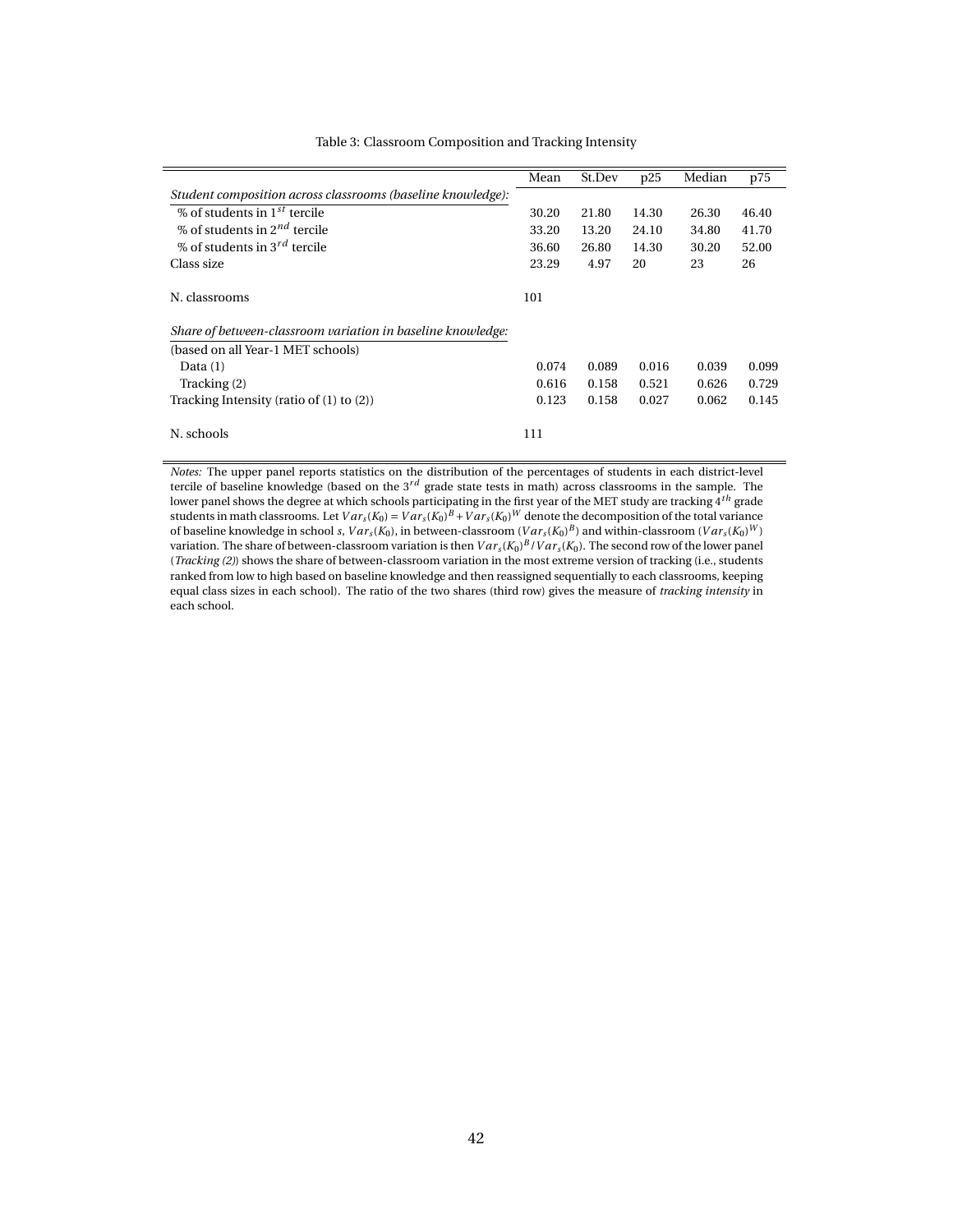Table 3: Classroom Composition and Tracking Intensity

| | Mean | St.Dev | p25 | Median | p75 |
|---|---|---|---|---|---|
| *Student composition across classrooms (baseline knowledge):* | | | | | |
| % of students in $1^{st}$ tercile | 30.20 | 21.80 | 14.30 | 26.30 | 46.40 |
| % of students in $2^{nd}$ tercile | 33.20 | 13.20 | 24.10 | 34.80 | 41.70 |
| % of students in $3^{rd}$ tercile | 36.60 | 26.80 | 14.30 | 30.20 | 52.00 |
| Class size | 23.29 | 4.97 | 20 | 23 | 26 |
| N. classrooms | 101 | | | | |
| *Share of between-classroom variation in baseline knowledge:* | | | | | |
| (based on all Year-1 MET schools) | | | | | |
| Data (1) | 0.074 | 0.089 | 0.016 | 0.039 | 0.099 |
| Tracking (2) | 0.616 | 0.158 | 0.521 | 0.626 | 0.729 |
| Tracking Intensity (ratio of (1) to (2)) | 0.123 | 0.158 | 0.027 | 0.062 | 0.145 |
| N. schools | 111 | | | | |

*Notes:* The upper panel reports statistics on the distribution of the percentages of students in each district-level tercile of baseline knowledge (based on the $3^{rd}$ grade state tests in math) across classrooms in the sample. The lower panel shows the degree at which schools participating in the first year of the MET study are tracking $4^{th}$ grade students in math classrooms. Let $Var_s(K_0) = Var_s(K_0)^B + Var_s(K_0)^W$ denote the decomposition of the total variance of baseline knowledge in school $s$, $Var_s(K_0)$, in between-classroom ($Var_s(K_0)^B$) and within-classroom ($Var_s(K_0)^W$) variation. The share of between-classroom variation is then $Var_s(K_0)^B / Var_s(K_0)$. The second row of the lower panel (*Tracking (2)*) shows the share of between-classroom variation in the most extreme version of tracking (i.e., students ranked from low to high based on baseline knowledge and then reassigned sequentially to each classrooms, keeping equal class sizes in each school). The ratio of the two shares (third row) gives the measure of *tracking intensity* in each school.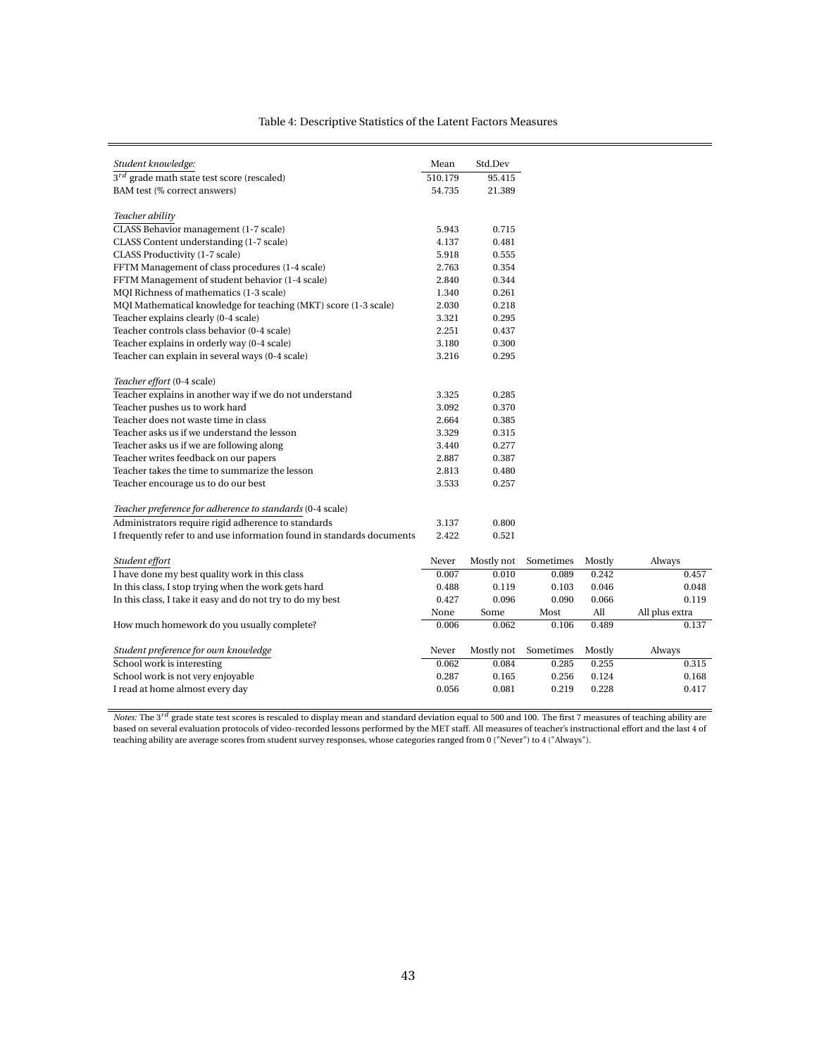Table 4: Descriptive Statistics of the Latent Factors Measures

| *Student knowledge:* | Mean | Std.Dev | | | |
|---|---|---|---|---|---|
| $3^{rd}$ grade math state test score (rescaled) | 510.179 | 95.415 | | | |
| BAM test (% correct answers) | 54.735 | 21.389 | | | |
| | | | | | |
| *Teacher ability* | | | | | |
| CLASS Behavior management (1-7 scale) | 5.943 | 0.715 | | | |
| CLASS Content understanding (1-7 scale) | 4.137 | 0.481 | | | |
| CLASS Productivity (1-7 scale) | 5.918 | 0.555 | | | |
| FFTM Management of class procedures (1-4 scale) | 2.763 | 0.354 | | | |
| FFTM Management of student behavior (1-4 scale) | 2.840 | 0.344 | | | |
| MQI Richness of mathematics (1-3 scale) | 1.340 | 0.261 | | | |
| MQI Mathematical knowledge for teaching (MKT) score (1-3 scale) | 2.030 | 0.218 | | | |
| Teacher explains clearly (0-4 scale) | 3.321 | 0.295 | | | |
| Teacher controls class behavior (0-4 scale) | 2.251 | 0.437 | | | |
| Teacher explains in orderly way (0-4 scale) | 3.180 | 0.300 | | | |
| Teacher can explain in several ways (0-4 scale) | 3.216 | 0.295 | | | |
| | | | | | |
| *Teacher effort* (0-4 scale) | | | | | |
| Teacher explains in another way if we do not understand | 3.325 | 0.285 | | | |
| Teacher pushes us to work hard | 3.092 | 0.370 | | | |
| Teacher does not waste time in class | 2.664 | 0.385 | | | |
| Teacher asks us if we understand the lesson | 3.329 | 0.315 | | | |
| Teacher asks us if we are following along | 3.440 | 0.277 | | | |
| Teacher writes feedback on our papers | 2.887 | 0.387 | | | |
| Teacher takes the time to summarize the lesson | 2.813 | 0.480 | | | |
| Teacher encourage us to do our best | 3.533 | 0.257 | | | |
| | | | | | |
| *Teacher preference for adherence to standards* (0-4 scale) | | | | | |
| Administrators require rigid adherence to standards | 3.137 | 0.800 | | | |
| I frequently refer to and use information found in standards documents | 2.422 | 0.521 | | | |
| | | | | | |
| *Student effort* | Never | Mostly not | Sometimes | Mostly | Always |
| I have done my best quality work in this class | 0.007 | 0.010 | 0.089 | 0.242 | 0.457 |
| In this class, I stop trying when the work gets hard | 0.488 | 0.119 | 0.103 | 0.046 | 0.048 |
| In this class, I take it easy and do not try to do my best | 0.427 | 0.096 | 0.090 | 0.066 | 0.119 |
| | None | Some | Most | All | All plus extra |
| How much homework do you usually complete? | 0.006 | 0.062 | 0.106 | 0.489 | 0.137 |
| | | | | | |
| *Student preference for own knowledge* | Never | Mostly not | Sometimes | Mostly | Always |
| School work is interesting | 0.062 | 0.084 | 0.285 | 0.255 | 0.315 |
| School work is not very enjoyable | 0.287 | 0.165 | 0.256 | 0.124 | 0.168 |
| I read at home almost every day | 0.056 | 0.081 | 0.219 | 0.228 | 0.417 |

*Notes:* The $3^{rd}$ grade state test scores is rescaled to display mean and standard deviation equal to 500 and 100. The first 7 measures of teaching ability are based on several evaluation protocols of video-recorded lessons performed by the MET staff. All measures of teacher's instructional effort and the last 4 of teaching ability are average scores from student survey responses, whose categories ranged from 0 ("Never") to 4 ("Always").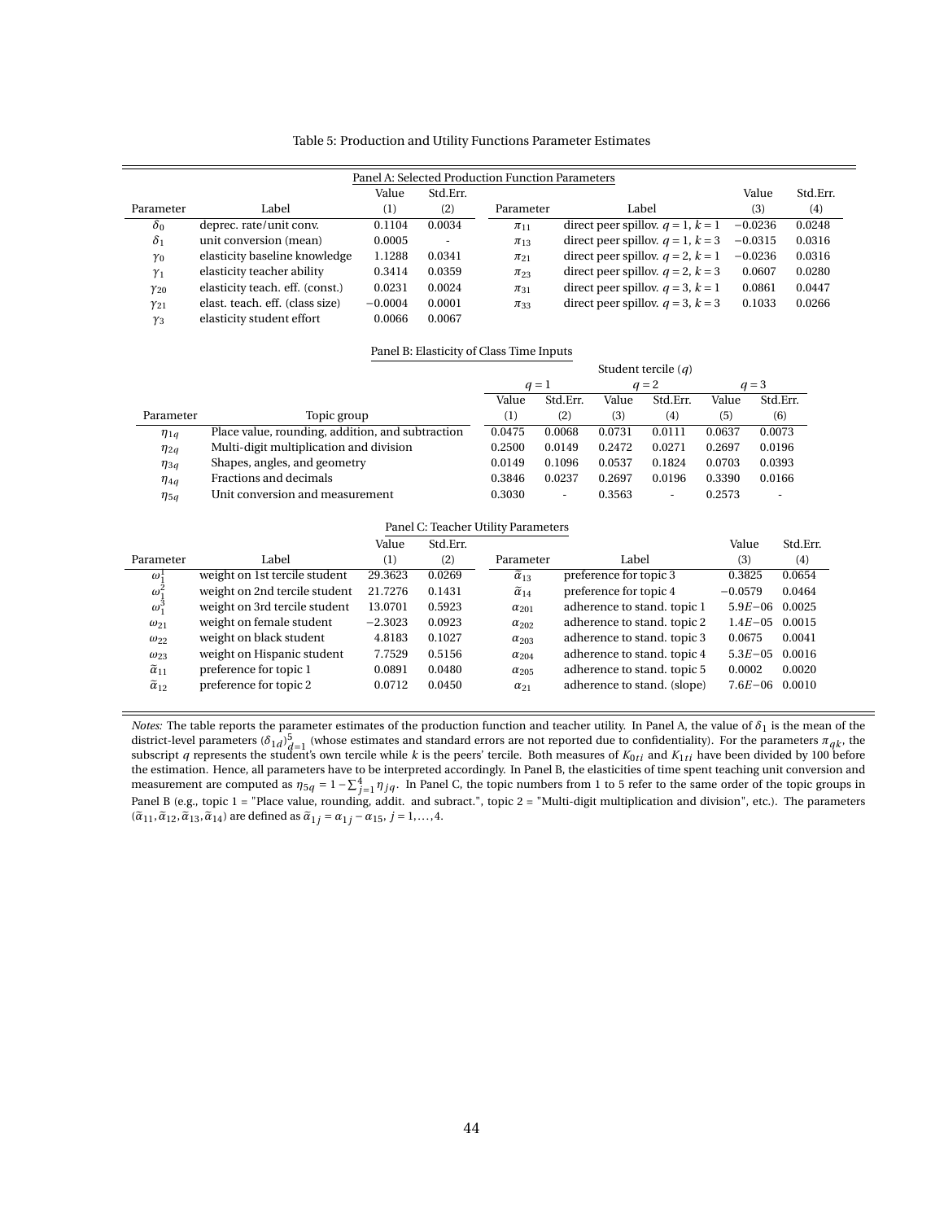Table 5: Production and Utility Functions Parameter Estimates

Panel A: Selected Production Function Parameters

| Parameter | Label | Value (1) | Std.Err. (2) | Parameter | Label | Value (3) | Std.Err. (4) |
|---|---|---|---|---|---|---|---|
| $\delta_0$ | deprec. rate/unit conv. | 0.1104 | 0.0034 | $\pi_{11}$ | direct peer spillov. $q=1$, $k=1$ | $-0.0236$ | 0.0248 |
| $\delta_1$ | unit conversion (mean) | 0.0005 | - | $\pi_{13}$ | direct peer spillov. $q=1$, $k=3$ | $-0.0315$ | 0.0316 |
| $\gamma_0$ | elasticity baseline knowledge | 1.1288 | 0.0341 | $\pi_{21}$ | direct peer spillov. $q=2$, $k=1$ | $-0.0236$ | 0.0316 |
| $\gamma_1$ | elasticity teacher ability | 0.3414 | 0.0359 | $\pi_{23}$ | direct peer spillov. $q=2$, $k=3$ | 0.0607 | 0.0280 |
| $\gamma_{20}$ | elasticity teach. eff. (const.) | 0.0231 | 0.0024 | $\pi_{31}$ | direct peer spillov. $q=3$, $k=1$ | 0.0861 | 0.0447 |
| $\gamma_{21}$ | elast. teach. eff. (class size) | $-0.0004$ | 0.0001 | $\pi_{33}$ | direct peer spillov. $q=3$, $k=3$ | 0.1033 | 0.0266 |
| $\gamma_3$ | elasticity student effort | 0.0066 | 0.0067 | | | | |

Panel B: Elasticity of Class Time Inputs

| | | Student tercile ($q$) | | | | | |
|---|---|---|---|---|---|---|---|
| | | $q=1$ | | $q=2$ | | $q=3$ | |
| | | Value | Std.Err. | Value | Std.Err. | Value | Std.Err. |
| Parameter | Topic group | (1) | (2) | (3) | (4) | (5) | (6) |
| $\eta_{1q}$ | Place value, rounding, addition, and subtraction | 0.0475 | 0.0068 | 0.0731 | 0.0111 | 0.0637 | 0.0073 |
| $\eta_{2q}$ | Multi-digit multiplication and division | 0.2500 | 0.0149 | 0.2472 | 0.0271 | 0.2697 | 0.0196 |
| $\eta_{3q}$ | Shapes, angles, and geometry | 0.0149 | 0.1096 | 0.0537 | 0.1824 | 0.0703 | 0.0393 |
| $\eta_{4q}$ | Fractions and decimals | 0.3846 | 0.0237 | 0.2697 | 0.0196 | 0.3390 | 0.0166 |
| $\eta_{5q}$ | Unit conversion and measurement | 0.3030 | - | 0.3563 | - | 0.2573 | - |

Panel C: Teacher Utility Parameters

| Parameter | Label | Value (1) | Std.Err. (2) | Parameter | Label | Value (3) | Std.Err. (4) |
|---|---|---|---|---|---|---|---|
| $\omega_1^1$ | weight on 1st tercile student | 29.3623 | 0.0269 | $\widetilde{\alpha}_{13}$ | preference for topic 3 | 0.3825 | 0.0654 |
| $\omega_1^2$ | weight on 2nd tercile student | 21.7276 | 0.1431 | $\widetilde{\alpha}_{14}$ | preference for topic 4 | $-0.0579$ | 0.0464 |
| $\omega_1^3$ | weight on 3rd tercile student | 13.0701 | 0.5923 | $\alpha_{201}$ | adherence to stand. topic 1 | $5.9E-06$ | 0.0025 |
| $\omega_{21}$ | weight on female student | $-2.3023$ | 0.0923 | $\alpha_{202}$ | adherence to stand. topic 2 | $1.4E-05$ | 0.0015 |
| $\omega_{22}$ | weight on black student | 4.8183 | 0.1027 | $\alpha_{203}$ | adherence to stand. topic 3 | 0.0675 | 0.0041 |
| $\omega_{23}$ | weight on Hispanic student | 7.7529 | 0.5156 | $\alpha_{204}$ | adherence to stand. topic 4 | $5.3E-05$ | 0.0016 |
| $\widetilde{\alpha}_{11}$ | preference for topic 1 | 0.0891 | 0.0480 | $\alpha_{205}$ | adherence to stand. topic 5 | 0.0002 | 0.0020 |
| $\widetilde{\alpha}_{12}$ | preference for topic 2 | 0.0712 | 0.0450 | $\alpha_{21}$ | adherence to stand. (slope) | $7.6E-06$ | 0.0010 |

*Notes:* The table reports the parameter estimates of the production function and teacher utility. In Panel A, the value of $\delta_1$ is the mean of the district-level parameters $(\delta_{1d})_{d=1}^{5}$ (whose estimates and standard errors are not reported due to confidentiality). For the parameters $\pi_{qk}$, the subscript $q$ represents the student's own tercile while $k$ is the peers' tercile. Both measures of $K_{0ti}$ and $K_{1ti}$ have been divided by 100 before the estimation. Hence, all parameters have to be interpreted accordingly. In Panel B, the elasticities of time spent teaching unit conversion and measurement are computed as $\eta_{5q} = 1 - \sum_{j=1}^{4} \eta_{jq}$. In Panel C, the topic numbers from 1 to 5 refer to the same order of the topic groups in Panel B (e.g., topic 1 = "Place value, rounding, addit. and subract.", topic 2 = "Multi-digit multiplication and division", etc.). The parameters $(\widetilde{\alpha}_{11}, \widetilde{\alpha}_{12}, \widetilde{\alpha}_{13}, \widetilde{\alpha}_{14})$ are defined as $\widetilde{\alpha}_{1j} = \alpha_{1j} - \alpha_{15}$, $j = 1, \ldots, 4$.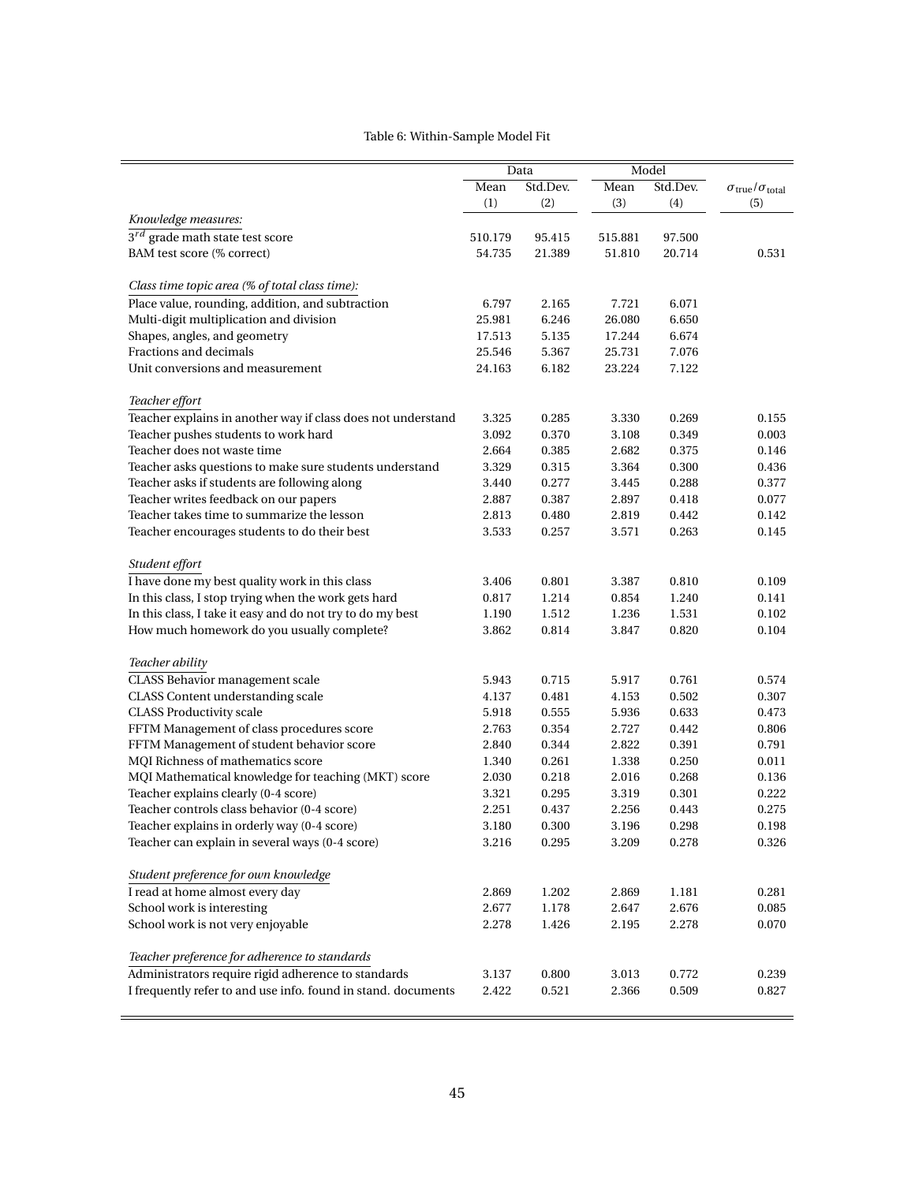Table 6: Within-Sample Model Fit

| | Data | | Model | | |
|---|---|---|---|---|---|
| | Mean | Std.Dev. | Mean | Std.Dev. | $\sigma_{\text{true}}/\sigma_{\text{total}}$ |
| | (1) | (2) | (3) | (4) | (5) |
| *Knowledge measures:* | | | | | |
| $3^{rd}$ grade math state test score | 510.179 | 95.415 | 515.881 | 97.500 | |
| BAM test score (% correct) | 54.735 | 21.389 | 51.810 | 20.714 | 0.531 |
| *Class time topic area (% of total class time):* | | | | | |
| Place value, rounding, addition, and subtraction | 6.797 | 2.165 | 7.721 | 6.071 | |
| Multi-digit multiplication and division | 25.981 | 6.246 | 26.080 | 6.650 | |
| Shapes, angles, and geometry | 17.513 | 5.135 | 17.244 | 6.674 | |
| Fractions and decimals | 25.546 | 5.367 | 25.731 | 7.076 | |
| Unit conversions and measurement | 24.163 | 6.182 | 23.224 | 7.122 | |
| *Teacher effort* | | | | | |
| Teacher explains in another way if class does not understand | 3.325 | 0.285 | 3.330 | 0.269 | 0.155 |
| Teacher pushes students to work hard | 3.092 | 0.370 | 3.108 | 0.349 | 0.003 |
| Teacher does not waste time | 2.664 | 0.385 | 2.682 | 0.375 | 0.146 |
| Teacher asks questions to make sure students understand | 3.329 | 0.315 | 3.364 | 0.300 | 0.436 |
| Teacher asks if students are following along | 3.440 | 0.277 | 3.445 | 0.288 | 0.377 |
| Teacher writes feedback on our papers | 2.887 | 0.387 | 2.897 | 0.418 | 0.077 |
| Teacher takes time to summarize the lesson | 2.813 | 0.480 | 2.819 | 0.442 | 0.142 |
| Teacher encourages students to do their best | 3.533 | 0.257 | 3.571 | 0.263 | 0.145 |
| *Student effort* | | | | | |
| I have done my best quality work in this class | 3.406 | 0.801 | 3.387 | 0.810 | 0.109 |
| In this class, I stop trying when the work gets hard | 0.817 | 1.214 | 0.854 | 1.240 | 0.141 |
| In this class, I take it easy and do not try to do my best | 1.190 | 1.512 | 1.236 | 1.531 | 0.102 |
| How much homework do you usually complete? | 3.862 | 0.814 | 3.847 | 0.820 | 0.104 |
| *Teacher ability* | | | | | |
| CLASS Behavior management scale | 5.943 | 0.715 | 5.917 | 0.761 | 0.574 |
| CLASS Content understanding scale | 4.137 | 0.481 | 4.153 | 0.502 | 0.307 |
| CLASS Productivity scale | 5.918 | 0.555 | 5.936 | 0.633 | 0.473 |
| FFTM Management of class procedures score | 2.763 | 0.354 | 2.727 | 0.442 | 0.806 |
| FFTM Management of student behavior score | 2.840 | 0.344 | 2.822 | 0.391 | 0.791 |
| MQI Richness of mathematics score | 1.340 | 0.261 | 1.338 | 0.250 | 0.011 |
| MQI Mathematical knowledge for teaching (MKT) score | 2.030 | 0.218 | 2.016 | 0.268 | 0.136 |
| Teacher explains clearly (0-4 score) | 3.321 | 0.295 | 3.319 | 0.301 | 0.222 |
| Teacher controls class behavior (0-4 score) | 2.251 | 0.437 | 2.256 | 0.443 | 0.275 |
| Teacher explains in orderly way (0-4 score) | 3.180 | 0.300 | 3.196 | 0.298 | 0.198 |
| Teacher can explain in several ways (0-4 score) | 3.216 | 0.295 | 3.209 | 0.278 | 0.326 |
| *Student preference for own knowledge* | | | | | |
| I read at home almost every day | 2.869 | 1.202 | 2.869 | 1.181 | 0.281 |
| School work is interesting | 2.677 | 1.178 | 2.647 | 2.676 | 0.085 |
| School work is not very enjoyable | 2.278 | 1.426 | 2.195 | 2.278 | 0.070 |
| *Teacher preference for adherence to standards* | | | | | |
| Administrators require rigid adherence to standards | 3.137 | 0.800 | 3.013 | 0.772 | 0.239 |
| I frequently refer to and use info. found in stand. documents | 2.422 | 0.521 | 2.366 | 0.509 | 0.827 |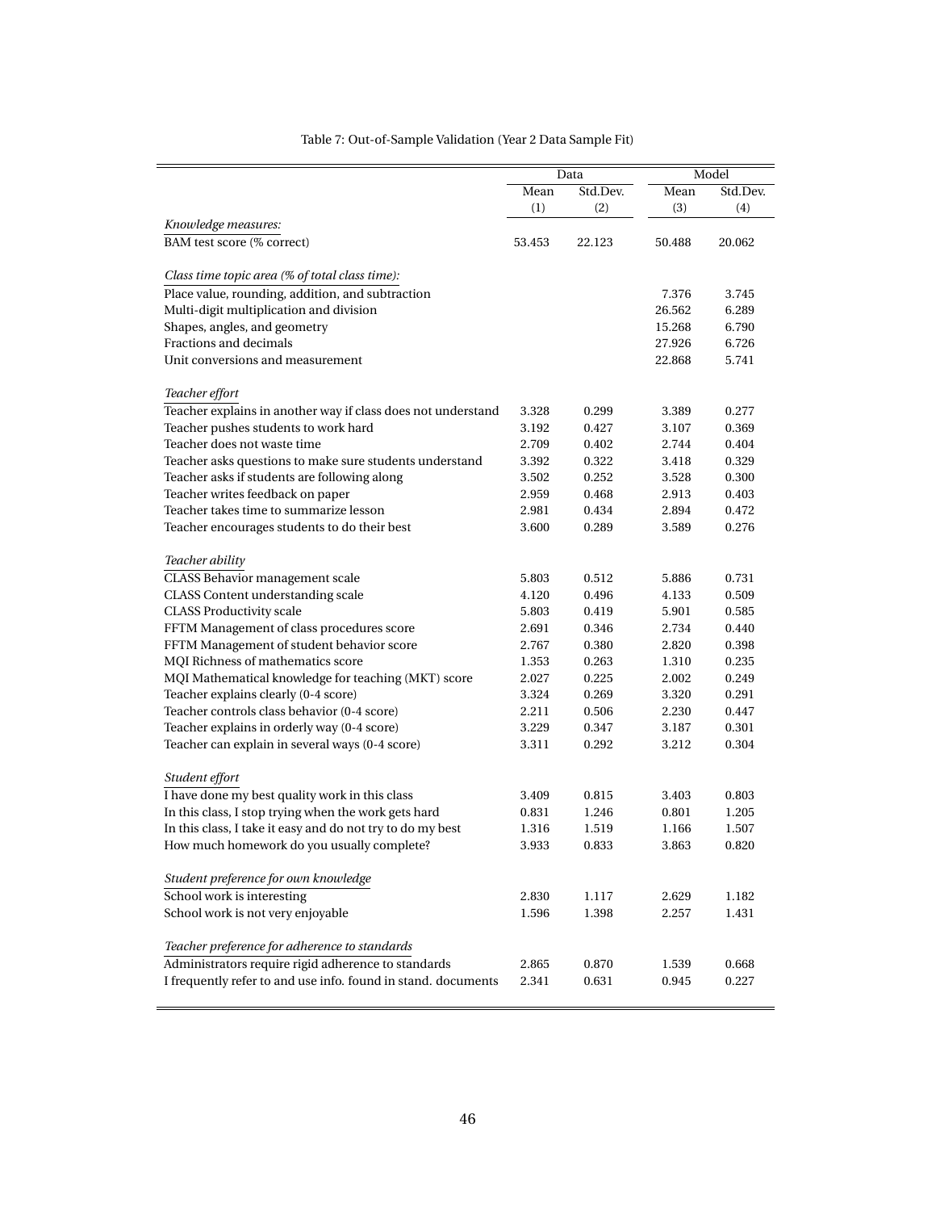Table 7: Out-of-Sample Validation (Year 2 Data Sample Fit)

| | Data | | Model | |
|---|---|---|---|---|
| | Mean | Std.Dev. | Mean | Std.Dev. |
| | (1) | (2) | (3) | (4) |
| *Knowledge measures:* | | | | |
| BAM test score (% correct) | 53.453 | 22.123 | 50.488 | 20.062 |
| *Class time topic area (% of total class time):* | | | | |
| Place value, rounding, addition, and subtraction | | | 7.376 | 3.745 |
| Multi-digit multiplication and division | | | 26.562 | 6.289 |
| Shapes, angles, and geometry | | | 15.268 | 6.790 |
| Fractions and decimals | | | 27.926 | 6.726 |
| Unit conversions and measurement | | | 22.868 | 5.741 |
| *Teacher effort* | | | | |
| Teacher explains in another way if class does not understand | 3.328 | 0.299 | 3.389 | 0.277 |
| Teacher pushes students to work hard | 3.192 | 0.427 | 3.107 | 0.369 |
| Teacher does not waste time | 2.709 | 0.402 | 2.744 | 0.404 |
| Teacher asks questions to make sure students understand | 3.392 | 0.322 | 3.418 | 0.329 |
| Teacher asks if students are following along | 3.502 | 0.252 | 3.528 | 0.300 |
| Teacher writes feedback on paper | 2.959 | 0.468 | 2.913 | 0.403 |
| Teacher takes time to summarize lesson | 2.981 | 0.434 | 2.894 | 0.472 |
| Teacher encourages students to do their best | 3.600 | 0.289 | 3.589 | 0.276 |
| *Teacher ability* | | | | |
| CLASS Behavior management scale | 5.803 | 0.512 | 5.886 | 0.731 |
| CLASS Content understanding scale | 4.120 | 0.496 | 4.133 | 0.509 |
| CLASS Productivity scale | 5.803 | 0.419 | 5.901 | 0.585 |
| FFTM Management of class procedures score | 2.691 | 0.346 | 2.734 | 0.440 |
| FFTM Management of student behavior score | 2.767 | 0.380 | 2.820 | 0.398 |
| MQI Richness of mathematics score | 1.353 | 0.263 | 1.310 | 0.235 |
| MQI Mathematical knowledge for teaching (MKT) score | 2.027 | 0.225 | 2.002 | 0.249 |
| Teacher explains clearly (0-4 score) | 3.324 | 0.269 | 3.320 | 0.291 |
| Teacher controls class behavior (0-4 score) | 2.211 | 0.506 | 2.230 | 0.447 |
| Teacher explains in orderly way (0-4 score) | 3.229 | 0.347 | 3.187 | 0.301 |
| Teacher can explain in several ways (0-4 score) | 3.311 | 0.292 | 3.212 | 0.304 |
| *Student effort* | | | | |
| I have done my best quality work in this class | 3.409 | 0.815 | 3.403 | 0.803 |
| In this class, I stop trying when the work gets hard | 0.831 | 1.246 | 0.801 | 1.205 |
| In this class, I take it easy and do not try to do my best | 1.316 | 1.519 | 1.166 | 1.507 |
| How much homework do you usually complete? | 3.933 | 0.833 | 3.863 | 0.820 |
| *Student preference for own knowledge* | | | | |
| School work is interesting | 2.830 | 1.117 | 2.629 | 1.182 |
| School work is not very enjoyable | 1.596 | 1.398 | 2.257 | 1.431 |
| *Teacher preference for adherence to standards* | | | | |
| Administrators require rigid adherence to standards | 2.865 | 0.870 | 1.539 | 0.668 |
| I frequently refer to and use info. found in stand. documents | 2.341 | 0.631 | 0.945 | 0.227 |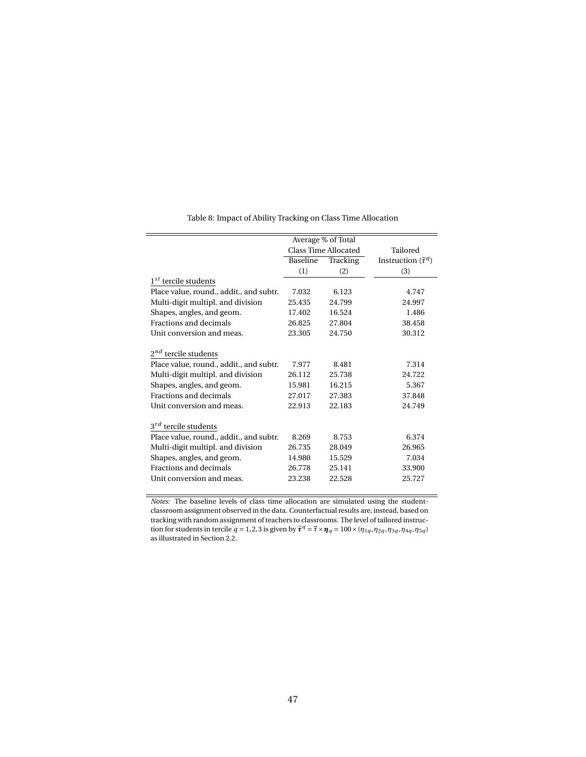Table 8: Impact of Ability Tracking on Class Time Allocation

| | Average % of Total Class Time Allocated | | Tailored |
|---|---|---|---|
| | Baseline | Tracking | Instruction ($\tilde{\tau}^q$) |
| | (1) | (2) | (3) |
| $1^{st}$ tercile students | | | |
| Place value, round., addit., and subtr. | 7.032 | 6.123 | 4.747 |
| Multi-digit multipl. and division | 25.435 | 24.799 | 24.997 |
| Shapes, angles, and geom. | 17.402 | 16.524 | 1.486 |
| Fractions and decimals | 26.825 | 27.804 | 38.458 |
| Unit conversion and meas. | 23.305 | 24.750 | 30.312 |
| $2^{nd}$ tercile students | | | |
| Place value, round., addit., and subtr. | 7.977 | 8.481 | 7.314 |
| Multi-digit multipl. and division | 26.112 | 25.738 | 24.722 |
| Shapes, angles, and geom. | 15.981 | 16.215 | 5.367 |
| Fractions and decimals | 27.017 | 27.383 | 37.848 |
| Unit conversion and meas. | 22.913 | 22.183 | 24.749 |
| $3^{rd}$ tercile students | | | |
| Place value, round., addit., and subtr. | 8.269 | 8.753 | 6.374 |
| Multi-digit multipl. and division | 26.735 | 28.049 | 26.965 |
| Shapes, angles, and geom. | 14.980 | 15.529 | 7.034 |
| Fractions and decimals | 26.778 | 25.141 | 33.900 |
| Unit conversion and meas. | 23.238 | 22.528 | 25.727 |

*Notes:* The baseline levels of class time allocation are simulated using the student-classroom assignment observed in the data. Counterfactual results are, instead, based on tracking with random assignment of teachers to classrooms. The level of tailored instruction for students in tercile $q = 1, 2, 3$ is given by $\tilde{\boldsymbol{\tau}}^q = \overline{\tau} \times \boldsymbol{\eta}_q = 100 \times (\eta_{1q}, \eta_{2q}, \eta_{3q}, \eta_{4q}, \eta_{5q})$ as illustrated in Section 2.2.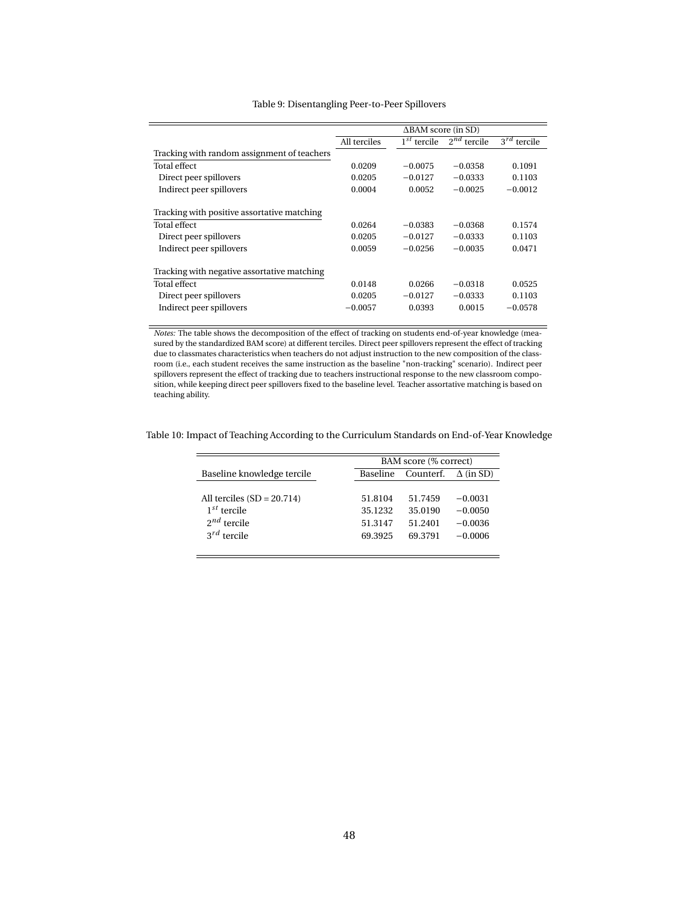Table 9: Disentangling Peer-to-Peer Spillovers

| | ΔBAM score (in SD) | | | |
|---|---|---|---|---|
| | All terciles | $1^{st}$ tercile | $2^{nd}$ tercile | $3^{rd}$ tercile |
| Tracking with random assignment of teachers | | | | |
| Total effect | 0.0209 | −0.0075 | −0.0358 | 0.1091 |
| Direct peer spillovers | 0.0205 | −0.0127 | −0.0333 | 0.1103 |
| Indirect peer spillovers | 0.0004 | 0.0052 | −0.0025 | −0.0012 |
| Tracking with positive assortative matching | | | | |
| Total effect | 0.0264 | −0.0383 | −0.0368 | 0.1574 |
| Direct peer spillovers | 0.0205 | −0.0127 | −0.0333 | 0.1103 |
| Indirect peer spillovers | 0.0059 | −0.0256 | −0.0035 | 0.0471 |
| Tracking with negative assortative matching | | | | |
| Total effect | 0.0148 | 0.0266 | −0.0318 | 0.0525 |
| Direct peer spillovers | 0.0205 | −0.0127 | −0.0333 | 0.1103 |
| Indirect peer spillovers | −0.0057 | 0.0393 | 0.0015 | −0.0578 |

*Notes:* The table shows the decomposition of the effect of tracking on students end-of-year knowledge (measured by the standardized BAM score) at different terciles. Direct peer spillovers represent the effect of tracking due to classmates characteristics when teachers do not adjust instruction to the new composition of the classroom (i.e., each student receives the same instruction as the baseline "non-tracking" scenario). Indirect peer spillovers represent the effect of tracking due to teachers instructional response to the new classroom composition, while keeping direct peer spillovers fixed to the baseline level. Teacher assortative matching is based on teaching ability.

Table 10: Impact of Teaching According to the Curriculum Standards on End-of-Year Knowledge

| | BAM score (% correct) | | |
|---|---|---|---|
| Baseline knowledge tercile | Baseline | Counterf. | Δ (in SD) |
| All terciles (SD = 20.714) | 51.8104 | 51.7459 | −0.0031 |
| $1^{st}$ tercile | 35.1232 | 35.0190 | −0.0050 |
| $2^{nd}$ tercile | 51.3147 | 51.2401 | −0.0036 |
| $3^{rd}$ tercile | 69.3925 | 69.3791 | −0.0006 |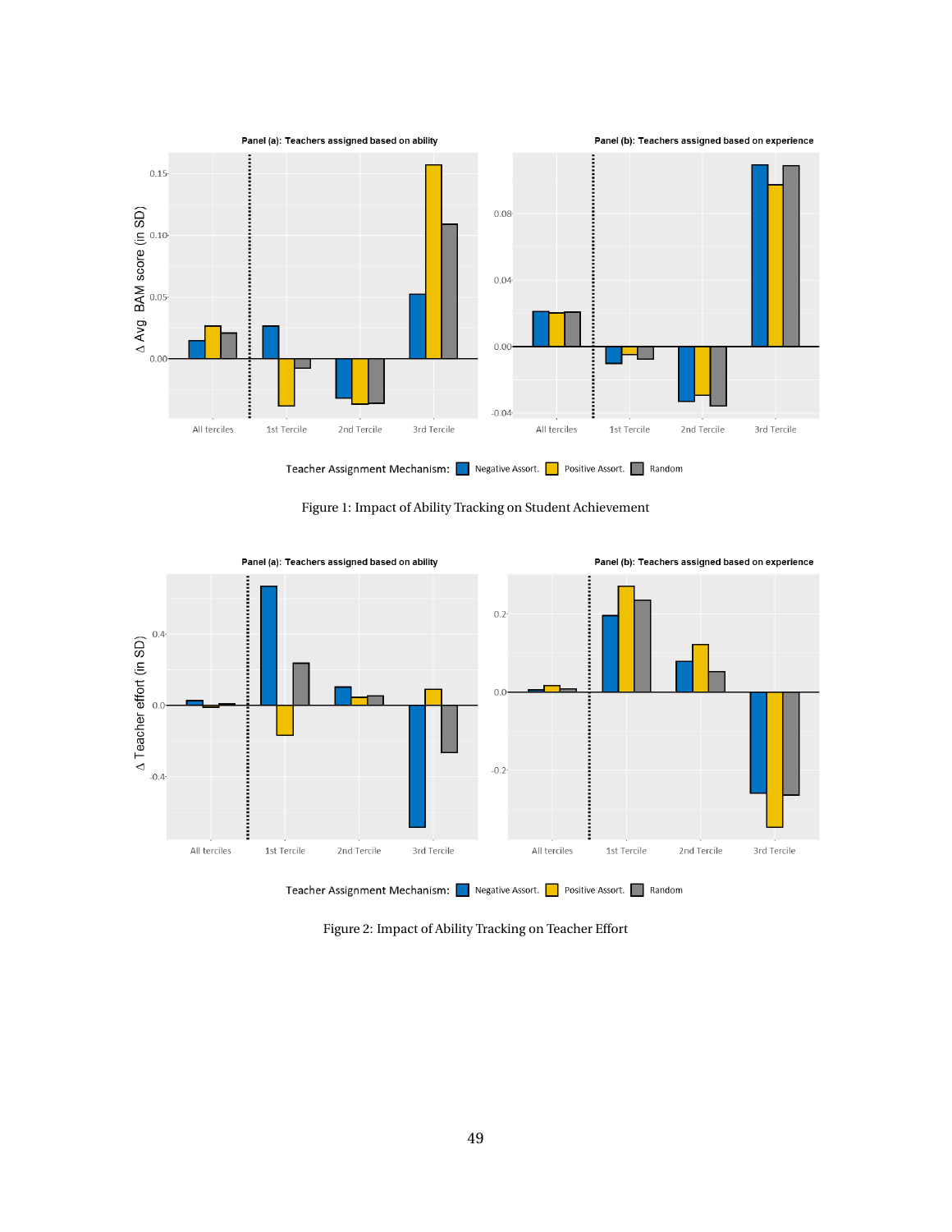Figure 1: Impact of Ability Tracking on Student Achievement

Figure 2: Impact of Ability Tracking on Teacher Effort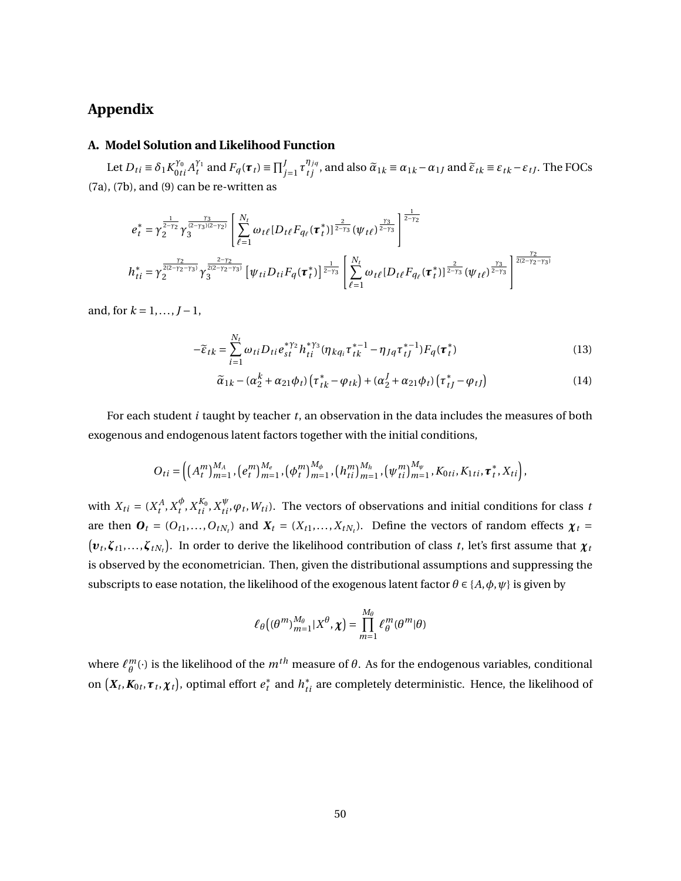# Appendix

## A. Model Solution and Likelihood Function

Let $D_{ti} \equiv \delta_1 K_{0ti}^{\gamma_0} A_t^{\gamma_1}$ and $F_q(\boldsymbol{\tau}_t) \equiv \prod_{j=1}^{J} \tau_{tj}^{\eta_{jq}}$, and also $\widetilde{\alpha}_{1k} \equiv \alpha_{1k} - \alpha_{1J}$ and $\widetilde{\varepsilon}_{tk} \equiv \varepsilon_{tk} - \varepsilon_{tJ}$. The FOCs (7a), (7b), and (9) can be re-written as

$$
e_t^* = \gamma_2^{\frac{1}{2-\gamma_2}} \gamma_3^{\frac{\gamma_3}{(2-\gamma_3)(2-\gamma_2)}} \left[ \sum_{\ell=1}^{N_t} \omega_{t\ell} [D_{t\ell} F_{q_\ell}(\boldsymbol{\tau}_t^*)]^{\frac{2}{2-\gamma_3}} (\psi_{t\ell})^{\frac{\gamma_3}{2-\gamma_3}} \right]^{\frac{1}{2-\gamma_2}}
$$

$$
h_{ti}^* = \gamma_2^{\frac{\gamma_2}{2(2-\gamma_2-\gamma_3)}} \gamma_3^{\frac{2-\gamma_2}{2(2-\gamma_2-\gamma_3)}} \left[ \psi_{ti} D_{ti} F_q(\boldsymbol{\tau}_t^*) \right]^{\frac{1}{2-\gamma_3}} \left[ \sum_{\ell=1}^{N_t} \omega_{t\ell} [D_{t\ell} F_{q_\ell}(\boldsymbol{\tau}_t^*)]^{\frac{2}{2-\gamma_3}} (\psi_{t\ell})^{\frac{\gamma_3}{2-\gamma_3}} \right]^{\frac{\gamma_2}{2(2-\gamma_2-\gamma_3)}}
$$

and, for $k = 1, \ldots, J-1$,

$$
-\widetilde{\varepsilon}_{tk} = \sum_{i=1}^{N_t} \omega_{ti} D_{ti} e_{st}^{*\gamma_2} h_{ti}^{*\gamma_3} (\eta_{kq_i} \tau_{tk}^{*-1} - \eta_{Jq} \tau_{tJ}^{*-1}) F_q(\boldsymbol{\tau}_t^*) \tag{13}
$$

$$
\widetilde{\alpha}_{1k} - (\alpha_2^k + \alpha_{21}\phi_t) \left(\tau_{tk}^* - \varphi_{tk}\right) + (\alpha_2^J + \alpha_{21}\phi_t) \left(\tau_{tJ}^* - \varphi_{tJ}\right) \tag{14}
$$

For each student $i$ taught by teacher $t$, an observation in the data includes the measures of both exogenous and endogenous latent factors together with the initial conditions,

$$
O_{ti} = \left( (A_t^m)_{m=1}^{M_A}, (e_t^m)_{m=1}^{M_e}, (\phi_t^m)_{m=1}^{M_\phi}, (h_{ti}^m)_{m=1}^{M_h}, (\psi_{ti}^m)_{m=1}^{M_\psi}, K_{0ti}, K_{1ti}, \boldsymbol{\tau}_t^*, X_{ti} \right),
$$

with $X_{ti} = (X_t^A, X_t^\phi, X_{ti}^{K_0}, X_{ti}^\psi, \varphi_t, W_{ti})$. The vectors of observations and initial conditions for class $t$ are then $\boldsymbol{O}_t = (O_{t1}, \ldots, O_{tN_t})$ and $\boldsymbol{X}_t = (X_{t1}, \ldots, X_{tN_t})$. Define the vectors of random effects $\boldsymbol{\chi}_t = \left(\boldsymbol{v}_t, \boldsymbol{\zeta}_{t1}, \ldots, \boldsymbol{\zeta}_{tN_t}\right)$. In order to derive the likelihood contribution of class $t$, let's first assume that $\boldsymbol{\chi}_t$ is observed by the econometrician. Then, given the distributional assumptions and suppressing the subscripts to ease notation, the likelihood of the exogenous latent factor $\theta \in \{A, \phi, \psi\}$ is given by

$$
\ell_\theta\left((\theta^m)_{m=1}^{M_\theta} | X^\theta, \boldsymbol{\chi}\right) = \prod_{m=1}^{M_\theta} \ell_\theta^m(\theta^m | \theta)
$$

where $\ell_\theta^m(\cdot)$ is the likelihood of the $m^{th}$ measure of $\theta$. As for the endogenous variables, conditional on $\left(\boldsymbol{X}_t, \boldsymbol{K}_{0t}, \boldsymbol{\tau}_t, \boldsymbol{\chi}_t\right)$, optimal effort $e_t^*$ and $h_{ti}^*$ are completely deterministic. Hence, the likelihood of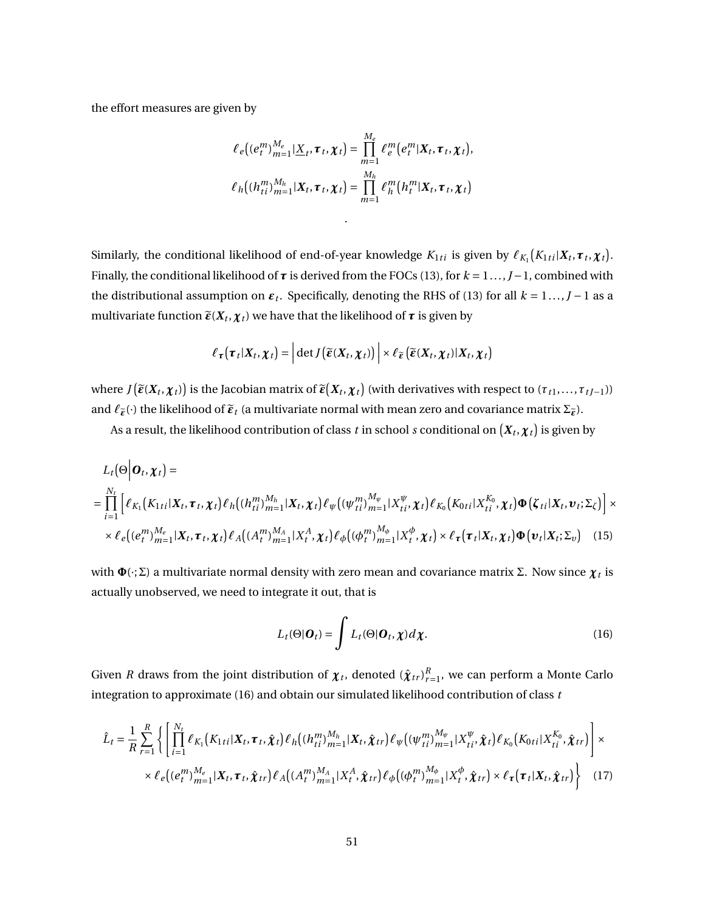the effort measures are given by

$$\ell_e\big((e_t^m)_{m=1}^{M_e}|\underline{X}_t, \boldsymbol{\tau}_t, \boldsymbol{\chi}_t\big) = \prod_{m=1}^{M_e} \ell_e^m\big(e_t^m|\boldsymbol{X}_t, \boldsymbol{\tau}_t, \boldsymbol{\chi}_t\big),$$

$$\ell_h\big((h_{ti}^m)_{m=1}^{M_h}|\boldsymbol{X}_t, \boldsymbol{\tau}_t, \boldsymbol{\chi}_t\big) = \prod_{m=1}^{M_h} \ell_h^m\big(h_t^m|\boldsymbol{X}_t, \boldsymbol{\tau}_t, \boldsymbol{\chi}_t\big)$$

.

Similarly, the conditional likelihood of end-of-year knowledge $K_{1ti}$ is given by $\ell_{K_1}\big(K_{1ti}|\boldsymbol{X}_t, \boldsymbol{\tau}_t, \boldsymbol{\chi}_t\big)$. Finally, the conditional likelihood of $\boldsymbol{\tau}$ is derived from the FOCs (13), for $k = 1\ldots, J-1$, combined with the distributional assumption on $\boldsymbol{\varepsilon}_t$. Specifically, denoting the RHS of (13) for all $k = 1\ldots, J-1$ as a multivariate function $\widetilde{\boldsymbol{\varepsilon}}(\boldsymbol{X}_t, \boldsymbol{\chi}_t)$ we have that the likelihood of $\boldsymbol{\tau}$ is given by

$$\ell_{\boldsymbol{\tau}}\big(\boldsymbol{\tau}_t|\boldsymbol{X}_t, \boldsymbol{\chi}_t\big) = \Big|\det J\big(\widetilde{\boldsymbol{\varepsilon}}(\boldsymbol{X}_t, \boldsymbol{\chi}_t)\big)\Big| \times \ell_{\widetilde{\boldsymbol{\varepsilon}}}\left(\widetilde{\boldsymbol{\varepsilon}}(\boldsymbol{X}_t, \boldsymbol{\chi}_t)|\boldsymbol{X}_t, \boldsymbol{\chi}_t\right)$$

where $J\big(\widetilde{\boldsymbol{\varepsilon}}(\boldsymbol{X}_t, \boldsymbol{\chi}_t)\big)$ is the Jacobian matrix of $\widetilde{\boldsymbol{\varepsilon}}\big(\boldsymbol{X}_t, \boldsymbol{\chi}_t\big)$ (with derivatives with respect to $(\tau_{t1}, \ldots, \tau_{tJ-1})$) and $\ell_{\widetilde{\boldsymbol{\varepsilon}}}(\cdot)$ the likelihood of $\widetilde{\boldsymbol{\varepsilon}}_t$ (a multivariate normal with mean zero and covariance matrix $\Sigma_{\widetilde{\boldsymbol{\varepsilon}}}$).

As a result, the likelihood contribution of class $t$ in school $s$ conditional on $\big(\boldsymbol{X}_t, \boldsymbol{\chi}_t\big)$ is given by

$$\begin{aligned}
&L_t\big(\Theta\Big|\boldsymbol{O}_t, \boldsymbol{\chi}_t\big) = \\
&= \prod_{i=1}^{N_t}\Big[\ell_{K_1}\big(K_{1ti}|\boldsymbol{X}_t, \boldsymbol{\tau}_t, \boldsymbol{\chi}_t\big)\ell_h\big((h_{ti}^m)_{m=1}^{M_h}|\boldsymbol{X}_t, \boldsymbol{\chi}_t\big)\ell_\psi\big((\psi_{ti}^m)_{m=1}^{M_\psi}|X_{ti}^\psi, \boldsymbol{\chi}_t\big)\ell_{K_0}\big(K_{0ti}|X_{ti}^{K_0}, \boldsymbol{\chi}_t\big)\boldsymbol{\Phi}\big(\boldsymbol{\zeta}_{ti}|\boldsymbol{X}_t, \boldsymbol{\upsilon}_t; \Sigma_\zeta\big)\Big] \times \\
&\times \ell_e\big((e_t^m)_{m=1}^{M_e}|\boldsymbol{X}_t, \boldsymbol{\tau}_t, \boldsymbol{\chi}_t\big)\ell_A\big((A_t^m)_{m=1}^{M_A}|X_t^A, \boldsymbol{\chi}_t\big)\ell_\phi\big((\phi_t^m)_{m=1}^{M_\phi}|X_t^\phi, \boldsymbol{\chi}_t\big) \times \ell_{\boldsymbol{\tau}}\big(\boldsymbol{\tau}_t|\boldsymbol{X}_t, \boldsymbol{\chi}_t\big)\boldsymbol{\Phi}\big(\boldsymbol{\upsilon}_t|\boldsymbol{X}_t; \Sigma_\upsilon\big) \quad (15)
\end{aligned}$$

with $\boldsymbol{\Phi}(\cdot; \Sigma)$ a multivariate normal density with zero mean and covariance matrix $\Sigma$. Now since $\boldsymbol{\chi}_t$ is actually unobserved, we need to integrate it out, that is

$$L_t(\Theta|\boldsymbol{O}_t) = \int L_t(\Theta|\boldsymbol{O}_t, \boldsymbol{\chi})d\boldsymbol{\chi}. \quad (16)$$

Given $R$ draws from the joint distribution of $\boldsymbol{\chi}_t$, denoted $(\hat{\boldsymbol{\chi}}_{tr})_{r=1}^R$, we can perform a Monte Carlo integration to approximate (16) and obtain our simulated likelihood contribution of class $t$

$$\begin{aligned}
\hat{L}_t = \frac{1}{R}\sum_{r=1}^R \Bigg\{&\left[\prod_{i=1}^{N_t} \ell_{K_1}\big(K_{1ti}|\boldsymbol{X}_t, \boldsymbol{\tau}_t, \hat{\boldsymbol{\chi}}_t\big)\ell_h\big((h_{ti}^m)_{m=1}^{M_h}|\boldsymbol{X}_t, \hat{\boldsymbol{\chi}}_{tr}\big)\ell_\psi\big((\psi_{ti}^m)_{m=1}^{M_\psi}|X_{ti}^\psi, \hat{\boldsymbol{\chi}}_t\big)\ell_{K_0}\big(K_{0ti}|X_{ti}^{K_0}, \hat{\boldsymbol{\chi}}_{tr}\big)\right] \times \\
&\times \ell_e\big((e_t^m)_{m=1}^{M_e}|\boldsymbol{X}_t, \boldsymbol{\tau}_t, \hat{\boldsymbol{\chi}}_{tr}\big)\ell_A\big((A_t^m)_{m=1}^{M_A}|X_t^A, \hat{\boldsymbol{\chi}}_{tr}\big)\ell_\phi\big((\phi_t^m)_{m=1}^{M_\phi}|X_t^\phi, \hat{\boldsymbol{\chi}}_{tr}\big) \times \ell_{\boldsymbol{\tau}}\big(\boldsymbol{\tau}_t|\boldsymbol{X}_t, \hat{\boldsymbol{\chi}}_{tr}\big)\Bigg\} \quad (17)
\end{aligned}$$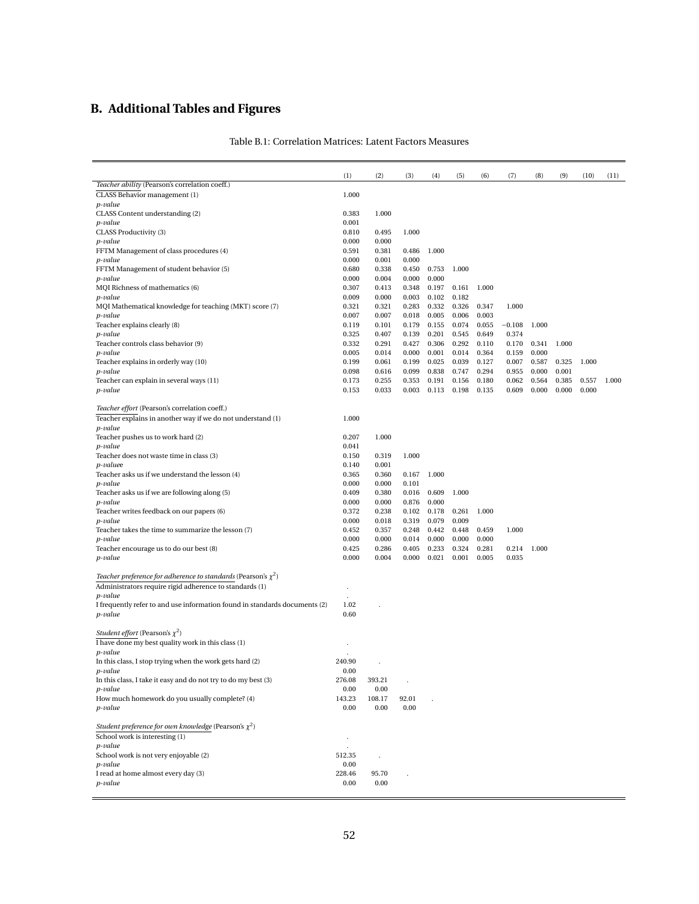# B. Additional Tables and Figures

Table B.1: Correlation Matrices: Latent Factors Measures

| | (1) | (2) | (3) | (4) | (5) | (6) | (7) | (8) | (9) | (10) | (11) |
|---|---|---|---|---|---|---|---|---|---|---|---|
| *Teacher ability* (Pearson's correlation coeff.) | | | | | | | | | | | |
| CLASS Behavior management (1) | 1.000 | | | | | | | | | | |
| *p-value* | | | | | | | | | | | |
| CLASS Content understanding (2) | 0.383 | 1.000 | | | | | | | | | |
| *p-value* | 0.001 | | | | | | | | | | |
| CLASS Productivity (3) | 0.810 | 0.495 | 1.000 | | | | | | | | |
| *p-value* | 0.000 | 0.000 | | | | | | | | | |
| FFTM Management of class procedures (4) | 0.591 | 0.381 | 0.486 | 1.000 | | | | | | | |
| *p-value* | 0.000 | 0.001 | 0.000 | | | | | | | | |
| FFTM Management of student behavior (5) | 0.680 | 0.338 | 0.450 | 0.753 | 1.000 | | | | | | |
| *p-value* | 0.000 | 0.004 | 0.000 | 0.000 | | | | | | | |
| MQI Richness of mathematics (6) | 0.307 | 0.413 | 0.348 | 0.197 | 0.161 | 1.000 | | | | | |
| *p-value* | 0.009 | 0.000 | 0.003 | 0.102 | 0.182 | | | | | | |
| MQI Mathematical knowledge for teaching (MKT) score (7) | 0.321 | 0.321 | 0.283 | 0.332 | 0.326 | 0.347 | 1.000 | | | | |
| *p-value* | 0.007 | 0.007 | 0.018 | 0.005 | 0.006 | 0.003 | | | | | |
| Teacher explains clearly (8) | 0.119 | 0.101 | 0.179 | 0.155 | 0.074 | 0.055 | −0.108 | 1.000 | | | |
| *p-value* | 0.325 | 0.407 | 0.139 | 0.201 | 0.545 | 0.649 | 0.374 | | | | |
| Teacher controls class behavior (9) | 0.332 | 0.291 | 0.427 | 0.306 | 0.292 | 0.110 | 0.170 | 0.341 | 1.000 | | |
| *p-value* | 0.005 | 0.014 | 0.000 | 0.001 | 0.014 | 0.364 | 0.159 | 0.000 | | | |
| Teacher explains in orderly way (10) | 0.199 | 0.061 | 0.199 | 0.025 | 0.039 | 0.127 | 0.007 | 0.587 | 0.325 | 1.000 | |
| *p-value* | 0.098 | 0.616 | 0.099 | 0.838 | 0.747 | 0.294 | 0.955 | 0.000 | 0.001 | | |
| Teacher can explain in several ways (11) | 0.173 | 0.255 | 0.353 | 0.191 | 0.156 | 0.180 | 0.062 | 0.564 | 0.385 | 0.557 | 1.000 |
| *p-value* | 0.153 | 0.033 | 0.003 | 0.113 | 0.198 | 0.135 | 0.609 | 0.000 | 0.000 | 0.000 | |
| *Teacher effort* (Pearson's correlation coeff.) | | | | | | | | | | | |
| Teacher explains in another way if we do not understand (1) | 1.000 | | | | | | | | | | |
| *p-value* | | | | | | | | | | | |
| Teacher pushes us to work hard (2) | 0.207 | 1.000 | | | | | | | | | |
| *p-value* | 0.041 | | | | | | | | | | |
| Teacher does not waste time in class (3) | 0.150 | 0.319 | 1.000 | | | | | | | | |
| *p-valuee* | 0.140 | 0.001 | | | | | | | | | |
| Teacher asks us if we understand the lesson (4) | 0.365 | 0.360 | 0.167 | 1.000 | | | | | | | |
| *p-value* | 0.000 | 0.000 | 0.101 | | | | | | | | |
| Teacher asks us if we are following along (5) | 0.409 | 0.380 | 0.016 | 0.609 | 1.000 | | | | | | |
| *p-value* | 0.000 | 0.000 | 0.876 | 0.000 | | | | | | | |
| Teacher writes feedback on our papers (6) | 0.372 | 0.238 | 0.102 | 0.178 | 0.261 | 1.000 | | | | | |
| *p-value* | 0.000 | 0.018 | 0.319 | 0.079 | 0.009 | | | | | | |
| Teacher takes the time to summarize the lesson (7) | 0.452 | 0.357 | 0.248 | 0.442 | 0.448 | 0.459 | 1.000 | | | | |
| *p-value* | 0.000 | 0.000 | 0.014 | 0.000 | 0.000 | 0.000 | | | | | |
| Teacher encourage us to do our best (8) | 0.425 | 0.286 | 0.405 | 0.233 | 0.324 | 0.281 | 0.214 | 1.000 | | | |
| *p-value* | 0.000 | 0.004 | 0.000 | 0.021 | 0.001 | 0.005 | 0.035 | | | | |
| *Teacher preference for adherence to standards* (Pearson's $\chi^2$) | | | | | | | | | | | |
| Administrators require rigid adherence to standards (1) | . | | | | | | | | | | |
| *p-value* | . | | | | | | | | | | |
| I frequently refer to and use information found in standards documents (2) | 1.02 | . | | | | | | | | | |
| *p-value* | 0.60 | | | | | | | | | | |
| *Student effort* (Pearson's $\chi^2$) | | | | | | | | | | | |
| I have done my best quality work in this class (1) | . | | | | | | | | | | |
| *p-value* | . | | | | | | | | | | |
| In this class, I stop trying when the work gets hard (2) | 240.90 | . | | | | | | | | | |
| *p-value* | 0.00 | | | | | | | | | | |
| In this class, I take it easy and do not try to do my best (3) | 276.08 | 393.21 | . | | | | | | | | |
| *p-value* | 0.00 | 0.00 | | | | | | | | | |
| How much homework do you usually complete? (4) | 143.23 | 108.17 | 92.01 | . | | | | | | | |
| *p-value* | 0.00 | 0.00 | 0.00 | | | | | | | | |
| *Student preference for own knowledge* (Pearson's $\chi^2$) | | | | | | | | | | | |
| School work is interesting (1) | . | | | | | | | | | | |
| *p-value* | . | | | | | | | | | | |
| School work is not very enjoyable (2) | 512.35 | . | | | | | | | | | |
| *p-value* | 0.00 | | | | | | | | | | |
| I read at home almost every day (3) | 228.46 | 95.70 | . | | | | | | | | |
| *p-value* | 0.00 | 0.00 | | | | | | | | | |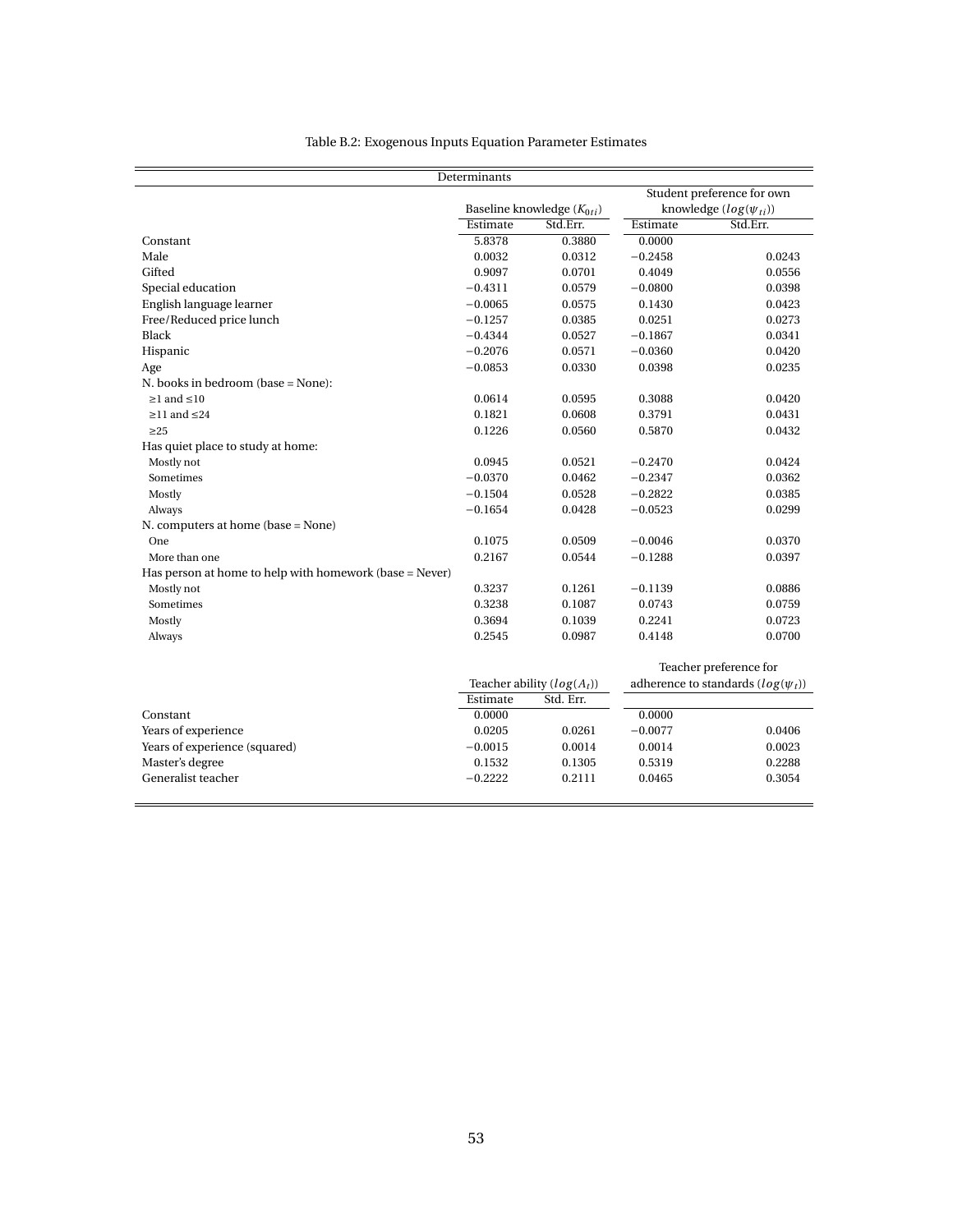Table B.2: Exogenous Inputs Equation Parameter Estimates

| Determinants | Baseline knowledge ($K_{0ti}$) | | Student preference for own knowledge ($log(\psi_{ti})$) | |
|---|---|---|---|---|
| | Estimate | Std.Err. | Estimate | Std.Err. |
| Constant | 5.8378 | 0.3880 | 0.0000 | |
| Male | 0.0032 | 0.0312 | −0.2458 | 0.0243 |
| Gifted | 0.9097 | 0.0701 | 0.4049 | 0.0556 |
| Special education | −0.4311 | 0.0579 | −0.0800 | 0.0398 |
| English language learner | −0.0065 | 0.0575 | 0.1430 | 0.0423 |
| Free/Reduced price lunch | −0.1257 | 0.0385 | 0.0251 | 0.0273 |
| Black | −0.4344 | 0.0527 | −0.1867 | 0.0341 |
| Hispanic | −0.2076 | 0.0571 | −0.0360 | 0.0420 |
| Age | −0.0853 | 0.0330 | 0.0398 | 0.0235 |
| N. books in bedroom (base = None): | | | | |
| ≥1 and ≤10 | 0.0614 | 0.0595 | 0.3088 | 0.0420 |
| ≥11 and ≤24 | 0.1821 | 0.0608 | 0.3791 | 0.0431 |
| ≥25 | 0.1226 | 0.0560 | 0.5870 | 0.0432 |
| Has quiet place to study at home: | | | | |
| Mostly not | 0.0945 | 0.0521 | −0.2470 | 0.0424 |
| Sometimes | −0.0370 | 0.0462 | −0.2347 | 0.0362 |
| Mostly | −0.1504 | 0.0528 | −0.2822 | 0.0385 |
| Always | −0.1654 | 0.0428 | −0.0523 | 0.0299 |
| N. computers at home (base = None) | | | | |
| One | 0.1075 | 0.0509 | −0.0046 | 0.0370 |
| More than one | 0.2167 | 0.0544 | −0.1288 | 0.0397 |
| Has person at home to help with homework (base = Never) | | | | |
| Mostly not | 0.3237 | 0.1261 | −0.1139 | 0.0886 |
| Sometimes | 0.3238 | 0.1087 | 0.0743 | 0.0759 |
| Mostly | 0.3694 | 0.1039 | 0.2241 | 0.0723 |
| Always | 0.2545 | 0.0987 | 0.4148 | 0.0700 |
| | **Teacher ability ($log(A_t)$)** | | **Teacher preference for adherence to standards ($log(\psi_t)$)** | |
| | Estimate | Std. Err. | | |
| Constant | 0.0000 | | 0.0000 | |
| Years of experience | 0.0205 | 0.0261 | −0.0077 | 0.0406 |
| Years of experience (squared) | −0.0015 | 0.0014 | 0.0014 | 0.0023 |
| Master's degree | 0.1532 | 0.1305 | 0.5319 | 0.2288 |
| Generalist teacher | −0.2222 | 0.2111 | 0.0465 | 0.3054 |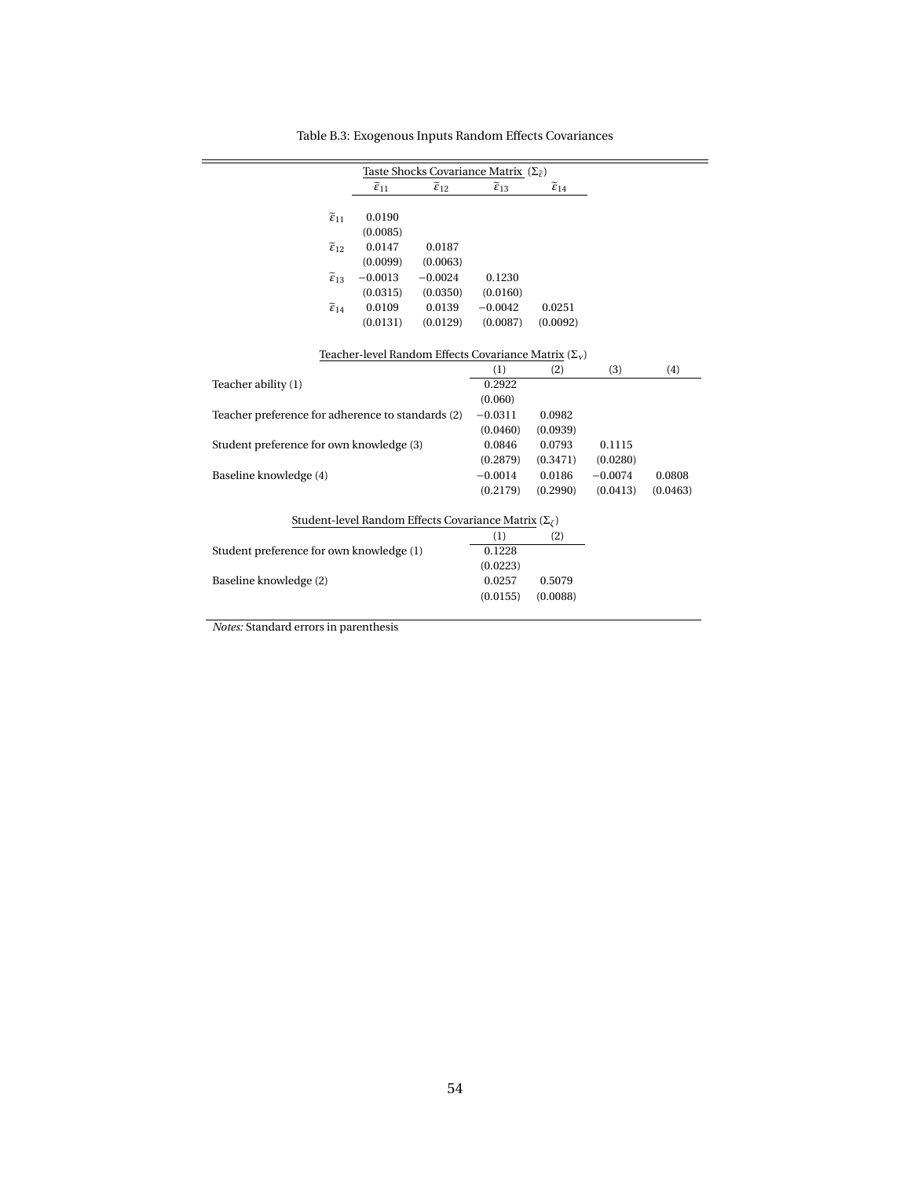Table B.3: Exogenous Inputs Random Effects Covariances

| Taste Shocks Covariance Matrix ($\Sigma_{\widetilde{\varepsilon}}$) | $\widetilde{\varepsilon}_{11}$ | $\widetilde{\varepsilon}_{12}$ | $\widetilde{\varepsilon}_{13}$ | $\widetilde{\varepsilon}_{14}$ |
|---|---|---|---|---|
| $\widetilde{\varepsilon}_{11}$ | 0.0190 | | | |
| | (0.0085) | | | |
| $\widetilde{\varepsilon}_{12}$ | 0.0147 | 0.0187 | | |
| | (0.0099) | (0.0063) | | |
| $\widetilde{\varepsilon}_{13}$ | −0.0013 | −0.0024 | 0.1230 | |
| | (0.0315) | (0.0350) | (0.0160) | |
| $\widetilde{\varepsilon}_{14}$ | 0.0109 | 0.0139 | −0.0042 | 0.0251 |
| | (0.0131) | (0.0129) | (0.0087) | (0.0092) |

| Teacher-level Random Effects Covariance Matrix ($\Sigma_{\nu}$) | (1) | (2) | (3) | (4) |
|---|---|---|---|---|
| Teacher ability (1) | 0.2922 | | | |
| | (0.060) | | | |
| Teacher preference for adherence to standards (2) | −0.0311 | 0.0982 | | |
| | (0.0460) | (0.0939) | | |
| Student preference for own knowledge (3) | 0.0846 | 0.0793 | 0.1115 | |
| | (0.2879) | (0.3471) | (0.0280) | |
| Baseline knowledge (4) | −0.0014 | 0.0186 | −0.0074 | 0.0808 |
| | (0.2179) | (0.2990) | (0.0413) | (0.0463) |

| Student-level Random Effects Covariance Matrix ($\Sigma_{\zeta}$) | (1) | (2) |
|---|---|---|
| Student preference for own knowledge (1) | 0.1228 | |
| | (0.0223) | |
| Baseline knowledge (2) | 0.0257 | 0.5079 |
| | (0.0155) | (0.0088) |

*Notes:* Standard errors in parenthesis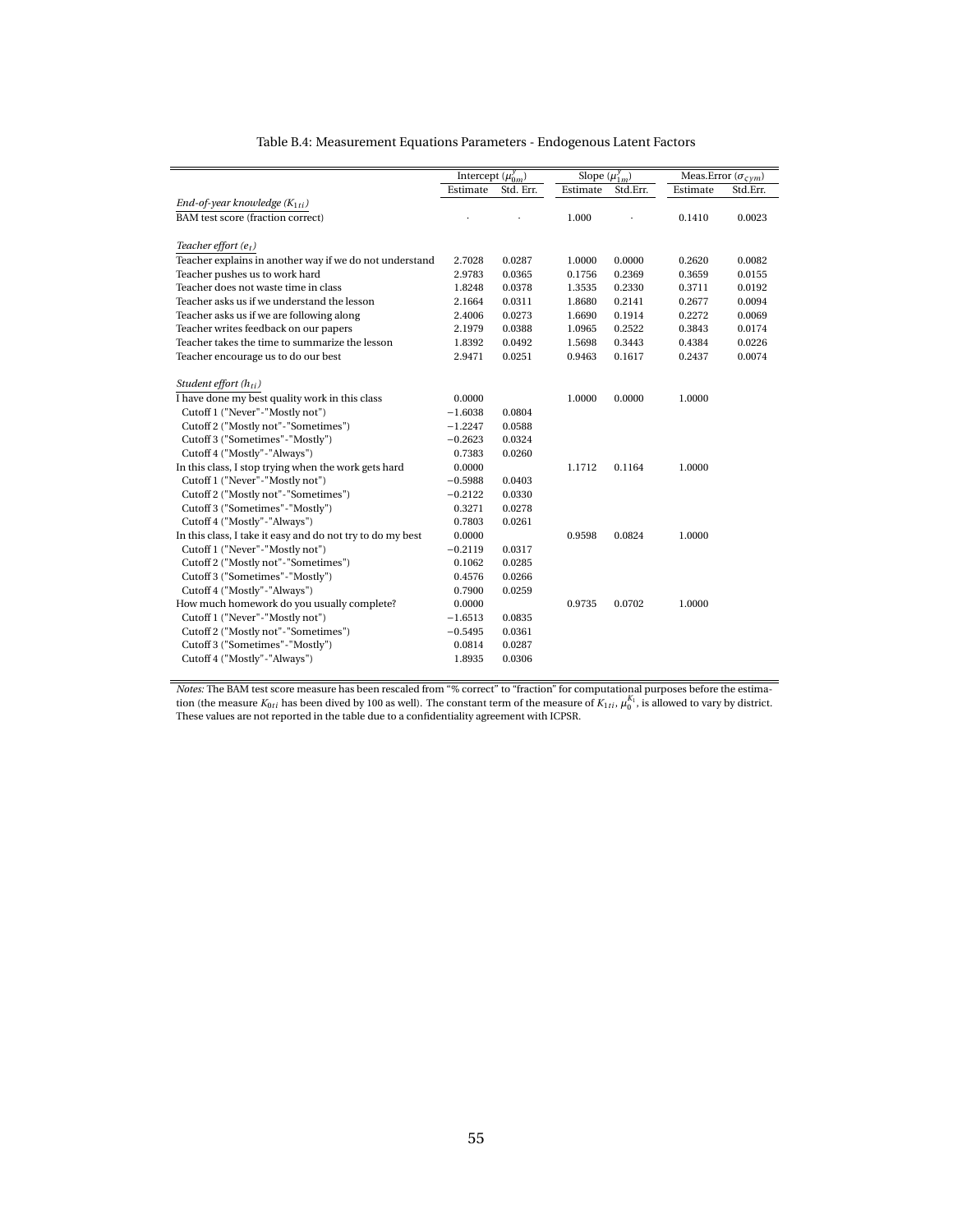Table B.4: Measurement Equations Parameters - Endogenous Latent Factors

| | Intercept ($\mu_{0m}^{y}$) | | Slope ($\mu_{1m}^{y}$) | | Meas.Error ($\sigma_{\varsigma ym}$) | |
|---|---|---|---|---|---|---|
| | Estimate | Std. Err. | Estimate | Std.Err. | Estimate | Std.Err. |
| *End-of-year knowledge ($K_{1ti}$)* | | | | | | |
| BAM test score (fraction correct) | . | . | 1.000 | . | 0.1410 | 0.0023 |
| *Teacher effort ($e_t$)* | | | | | | |
| Teacher explains in another way if we do not understand | 2.7028 | 0.0287 | 1.0000 | 0.0000 | 0.2620 | 0.0082 |
| Teacher pushes us to work hard | 2.9783 | 0.0365 | 0.1756 | 0.2369 | 0.3659 | 0.0155 |
| Teacher does not waste time in class | 1.8248 | 0.0378 | 1.3535 | 0.2330 | 0.3711 | 0.0192 |
| Teacher asks us if we understand the lesson | 2.1664 | 0.0311 | 1.8680 | 0.2141 | 0.2677 | 0.0094 |
| Teacher asks us if we are following along | 2.4006 | 0.0273 | 1.6690 | 0.1914 | 0.2272 | 0.0069 |
| Teacher writes feedback on our papers | 2.1979 | 0.0388 | 1.0965 | 0.2522 | 0.3843 | 0.0174 |
| Teacher takes the time to summarize the lesson | 1.8392 | 0.0492 | 1.5698 | 0.3443 | 0.4384 | 0.0226 |
| Teacher encourage us to do our best | 2.9471 | 0.0251 | 0.9463 | 0.1617 | 0.2437 | 0.0074 |
| *Student effort ($h_{ti}$)* | | | | | | |
| I have done my best quality work in this class | 0.0000 | | 1.0000 | 0.0000 | 1.0000 | |
| Cutoff 1 ("Never"-"Mostly not") | −1.6038 | 0.0804 | | | | |
| Cutoff 2 ("Mostly not"-"Sometimes") | −1.2247 | 0.0588 | | | | |
| Cutoff 3 ("Sometimes"-"Mostly") | −0.2623 | 0.0324 | | | | |
| Cutoff 4 ("Mostly"-"Always") | 0.7383 | 0.0260 | | | | |
| In this class, I stop trying when the work gets hard | 0.0000 | | 1.1712 | 0.1164 | 1.0000 | |
| Cutoff 1 ("Never"-"Mostly not") | −0.5988 | 0.0403 | | | | |
| Cutoff 2 ("Mostly not"-"Sometimes") | −0.2122 | 0.0330 | | | | |
| Cutoff 3 ("Sometimes"-"Mostly") | 0.3271 | 0.0278 | | | | |
| Cutoff 4 ("Mostly"-"Always") | 0.7803 | 0.0261 | | | | |
| In this class, I take it easy and do not try to do my best | 0.0000 | | 0.9598 | 0.0824 | 1.0000 | |
| Cutoff 1 ("Never"-"Mostly not") | −0.2119 | 0.0317 | | | | |
| Cutoff 2 ("Mostly not"-"Sometimes") | 0.1062 | 0.0285 | | | | |
| Cutoff 3 ("Sometimes"-"Mostly") | 0.4576 | 0.0266 | | | | |
| Cutoff 4 ("Mostly"-"Always") | 0.7900 | 0.0259 | | | | |
| How much homework do you usually complete? | 0.0000 | | 0.9735 | 0.0702 | 1.0000 | |
| Cutoff 1 ("Never"-"Mostly not") | −1.6513 | 0.0835 | | | | |
| Cutoff 2 ("Mostly not"-"Sometimes") | −0.5495 | 0.0361 | | | | |
| Cutoff 3 ("Sometimes"-"Mostly") | 0.0814 | 0.0287 | | | | |
| Cutoff 4 ("Mostly"-"Always") | 1.8935 | 0.0306 | | | | |

*Notes:* The BAM test score measure has been rescaled from "% correct" to "fraction" for computational purposes before the estimation (the measure $K_{0ti}$ has been dived by 100 as well). The constant term of the measure of $K_{1ti}$, $\mu_0^{K_1}$, is allowed to vary by district. These values are not reported in the table due to a confidentiality agreement with ICPSR.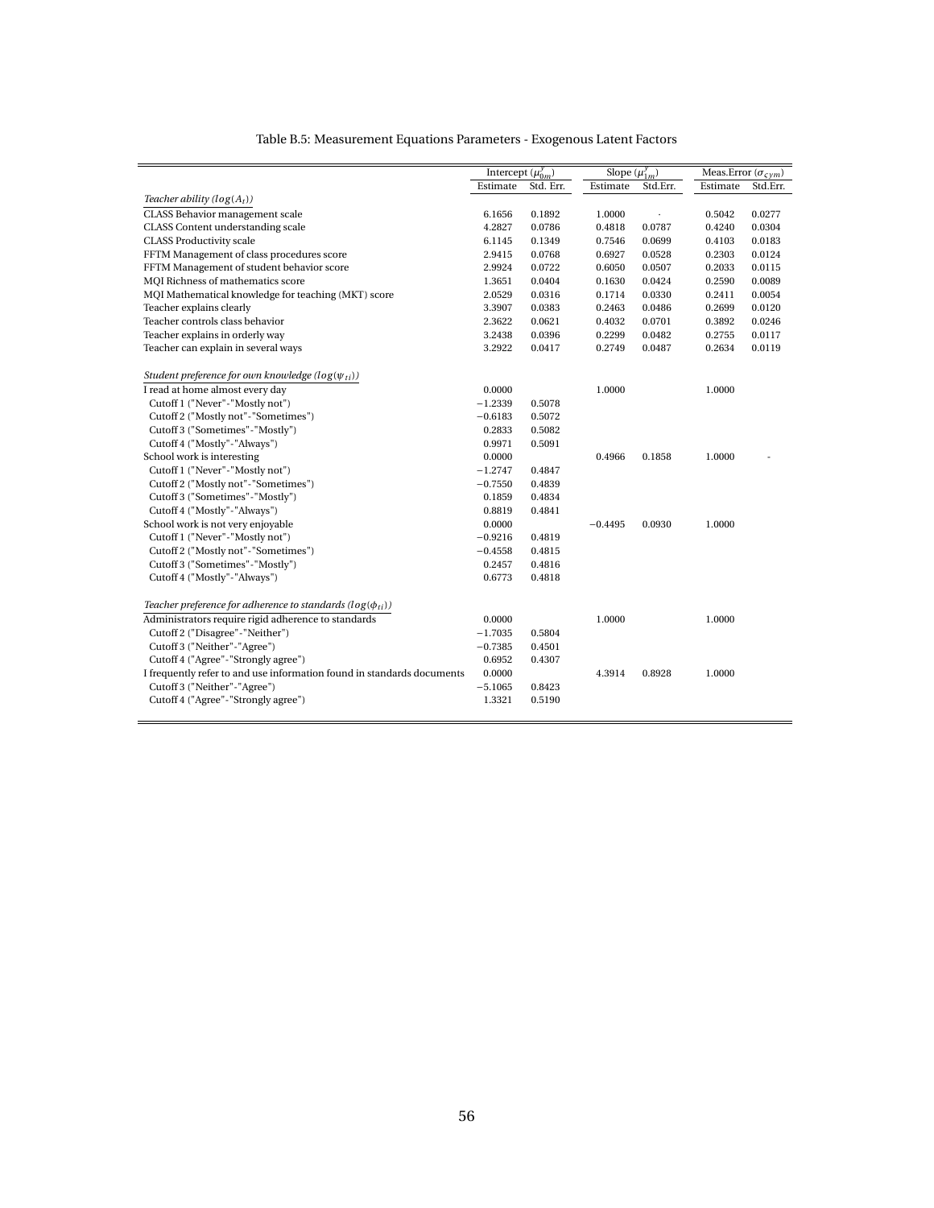Table B.5: Measurement Equations Parameters - Exogenous Latent Factors

| | Intercept ($\mu_{0m}^{\gamma}$) | | Slope ($\mu_{1m}^{\gamma}$) | | Meas.Error ($\sigma_{\zeta ym}$) | |
|---|---|---|---|---|---|---|
| | Estimate | Std. Err. | Estimate | Std.Err. | Estimate | Std.Err. |
| *Teacher ability ($log(A_t)$)* | | | | | | |
| CLASS Behavior management scale | 6.1656 | 0.1892 | 1.0000 | · | 0.5042 | 0.0277 |
| CLASS Content understanding scale | 4.2827 | 0.0786 | 0.4818 | 0.0787 | 0.4240 | 0.0304 |
| CLASS Productivity scale | 6.1145 | 0.1349 | 0.7546 | 0.0699 | 0.4103 | 0.0183 |
| FFTM Management of class procedures score | 2.9415 | 0.0768 | 0.6927 | 0.0528 | 0.2303 | 0.0124 |
| FFTM Management of student behavior score | 2.9924 | 0.0722 | 0.6050 | 0.0507 | 0.2033 | 0.0115 |
| MQI Richness of mathematics score | 1.3651 | 0.0404 | 0.1630 | 0.0424 | 0.2590 | 0.0089 |
| MQI Mathematical knowledge for teaching (MKT) score | 2.0529 | 0.0316 | 0.1714 | 0.0330 | 0.2411 | 0.0054 |
| Teacher explains clearly | 3.3907 | 0.0383 | 0.2463 | 0.0486 | 0.2699 | 0.0120 |
| Teacher controls class behavior | 2.3622 | 0.0621 | 0.4032 | 0.0701 | 0.3892 | 0.0246 |
| Teacher explains in orderly way | 3.2438 | 0.0396 | 0.2299 | 0.0482 | 0.2755 | 0.0117 |
| Teacher can explain in several ways | 3.2922 | 0.0417 | 0.2749 | 0.0487 | 0.2634 | 0.0119 |
| *Student preference for own knowledge ($log(\psi_{ti})$)* | | | | | | |
| I read at home almost every day | 0.0000 | | 1.0000 | | 1.0000 | |
| Cutoff 1 ("Never"-"Mostly not") | −1.2339 | 0.5078 | | | | |
| Cutoff 2 ("Mostly not"-"Sometimes") | −0.6183 | 0.5072 | | | | |
| Cutoff 3 ("Sometimes"-"Mostly") | 0.2833 | 0.5082 | | | | |
| Cutoff 4 ("Mostly"-"Always") | 0.9971 | 0.5091 | | | | |
| School work is interesting | 0.0000 | | 0.4966 | 0.1858 | 1.0000 | - |
| Cutoff 1 ("Never"-"Mostly not") | −1.2747 | 0.4847 | | | | |
| Cutoff 2 ("Mostly not"-"Sometimes") | −0.7550 | 0.4839 | | | | |
| Cutoff 3 ("Sometimes"-"Mostly") | 0.1859 | 0.4834 | | | | |
| Cutoff 4 ("Mostly"-"Always") | 0.8819 | 0.4841 | | | | |
| School work is not very enjoyable | 0.0000 | | −0.4495 | 0.0930 | 1.0000 | |
| Cutoff 1 ("Never"-"Mostly not") | −0.9216 | 0.4819 | | | | |
| Cutoff 2 ("Mostly not"-"Sometimes") | −0.4558 | 0.4815 | | | | |
| Cutoff 3 ("Sometimes"-"Mostly") | 0.2457 | 0.4816 | | | | |
| Cutoff 4 ("Mostly"-"Always") | 0.6773 | 0.4818 | | | | |
| *Teacher preference for adherence to standards ($log(\phi_{ti})$)* | | | | | | |
| Administrators require rigid adherence to standards | 0.0000 | | 1.0000 | | 1.0000 | |
| Cutoff 2 ("Disagree"-"Neither") | −1.7035 | 0.5804 | | | | |
| Cutoff 3 ("Neither"-"Agree") | −0.7385 | 0.4501 | | | | |
| Cutoff 4 ("Agree"-"Strongly agree") | 0.6952 | 0.4307 | | | | |
| I frequently refer to and use information found in standards documents | 0.0000 | | 4.3914 | 0.8928 | 1.0000 | |
| Cutoff 3 ("Neither"-"Agree") | −5.1065 | 0.8423 | | | | |
| Cutoff 4 ("Agree"-"Strongly agree") | 1.3321 | 0.5190 | | | | |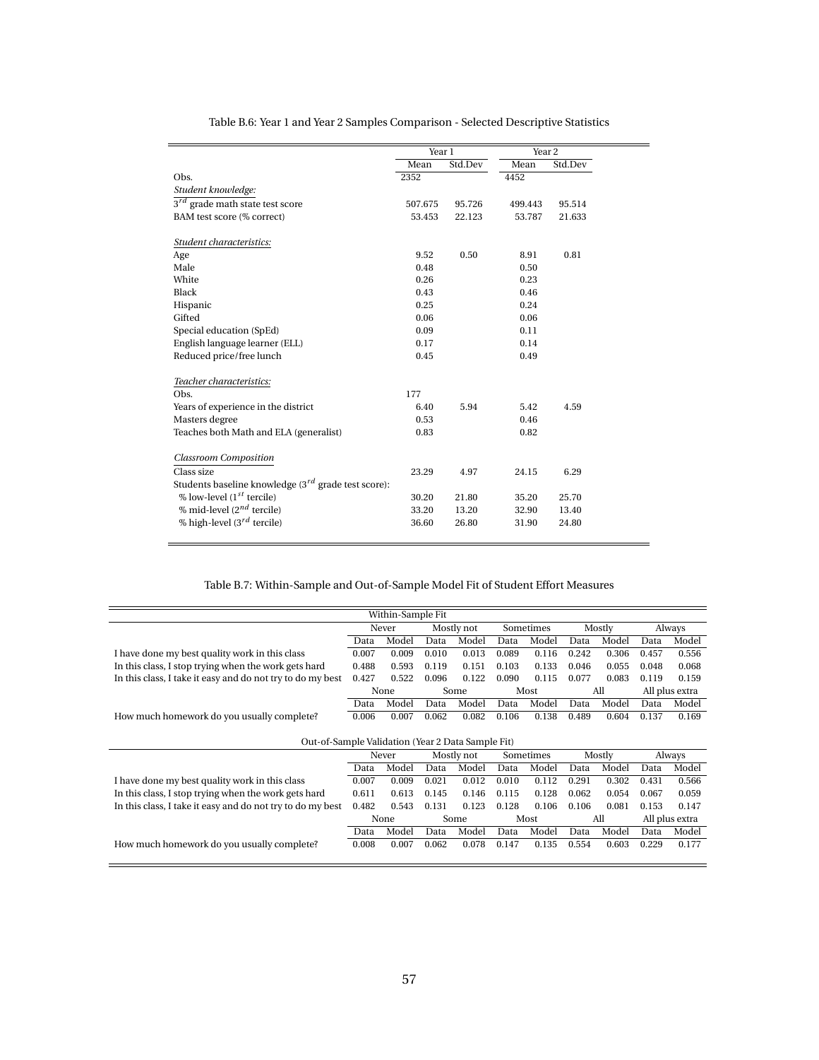Table B.6: Year 1 and Year 2 Samples Comparison - Selected Descriptive Statistics

| | Year 1 | | Year 2 | |
|---|---|---|---|---|
| | Mean | Std.Dev | Mean | Std.Dev |
| Obs. | 2352 | | 4452 | |
| *Student knowledge:* | | | | |
| $3^{rd}$ grade math state test score | 507.675 | 95.726 | 499.443 | 95.514 |
| BAM test score (% correct) | 53.453 | 22.123 | 53.787 | 21.633 |
| *Student characteristics:* | | | | |
| Age | 9.52 | 0.50 | 8.91 | 0.81 |
| Male | 0.48 | | 0.50 | |
| White | 0.26 | | 0.23 | |
| Black | 0.43 | | 0.46 | |
| Hispanic | 0.25 | | 0.24 | |
| Gifted | 0.06 | | 0.06 | |
| Special education (SpEd) | 0.09 | | 0.11 | |
| English language learner (ELL) | 0.17 | | 0.14 | |
| Reduced price/free lunch | 0.45 | | 0.49 | |
| *Teacher characteristics:* | | | | |
| Obs. | 177 | | | |
| Years of experience in the district | 6.40 | 5.94 | 5.42 | 4.59 |
| Masters degree | 0.53 | | 0.46 | |
| Teaches both Math and ELA (generalist) | 0.83 | | 0.82 | |
| *Classroom Composition* | | | | |
| Class size | 23.29 | 4.97 | 24.15 | 6.29 |
| Students baseline knowledge ($3^{rd}$ grade test score): | | | | |
| % low-level ($1^{st}$ tercile) | 30.20 | 21.80 | 35.20 | 25.70 |
| % mid-level ($2^{nd}$ tercile) | 33.20 | 13.20 | 32.90 | 13.40 |
| % high-level ($3^{rd}$ tercile) | 36.60 | 26.80 | 31.90 | 24.80 |

Table B.7: Within-Sample and Out-of-Sample Model Fit of Student Effort Measures

| Within-Sample Fit | | | | | | | | | | |
|---|---|---|---|---|---|---|---|---|---|---|
| | Never | | Mostly not | | Sometimes | | Mostly | | Always | |
| | Data | Model | Data | Model | Data | Model | Data | Model | Data | Model |
| I have done my best quality work in this class | 0.007 | 0.009 | 0.010 | 0.013 | 0.089 | 0.116 | 0.242 | 0.306 | 0.457 | 0.556 |
| In this class, I stop trying when the work gets hard | 0.488 | 0.593 | 0.119 | 0.151 | 0.103 | 0.133 | 0.046 | 0.055 | 0.048 | 0.068 |
| In this class, I take it easy and do not try to do my best | 0.427 | 0.522 | 0.096 | 0.122 | 0.090 | 0.115 | 0.077 | 0.083 | 0.119 | 0.159 |
| | None | | Some | | Most | | All | | All plus extra | |
| | Data | Model | Data | Model | Data | Model | Data | Model | Data | Model |
| How much homework do you usually complete? | 0.006 | 0.007 | 0.062 | 0.082 | 0.106 | 0.138 | 0.489 | 0.604 | 0.137 | 0.169 |
| **Out-of-Sample Validation (Year 2 Data Sample Fit)** | | | | | | | | | | |
| | Never | | Mostly not | | Sometimes | | Mostly | | Always | |
| | Data | Model | Data | Model | Data | Model | Data | Model | Data | Model |
| I have done my best quality work in this class | 0.007 | 0.009 | 0.021 | 0.012 | 0.010 | 0.112 | 0.291 | 0.302 | 0.431 | 0.566 |
| In this class, I stop trying when the work gets hard | 0.611 | 0.613 | 0.145 | 0.146 | 0.115 | 0.128 | 0.062 | 0.054 | 0.067 | 0.059 |
| In this class, I take it easy and do not try to do my best | 0.482 | 0.543 | 0.131 | 0.123 | 0.128 | 0.106 | 0.106 | 0.081 | 0.153 | 0.147 |
| | None | | Some | | Most | | All | | All plus extra | |
| | Data | Model | Data | Model | Data | Model | Data | Model | Data | Model |
| How much homework do you usually complete? | 0.008 | 0.007 | 0.062 | 0.078 | 0.147 | 0.135 | 0.554 | 0.603 | 0.229 | 0.177 |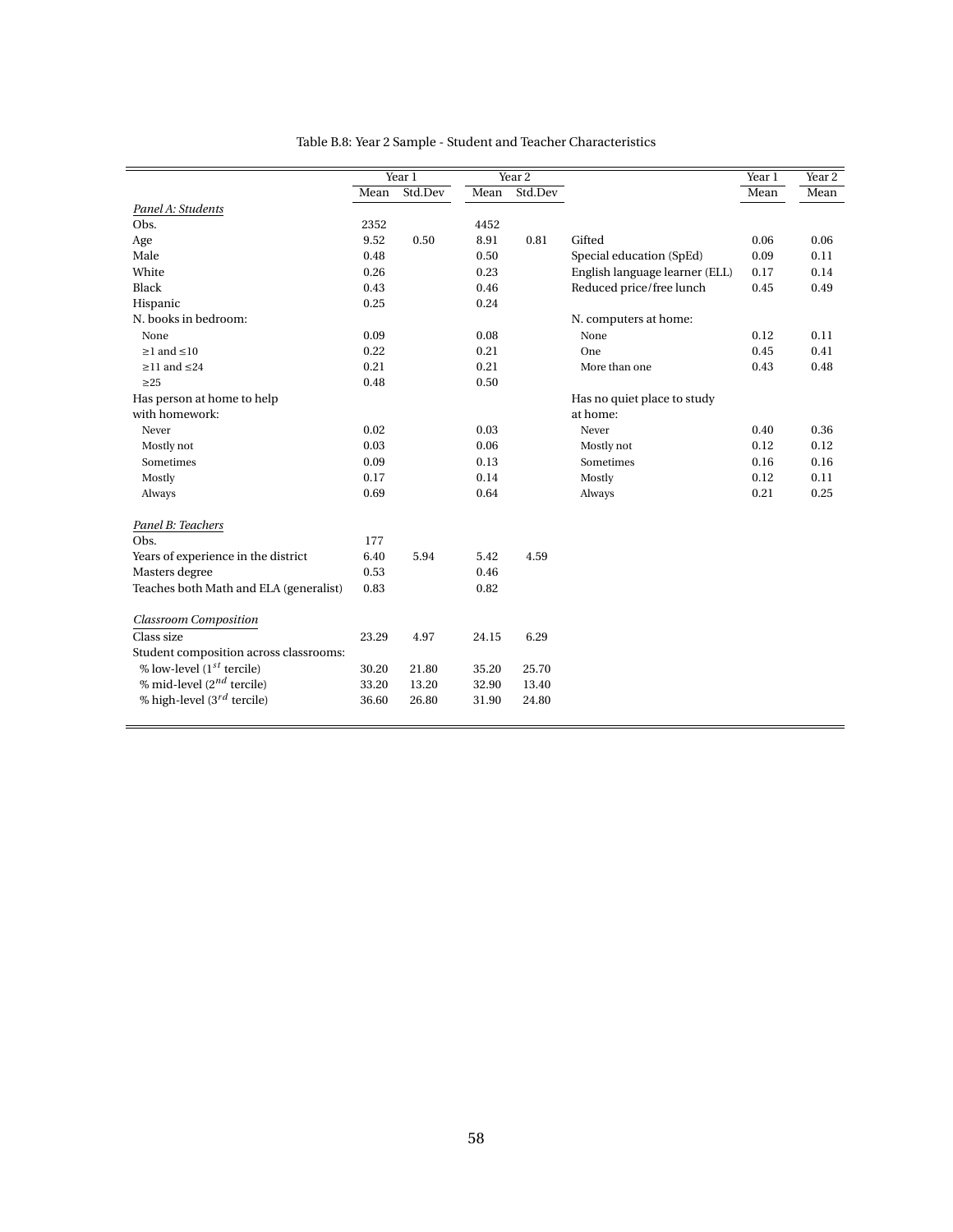Table B.8: Year 2 Sample - Student and Teacher Characteristics

| | Year 1 | | Year 2 | | | Year 1 | Year 2 |
|---|---|---|---|---|---|---|---|
| | Mean | Std.Dev | Mean | Std.Dev | | Mean | Mean |
| *Panel A: Students* | | | | | | | |
| Obs. | 2352 | | 4452 | | | | |
| Age | 9.52 | 0.50 | 8.91 | 0.81 | Gifted | 0.06 | 0.06 |
| Male | 0.48 | | 0.50 | | Special education (SpEd) | 0.09 | 0.11 |
| White | 0.26 | | 0.23 | | English language learner (ELL) | 0.17 | 0.14 |
| Black | 0.43 | | 0.46 | | Reduced price/free lunch | 0.45 | 0.49 |
| Hispanic | 0.25 | | 0.24 | | | | |
| N. books in bedroom: | | | | | N. computers at home: | | |
| None | 0.09 | | 0.08 | | None | 0.12 | 0.11 |
| ≥1 and ≤10 | 0.22 | | 0.21 | | One | 0.45 | 0.41 |
| ≥11 and ≤24 | 0.21 | | 0.21 | | More than one | 0.43 | 0.48 |
| ≥25 | 0.48 | | 0.50 | | | | |
| Has person at home to help with homework: | | | | | Has no quiet place to study at home: | | |
| Never | 0.02 | | 0.03 | | Never | 0.40 | 0.36 |
| Mostly not | 0.03 | | 0.06 | | Mostly not | 0.12 | 0.12 |
| Sometimes | 0.09 | | 0.13 | | Sometimes | 0.16 | 0.16 |
| Mostly | 0.17 | | 0.14 | | Mostly | 0.12 | 0.11 |
| Always | 0.69 | | 0.64 | | Always | 0.21 | 0.25 |
| *Panel B: Teachers* | | | | | | | |
| Obs. | 177 | | | | | | |
| Years of experience in the district | 6.40 | 5.94 | 5.42 | 4.59 | | | |
| Masters degree | 0.53 | | 0.46 | | | | |
| Teaches both Math and ELA (generalist) | 0.83 | | 0.82 | | | | |
| *Classroom Composition* | | | | | | | |
| Class size | 23.29 | 4.97 | 24.15 | 6.29 | | | |
| Student composition across classrooms: | | | | | | | |
| % low-level ($1^{st}$ tercile) | 30.20 | 21.80 | 35.20 | 25.70 | | | |
| % mid-level ($2^{nd}$ tercile) | 33.20 | 13.20 | 32.90 | 13.40 | | | |
| % high-level ($3^{rd}$ tercile) | 36.60 | 26.80 | 31.90 | 24.80 | | | |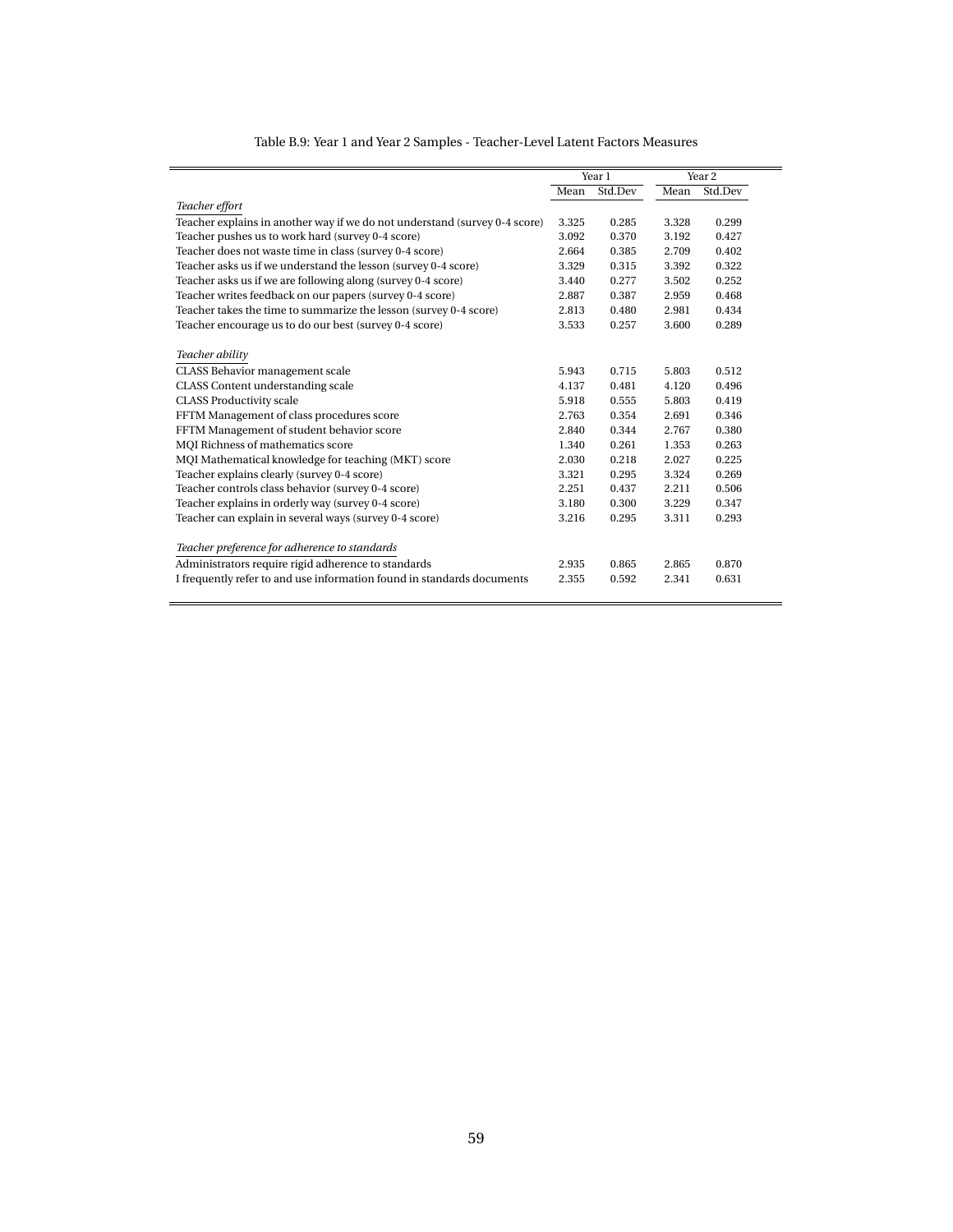Table B.9: Year 1 and Year 2 Samples - Teacher-Level Latent Factors Measures

| | Year 1 | | Year 2 | |
|---|---|---|---|---|
| | Mean | Std.Dev | Mean | Std.Dev |
| *Teacher effort* | | | | |
| Teacher explains in another way if we do not understand (survey 0-4 score) | 3.325 | 0.285 | 3.328 | 0.299 |
| Teacher pushes us to work hard (survey 0-4 score) | 3.092 | 0.370 | 3.192 | 0.427 |
| Teacher does not waste time in class (survey 0-4 score) | 2.664 | 0.385 | 2.709 | 0.402 |
| Teacher asks us if we understand the lesson (survey 0-4 score) | 3.329 | 0.315 | 3.392 | 0.322 |
| Teacher asks us if we are following along (survey 0-4 score) | 3.440 | 0.277 | 3.502 | 0.252 |
| Teacher writes feedback on our papers (survey 0-4 score) | 2.887 | 0.387 | 2.959 | 0.468 |
| Teacher takes the time to summarize the lesson (survey 0-4 score) | 2.813 | 0.480 | 2.981 | 0.434 |
| Teacher encourage us to do our best (survey 0-4 score) | 3.533 | 0.257 | 3.600 | 0.289 |
| *Teacher ability* | | | | |
| CLASS Behavior management scale | 5.943 | 0.715 | 5.803 | 0.512 |
| CLASS Content understanding scale | 4.137 | 0.481 | 4.120 | 0.496 |
| CLASS Productivity scale | 5.918 | 0.555 | 5.803 | 0.419 |
| FFTM Management of class procedures score | 2.763 | 0.354 | 2.691 | 0.346 |
| FFTM Management of student behavior score | 2.840 | 0.344 | 2.767 | 0.380 |
| MQI Richness of mathematics score | 1.340 | 0.261 | 1.353 | 0.263 |
| MQI Mathematical knowledge for teaching (MKT) score | 2.030 | 0.218 | 2.027 | 0.225 |
| Teacher explains clearly (survey 0-4 score) | 3.321 | 0.295 | 3.324 | 0.269 |
| Teacher controls class behavior (survey 0-4 score) | 2.251 | 0.437 | 2.211 | 0.506 |
| Teacher explains in orderly way (survey 0-4 score) | 3.180 | 0.300 | 3.229 | 0.347 |
| Teacher can explain in several ways (survey 0-4 score) | 3.216 | 0.295 | 3.311 | 0.293 |
| *Teacher preference for adherence to standards* | | | | |
| Administrators require rigid adherence to standards | 2.935 | 0.865 | 2.865 | 0.870 |
| I frequently refer to and use information found in standards documents | 2.355 | 0.592 | 2.341 | 0.631 |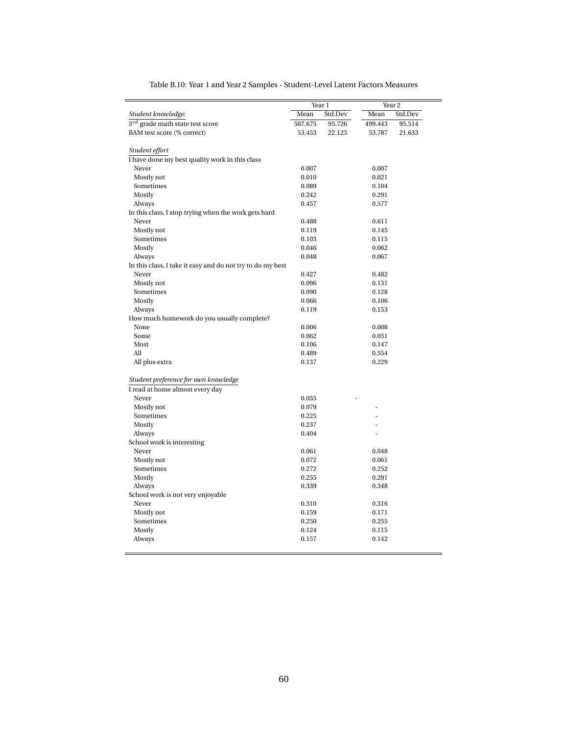Table B.10: Year 1 and Year 2 Samples - Student-Level Latent Factors Measures

| | Year 1 | | Year 2 | |
|---|---|---|---|---|
| *Student knowledge:* | Mean | Std.Dev | Mean | Std.Dev |
| $3^{rd}$ grade math state test score | 507.675 | 95.726 | 499.443 | 95.514 |
| BAM test score (% correct) | 53.453 | 22.123 | 53.787 | 21.633 |
| | | | | |
| *Student effort* | | | | |
| I have done my best quality work in this class | | | | |
| Never | 0.007 | | 0.007 | |
| Mostly not | 0.010 | | 0.021 | |
| Sometimes | 0.089 | | 0.104 | |
| Mostly | 0.242 | | 0.291 | |
| Always | 0.457 | | 0.577 | |
| In this class, I stop trying when the work gets hard | | | | |
| Never | 0.488 | | 0.611 | |
| Mostly not | 0.119 | | 0.145 | |
| Sometimes | 0.103 | | 0.115 | |
| Mostly | 0.046 | | 0.062 | |
| Always | 0.048 | | 0.067 | |
| In this class, I take it easy and do not try to do my best | | | | |
| Never | 0.427 | | 0.482 | |
| Mostly not | 0.096 | | 0.131 | |
| Sometimes | 0.090 | | 0.128 | |
| Mostly | 0.066 | | 0.106 | |
| Always | 0.119 | | 0.153 | |
| How much homework do you usually complete? | | | | |
| None | 0.006 | | 0.008 | |
| Some | 0.062 | | 0.051 | |
| Most | 0.106 | | 0.147 | |
| All | 0.489 | | 0.554 | |
| All plus extra | 0.137 | | 0.229 | |
| | | | | |
| *Student preference for own knowledge* | | | | |
| I read at home almost every day | | | | |
| Never | 0.055 | | - | |
| Mostly not | 0.079 | | - | |
| Sometimes | 0.225 | | - | |
| Mostly | 0.237 | | - | |
| Always | 0.404 | | - | |
| School work is interesting | | | | |
| Never | 0.061 | | 0.048 | |
| Mostly not | 0.072 | | 0.061 | |
| Sometimes | 0.272 | | 0.252 | |
| Mostly | 0.255 | | 0.291 | |
| Always | 0.339 | | 0.348 | |
| School work is not very enjoyable | | | | |
| Never | 0.310 | | 0.316 | |
| Mostly not | 0.159 | | 0.171 | |
| Sometimes | 0.250 | | 0.255 | |
| Mostly | 0.124 | | 0.115 | |
| Always | 0.157 | | 0.142 | |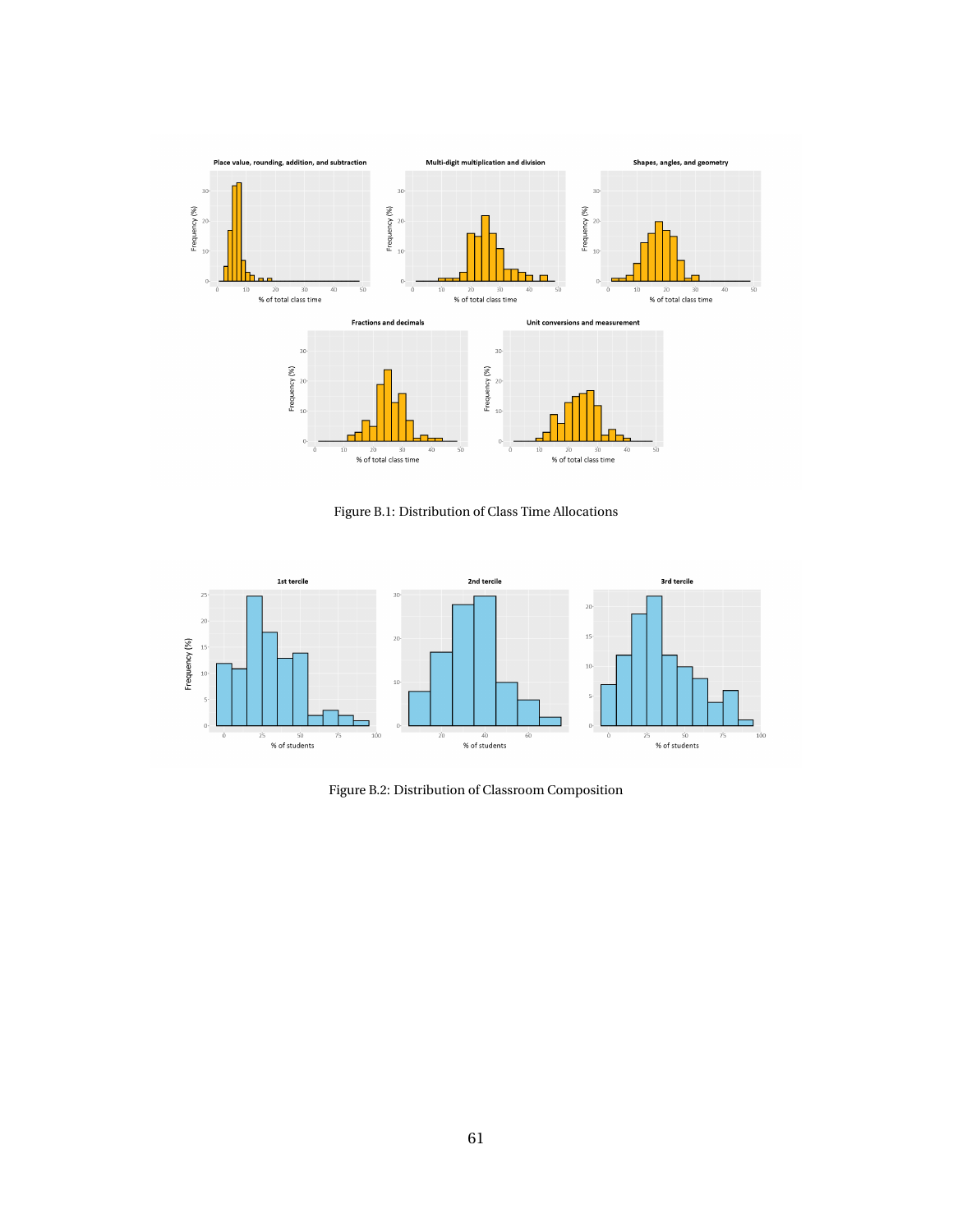Figure B.1: Distribution of Class Time Allocations

Figure B.2: Distribution of Classroom Composition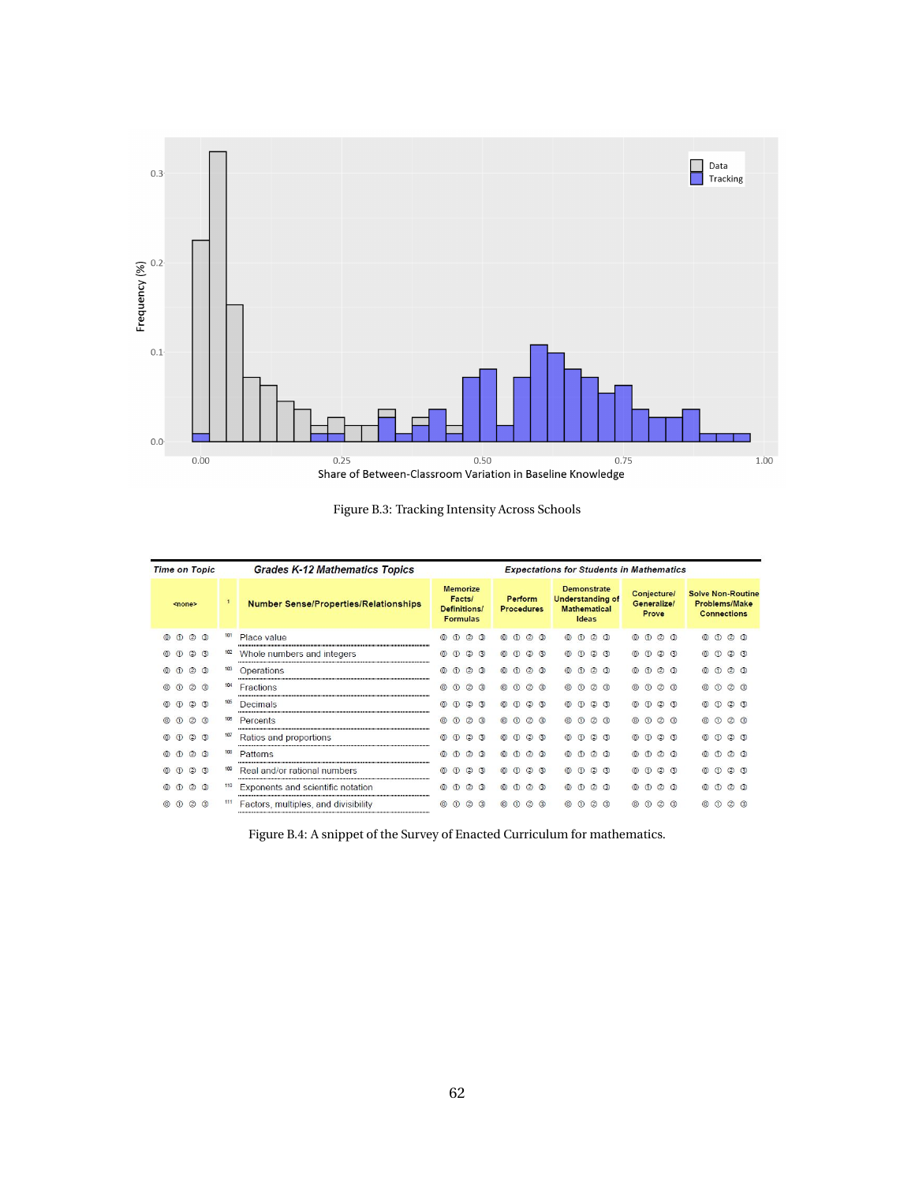0.3

0.2

0.1

0.0

Frequency (%)

0.00 0.25 0.50 0.75 1.00

Share of Between-Classroom Variation in Baseline Knowledge

Data

Tracking

Figure B.3: Tracking Intensity Across Schools

| Time on Topic | | Grades K-12 Mathematics Topics | Expectations for Students in Mathematics | | | | |
|---|---|---|---|---|---|---|---|
| <none> | 1 | Number Sense/Properties/Relationships | Memorize Facts/ Definitions/ Formulas | Perform Procedures | Demonstrate Understanding of Mathematical Ideas | Conjecture/ Generalize/ Prove | Solve Non-Routine Problems/Make Connections |
| ⓪ ① ② ③ | 101 | Place value | ⓪ ① ② ③ | ⓪ ① ② ③ | ⓪ ① ② ③ | ⓪ ① ② ③ | ⓪ ① ② ③ |
| ⓪ ① ② ③ | 102 | Whole numbers and integers | ⓪ ① ② ③ | ⓪ ① ② ③ | ⓪ ① ② ③ | ⓪ ① ② ③ | ⓪ ① ② ③ |
| ⓪ ① ② ③ | 103 | Operations | ⓪ ① ② ③ | ⓪ ① ② ③ | ⓪ ① ② ③ | ⓪ ① ② ③ | ⓪ ① ② ③ |
| ⓪ ① ② ③ | 104 | Fractions | ⓪ ① ② ③ | ⓪ ① ② ③ | ⓪ ① ② ③ | ⓪ ① ② ③ | ⓪ ① ② ③ |
| ⓪ ① ② ③ | 105 | Decimals | ⓪ ① ② ③ | ⓪ ① ② ③ | ⓪ ① ② ③ | ⓪ ① ② ③ | ⓪ ① ② ③ |
| ⓪ ① ② ③ | 106 | Percents | ⓪ ① ② ③ | ⓪ ① ② ③ | ⓪ ① ② ③ | ⓪ ① ② ③ | ⓪ ① ② ③ |
| ⓪ ① ② ③ | 107 | Ratios and proportions | ⓪ ① ② ③ | ⓪ ① ② ③ | ⓪ ① ② ③ | ⓪ ① ② ③ | ⓪ ① ② ③ |
| ⓪ ① ② ③ | 108 | Patterns | ⓪ ① ② ③ | ⓪ ① ② ③ | ⓪ ① ② ③ | ⓪ ① ② ③ | ⓪ ① ② ③ |
| ⓪ ① ② ③ | 109 | Real and/or rational numbers | ⓪ ① ② ③ | ⓪ ① ② ③ | ⓪ ① ② ③ | ⓪ ① ② ③ | ⓪ ① ② ③ |
| ⓪ ① ② ③ | 110 | Exponents and scientific notation | ⓪ ① ② ③ | ⓪ ① ② ③ | ⓪ ① ② ③ | ⓪ ① ② ③ | ⓪ ① ② ③ |
| ⓪ ① ② ③ | 111 | Factors, multiples, and divisibility | ⓪ ① ② ③ | ⓪ ① ② ③ | ⓪ ① ② ③ | ⓪ ① ② ③ | ⓪ ① ② ③ |

Figure B.4: A snippet of the Survey of Enacted Curriculum for mathematics.